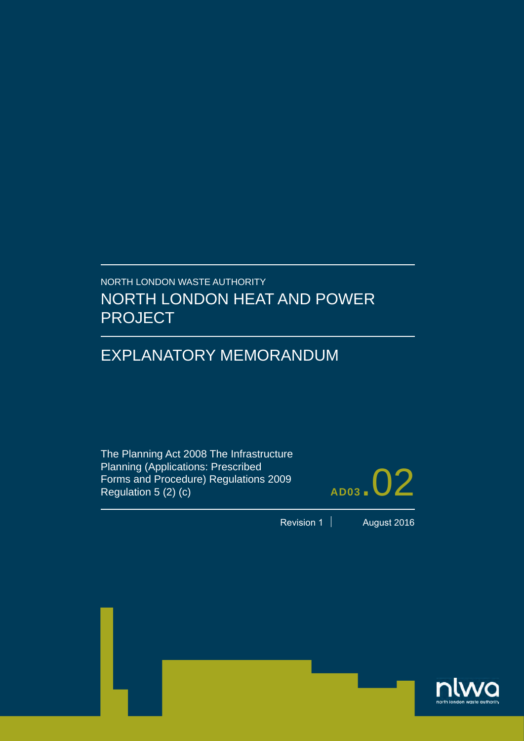NORTH LONDON WASTE AUTHORITY

# NORTH LONDON HEAT AND POWER PROJECT

## EXPLANATORY MEMORANDUM

The Planning Act 2008 The Infrastructure Planning (Applications: Prescribed Forms and Procedure) Regulations 2009 Regulation 5 (2) (c)

AD03.02

Revision 1 | August 2016

nlwa
north london waste authority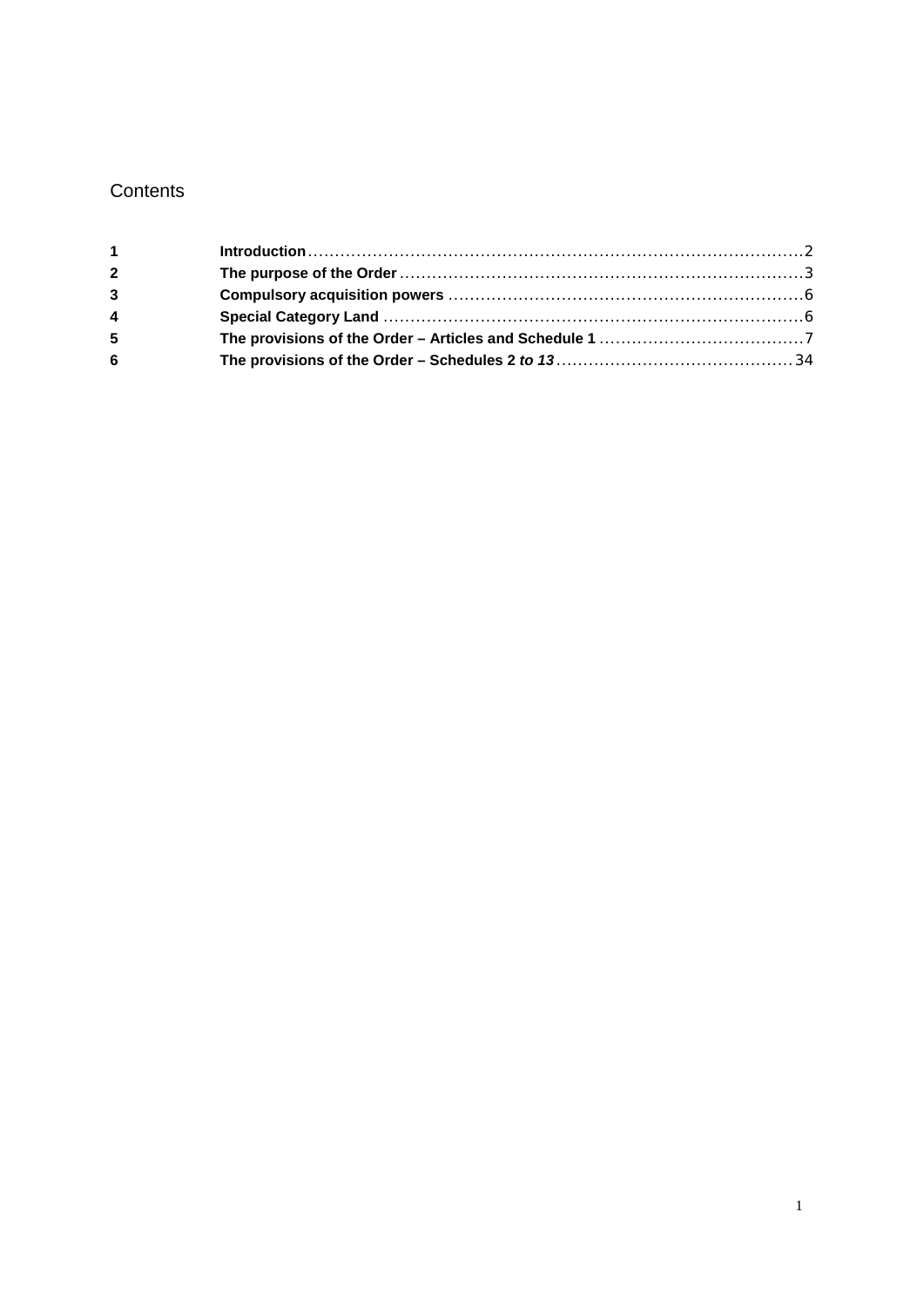# Contents

| | | |
|---|---|---|
| **1** | **Introduction** | 2 |
| **2** | **The purpose of the Order** | 3 |
| **3** | **Compulsory acquisition powers** | 6 |
| **4** | **Special Category Land** | 6 |
| **5** | **The provisions of the Order – Articles and Schedule 1** | 7 |
| **6** | **The provisions of the Order – Schedules 2 *to 13*** | 34 |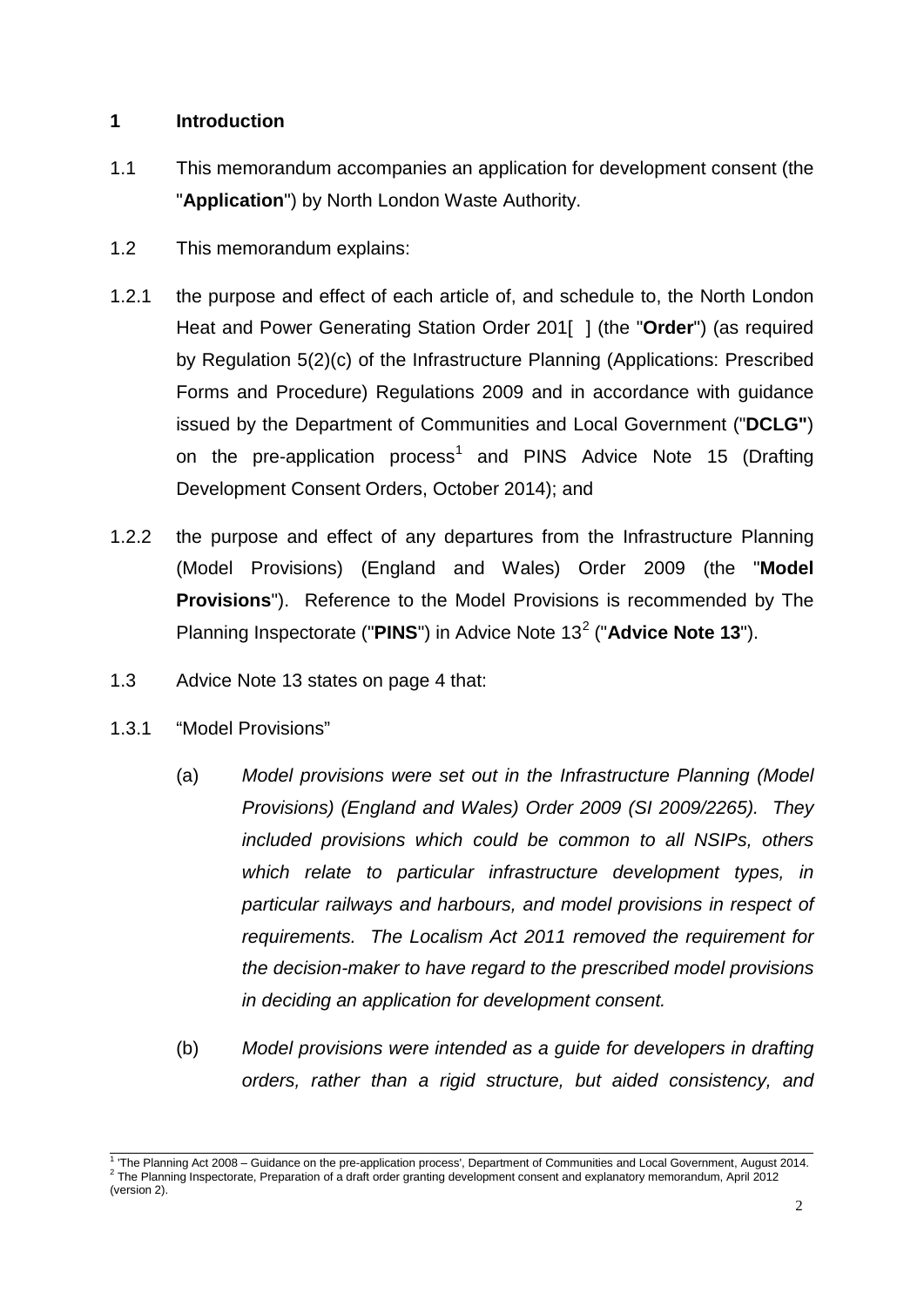## 1 Introduction

1.1 This memorandum accompanies an application for development consent (the "**Application**") by North London Waste Authority.

1.2 This memorandum explains:

1.2.1 the purpose and effect of each article of, and schedule to, the North London Heat and Power Generating Station Order 201[ ] (the "**Order**") (as required by Regulation 5(2)(c) of the Infrastructure Planning (Applications: Prescribed Forms and Procedure) Regulations 2009 and in accordance with guidance issued by the Department of Communities and Local Government ("**DCLG"**) on the pre-application process[1] and PINS Advice Note 15 (Drafting Development Consent Orders, October 2014); and

1.2.2 the purpose and effect of any departures from the Infrastructure Planning (Model Provisions) (England and Wales) Order 2009 (the "**Model Provisions**"). Reference to the Model Provisions is recommended by The Planning Inspectorate ("**PINS**") in Advice Note 13[2] ("**Advice Note 13**").

1.3 Advice Note 13 states on page 4 that:

1.3.1 "Model Provisions"

(a) *Model provisions were set out in the Infrastructure Planning (Model Provisions) (England and Wales) Order 2009 (SI 2009/2265). They included provisions which could be common to all NSIPs, others which relate to particular infrastructure development types, in particular railways and harbours, and model provisions in respect of requirements. The Localism Act 2011 removed the requirement for the decision-maker to have regard to the prescribed model provisions in deciding an application for development consent.*

(b) *Model provisions were intended as a guide for developers in drafting orders, rather than a rigid structure, but aided consistency, and*

---

[1] 'The Planning Act 2008 – Guidance on the pre-application process', Department of Communities and Local Government, August 2014.

[2] The Planning Inspectorate, Preparation of a draft order granting development consent and explanatory memorandum, April 2012 (version 2).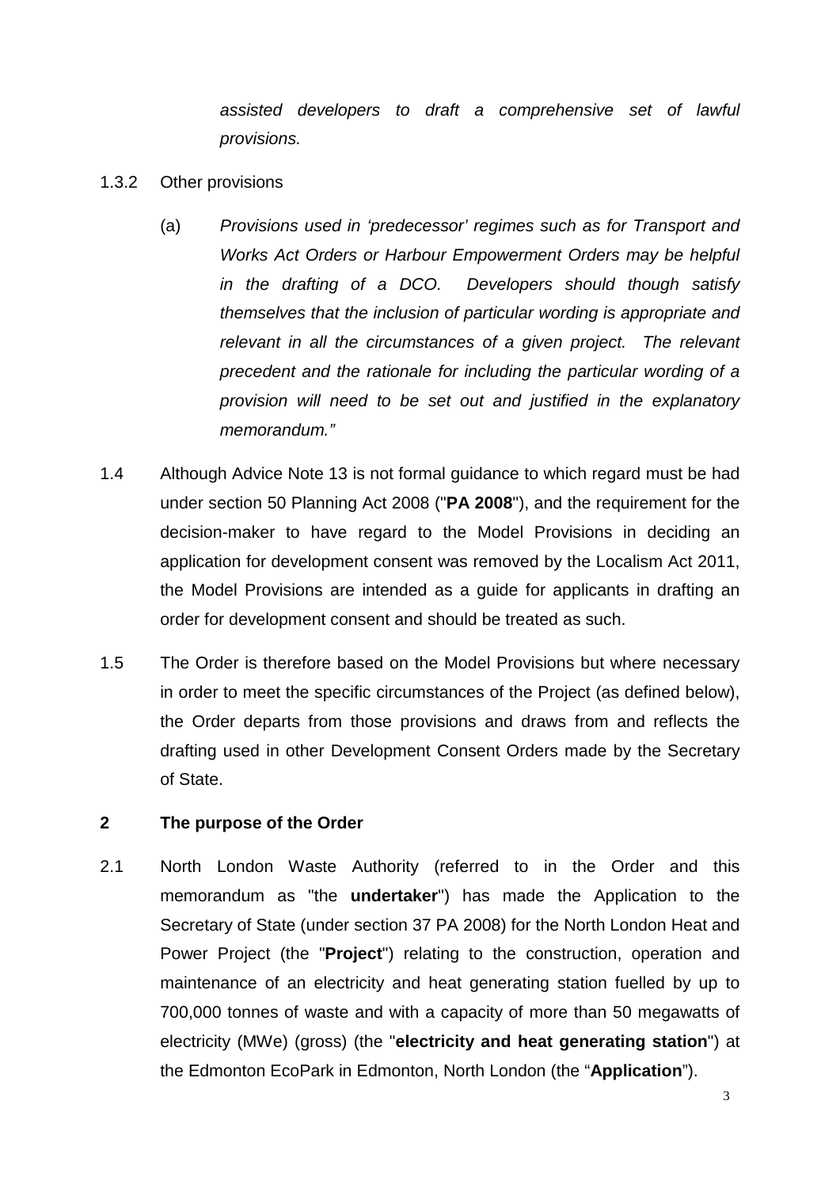*assisted developers to draft a comprehensive set of lawful provisions.*

1.3.2 Other provisions

(a) *Provisions used in 'predecessor' regimes such as for Transport and Works Act Orders or Harbour Empowerment Orders may be helpful in the drafting of a DCO. Developers should though satisfy themselves that the inclusion of particular wording is appropriate and relevant in all the circumstances of a given project. The relevant precedent and the rationale for including the particular wording of a provision will need to be set out and justified in the explanatory memorandum."*

1.4 Although Advice Note 13 is not formal guidance to which regard must be had under section 50 Planning Act 2008 ("**PA 2008**"), and the requirement for the decision-maker to have regard to the Model Provisions in deciding an application for development consent was removed by the Localism Act 2011, the Model Provisions are intended as a guide for applicants in drafting an order for development consent and should be treated as such.

1.5 The Order is therefore based on the Model Provisions but where necessary in order to meet the specific circumstances of the Project (as defined below), the Order departs from those provisions and draws from and reflects the drafting used in other Development Consent Orders made by the Secretary of State.

## 2 The purpose of the Order

2.1 North London Waste Authority (referred to in the Order and this memorandum as "the **undertaker**") has made the Application to the Secretary of State (under section 37 PA 2008) for the North London Heat and Power Project (the "**Project**") relating to the construction, operation and maintenance of an electricity and heat generating station fuelled by up to 700,000 tonnes of waste and with a capacity of more than 50 megawatts of electricity (MWe) (gross) (the "**electricity and heat generating station**") at the Edmonton EcoPark in Edmonton, North London (the "**Application**").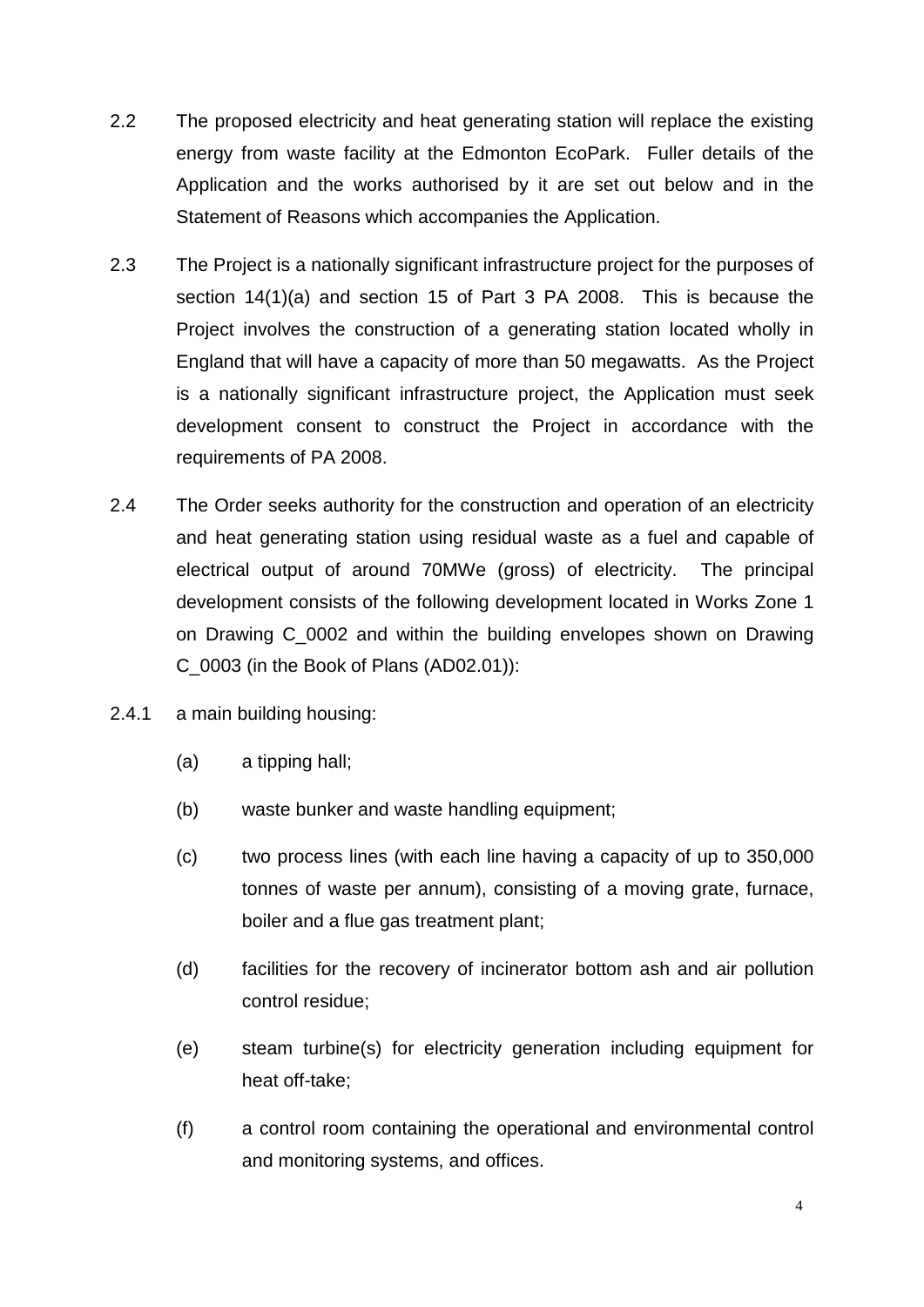2.2 The proposed electricity and heat generating station will replace the existing energy from waste facility at the Edmonton EcoPark. Fuller details of the Application and the works authorised by it are set out below and in the Statement of Reasons which accompanies the Application.

2.3 The Project is a nationally significant infrastructure project for the purposes of section 14(1)(a) and section 15 of Part 3 PA 2008. This is because the Project involves the construction of a generating station located wholly in England that will have a capacity of more than 50 megawatts. As the Project is a nationally significant infrastructure project, the Application must seek development consent to construct the Project in accordance with the requirements of PA 2008.

2.4 The Order seeks authority for the construction and operation of an electricity and heat generating station using residual waste as a fuel and capable of electrical output of around 70MWe (gross) of electricity. The principal development consists of the following development located in Works Zone 1 on Drawing C_0002 and within the building envelopes shown on Drawing C_0003 (in the Book of Plans (AD02.01)):

2.4.1 a main building housing:

(a) a tipping hall;

(b) waste bunker and waste handling equipment;

(c) two process lines (with each line having a capacity of up to 350,000 tonnes of waste per annum), consisting of a moving grate, furnace, boiler and a flue gas treatment plant;

(d) facilities for the recovery of incinerator bottom ash and air pollution control residue;

(e) steam turbine(s) for electricity generation including equipment for heat off-take;

(f) a control room containing the operational and environmental control and monitoring systems, and offices.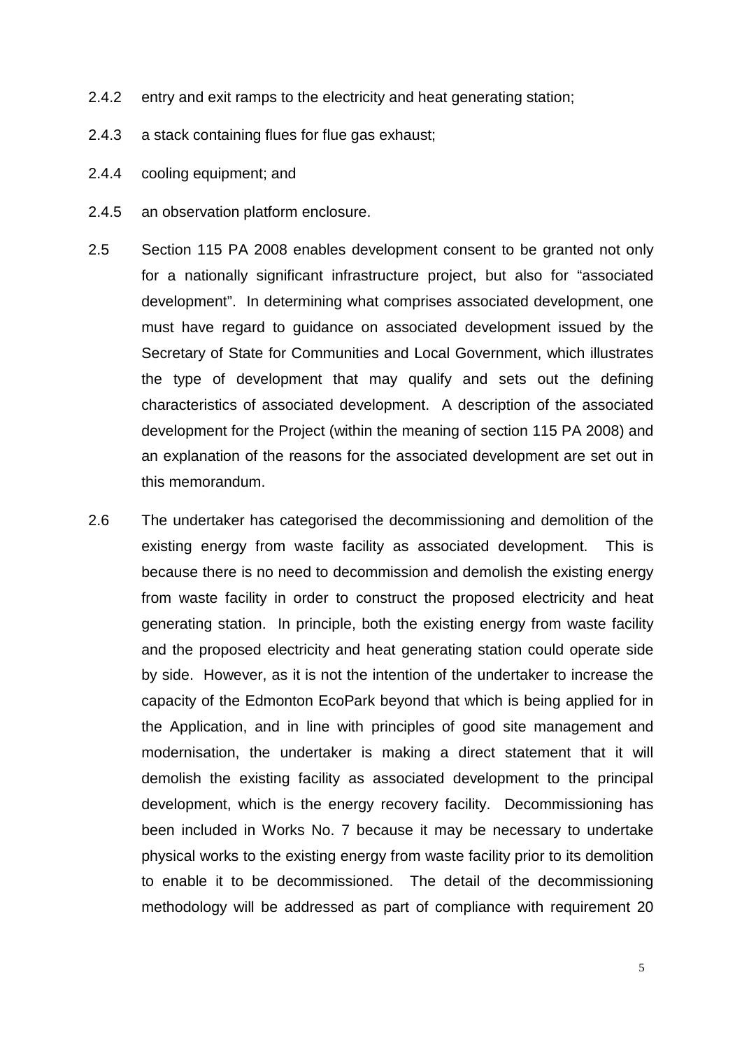2.4.2 entry and exit ramps to the electricity and heat generating station;

2.4.3 a stack containing flues for flue gas exhaust;

2.4.4 cooling equipment; and

2.4.5 an observation platform enclosure.

2.5 Section 115 PA 2008 enables development consent to be granted not only for a nationally significant infrastructure project, but also for "associated development". In determining what comprises associated development, one must have regard to guidance on associated development issued by the Secretary of State for Communities and Local Government, which illustrates the type of development that may qualify and sets out the defining characteristics of associated development. A description of the associated development for the Project (within the meaning of section 115 PA 2008) and an explanation of the reasons for the associated development are set out in this memorandum.

2.6 The undertaker has categorised the decommissioning and demolition of the existing energy from waste facility as associated development. This is because there is no need to decommission and demolish the existing energy from waste facility in order to construct the proposed electricity and heat generating station. In principle, both the existing energy from waste facility and the proposed electricity and heat generating station could operate side by side. However, as it is not the intention of the undertaker to increase the capacity of the Edmonton EcoPark beyond that which is being applied for in the Application, and in line with principles of good site management and modernisation, the undertaker is making a direct statement that it will demolish the existing facility as associated development to the principal development, which is the energy recovery facility. Decommissioning has been included in Works No. 7 because it may be necessary to undertake physical works to the existing energy from waste facility prior to its demolition to enable it to be decommissioned. The detail of the decommissioning methodology will be addressed as part of compliance with requirement 20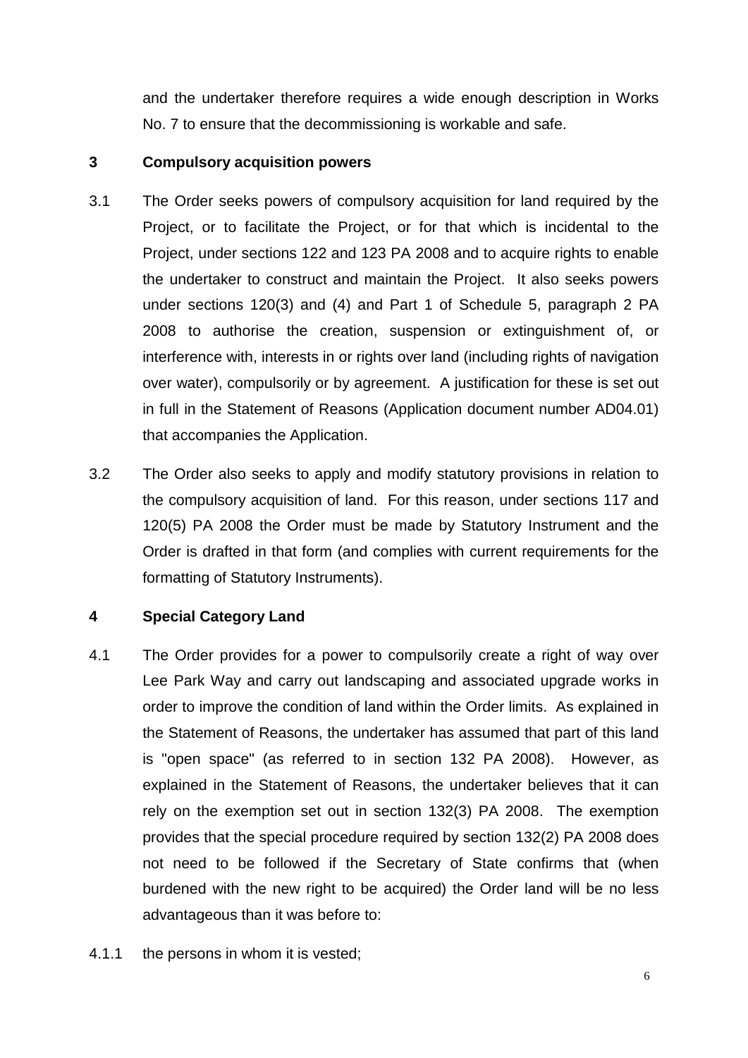and the undertaker therefore requires a wide enough description in Works No. 7 to ensure that the decommissioning is workable and safe.

## 3 Compulsory acquisition powers

3.1 The Order seeks powers of compulsory acquisition for land required by the Project, or to facilitate the Project, or for that which is incidental to the Project, under sections 122 and 123 PA 2008 and to acquire rights to enable the undertaker to construct and maintain the Project. It also seeks powers under sections 120(3) and (4) and Part 1 of Schedule 5, paragraph 2 PA 2008 to authorise the creation, suspension or extinguishment of, or interference with, interests in or rights over land (including rights of navigation over water), compulsorily or by agreement. A justification for these is set out in full in the Statement of Reasons (Application document number AD04.01) that accompanies the Application.

3.2 The Order also seeks to apply and modify statutory provisions in relation to the compulsory acquisition of land. For this reason, under sections 117 and 120(5) PA 2008 the Order must be made by Statutory Instrument and the Order is drafted in that form (and complies with current requirements for the formatting of Statutory Instruments).

## 4 Special Category Land

4.1 The Order provides for a power to compulsorily create a right of way over Lee Park Way and carry out landscaping and associated upgrade works in order to improve the condition of land within the Order limits. As explained in the Statement of Reasons, the undertaker has assumed that part of this land is "open space" (as referred to in section 132 PA 2008). However, as explained in the Statement of Reasons, the undertaker believes that it can rely on the exemption set out in section 132(3) PA 2008. The exemption provides that the special procedure required by section 132(2) PA 2008 does not need to be followed if the Secretary of State confirms that (when burdened with the new right to be acquired) the Order land will be no less advantageous than it was before to:

4.1.1 the persons in whom it is vested;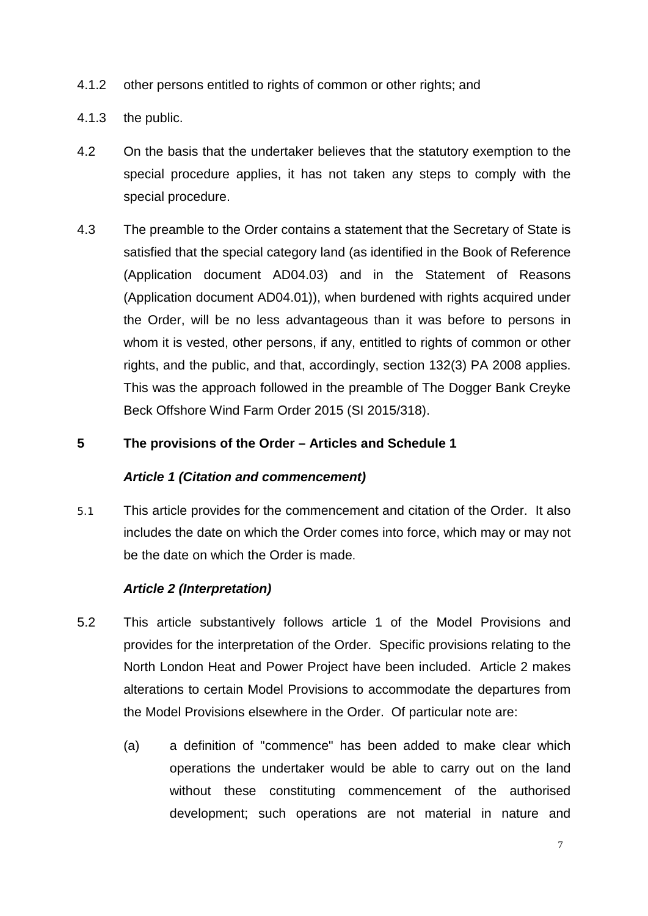4.1.2 other persons entitled to rights of common or other rights; and

4.1.3 the public.

4.2 On the basis that the undertaker believes that the statutory exemption to the special procedure applies, it has not taken any steps to comply with the special procedure.

4.3 The preamble to the Order contains a statement that the Secretary of State is satisfied that the special category land (as identified in the Book of Reference (Application document AD04.03) and in the Statement of Reasons (Application document AD04.01)), when burdened with rights acquired under the Order, will be no less advantageous than it was before to persons in whom it is vested, other persons, if any, entitled to rights of common or other rights, and the public, and that, accordingly, section 132(3) PA 2008 applies. This was the approach followed in the preamble of The Dogger Bank Creyke Beck Offshore Wind Farm Order 2015 (SI 2015/318).

## 5 The provisions of the Order – Articles and Schedule 1

### *Article 1 (Citation and commencement)*

5.1 This article provides for the commencement and citation of the Order. It also includes the date on which the Order comes into force, which may or may not be the date on which the Order is made.

### *Article 2 (Interpretation)*

5.2 This article substantively follows article 1 of the Model Provisions and provides for the interpretation of the Order. Specific provisions relating to the North London Heat and Power Project have been included. Article 2 makes alterations to certain Model Provisions to accommodate the departures from the Model Provisions elsewhere in the Order. Of particular note are:

(a) a definition of "commence" has been added to make clear which operations the undertaker would be able to carry out on the land without these constituting commencement of the authorised development; such operations are not material in nature and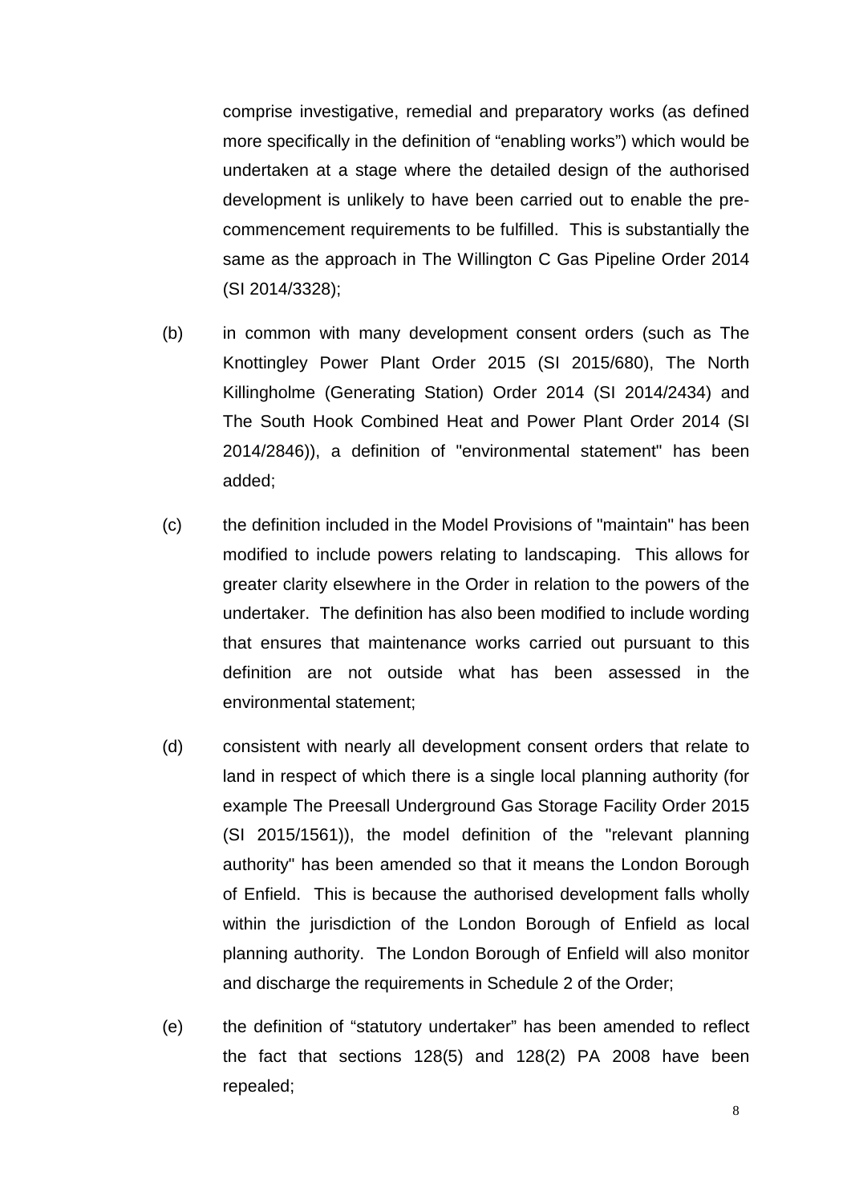comprise investigative, remedial and preparatory works (as defined more specifically in the definition of "enabling works") which would be undertaken at a stage where the detailed design of the authorised development is unlikely to have been carried out to enable the pre-commencement requirements to be fulfilled. This is substantially the same as the approach in The Willington C Gas Pipeline Order 2014 (SI 2014/3328);

(b) in common with many development consent orders (such as The Knottingley Power Plant Order 2015 (SI 2015/680), The North Killingholme (Generating Station) Order 2014 (SI 2014/2434) and The South Hook Combined Heat and Power Plant Order 2014 (SI 2014/2846)), a definition of "environmental statement" has been added;

(c) the definition included in the Model Provisions of "maintain" has been modified to include powers relating to landscaping. This allows for greater clarity elsewhere in the Order in relation to the powers of the undertaker. The definition has also been modified to include wording that ensures that maintenance works carried out pursuant to this definition are not outside what has been assessed in the environmental statement;

(d) consistent with nearly all development consent orders that relate to land in respect of which there is a single local planning authority (for example The Preesall Underground Gas Storage Facility Order 2015 (SI 2015/1561)), the model definition of the "relevant planning authority" has been amended so that it means the London Borough of Enfield. This is because the authorised development falls wholly within the jurisdiction of the London Borough of Enfield as local planning authority. The London Borough of Enfield will also monitor and discharge the requirements in Schedule 2 of the Order;

(e) the definition of "statutory undertaker" has been amended to reflect the fact that sections 128(5) and 128(2) PA 2008 have been repealed;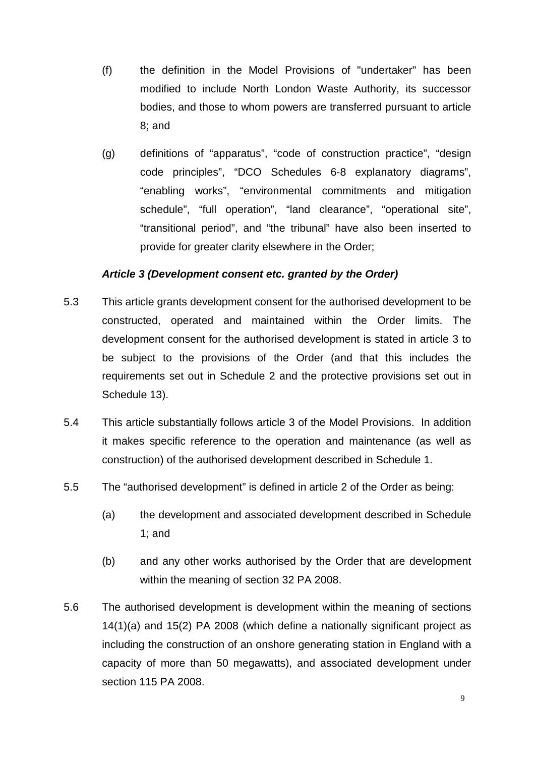(f) the definition in the Model Provisions of "undertaker" has been modified to include North London Waste Authority, its successor bodies, and those to whom powers are transferred pursuant to article 8; and

(g) definitions of “apparatus”, “code of construction practice”, “design code principles”, “DCO Schedules 6-8 explanatory diagrams”, “enabling works”, “environmental commitments and mitigation schedule”, “full operation”, “land clearance”, “operational site”, “transitional period”, and “the tribunal” have also been inserted to provide for greater clarity elsewhere in the Order;

***Article 3 (Development consent etc. granted by the Order)***

5.3 This article grants development consent for the authorised development to be constructed, operated and maintained within the Order limits. The development consent for the authorised development is stated in article 3 to be subject to the provisions of the Order (and that this includes the requirements set out in Schedule 2 and the protective provisions set out in Schedule 13).

5.4 This article substantially follows article 3 of the Model Provisions. In addition it makes specific reference to the operation and maintenance (as well as construction) of the authorised development described in Schedule 1.

5.5 The “authorised development” is defined in article 2 of the Order as being:

(a) the development and associated development described in Schedule 1; and

(b) and any other works authorised by the Order that are development within the meaning of section 32 PA 2008.

5.6 The authorised development is development within the meaning of sections 14(1)(a) and 15(2) PA 2008 (which define a nationally significant project as including the construction of an onshore generating station in England with a capacity of more than 50 megawatts), and associated development under section 115 PA 2008.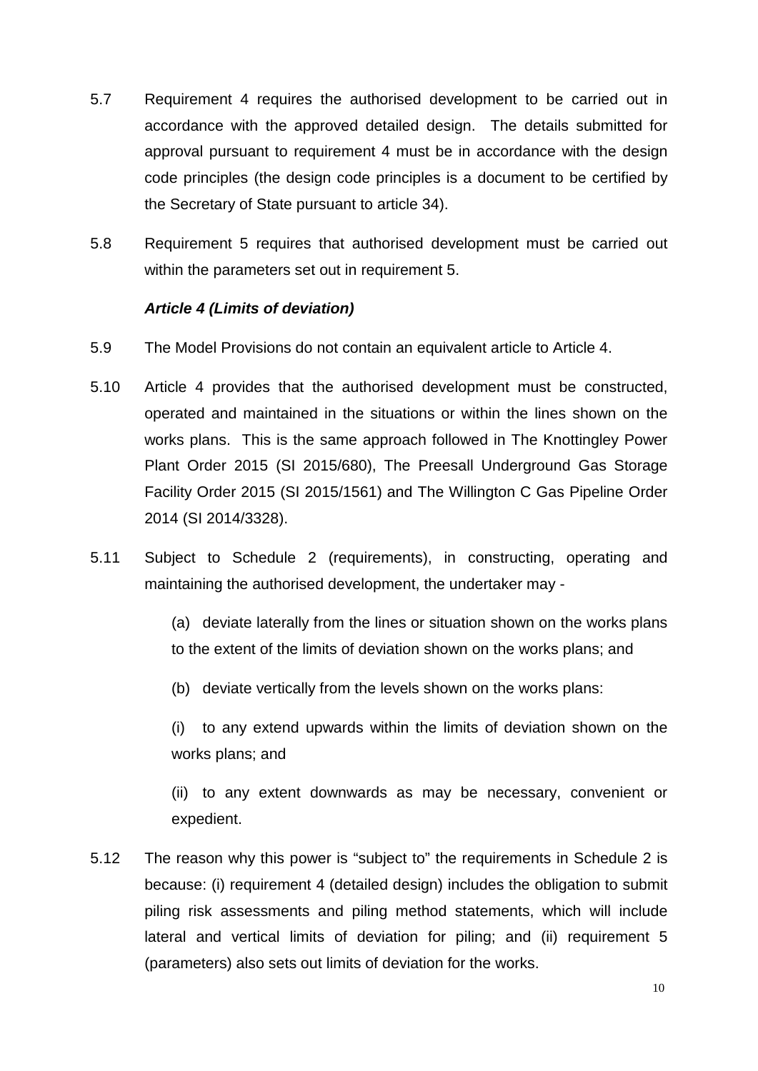5.7 Requirement 4 requires the authorised development to be carried out in accordance with the approved detailed design. The details submitted for approval pursuant to requirement 4 must be in accordance with the design code principles (the design code principles is a document to be certified by the Secretary of State pursuant to article 34).

5.8 Requirement 5 requires that authorised development must be carried out within the parameters set out in requirement 5.

***Article 4 (Limits of deviation)***

5.9 The Model Provisions do not contain an equivalent article to Article 4.

5.10 Article 4 provides that the authorised development must be constructed, operated and maintained in the situations or within the lines shown on the works plans. This is the same approach followed in The Knottingley Power Plant Order 2015 (SI 2015/680), The Preesall Underground Gas Storage Facility Order 2015 (SI 2015/1561) and The Willington C Gas Pipeline Order 2014 (SI 2014/3328).

5.11 Subject to Schedule 2 (requirements), in constructing, operating and maintaining the authorised development, the undertaker may -

(a) deviate laterally from the lines or situation shown on the works plans to the extent of the limits of deviation shown on the works plans; and

(b) deviate vertically from the levels shown on the works plans:

(i) to any extend upwards within the limits of deviation shown on the works plans; and

(ii) to any extent downwards as may be necessary, convenient or expedient.

5.12 The reason why this power is "subject to" the requirements in Schedule 2 is because: (i) requirement 4 (detailed design) includes the obligation to submit piling risk assessments and piling method statements, which will include lateral and vertical limits of deviation for piling; and (ii) requirement 5 (parameters) also sets out limits of deviation for the works.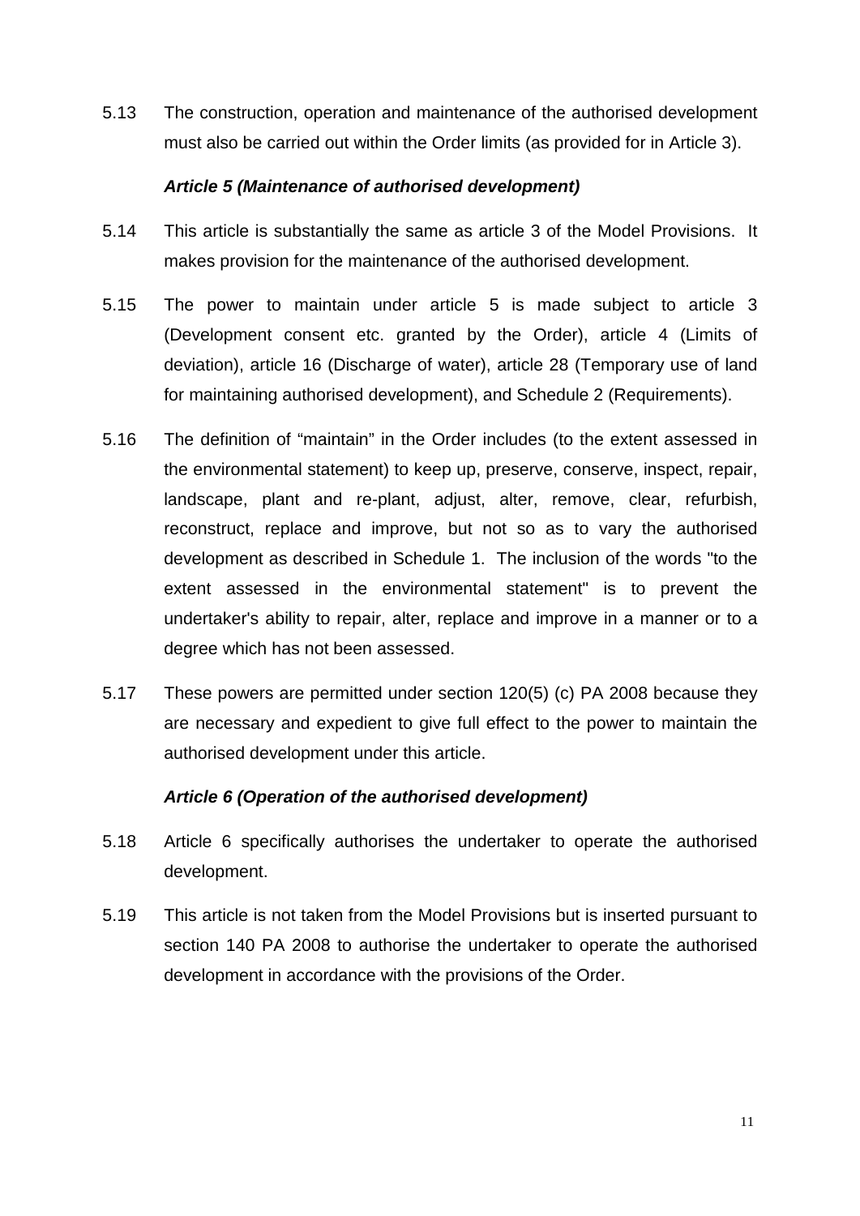5.13 The construction, operation and maintenance of the authorised development must also be carried out within the Order limits (as provided for in Article 3).

***Article 5 (Maintenance of authorised development)***

5.14 This article is substantially the same as article 3 of the Model Provisions. It makes provision for the maintenance of the authorised development.

5.15 The power to maintain under article 5 is made subject to article 3 (Development consent etc. granted by the Order), article 4 (Limits of deviation), article 16 (Discharge of water), article 28 (Temporary use of land for maintaining authorised development), and Schedule 2 (Requirements).

5.16 The definition of "maintain" in the Order includes (to the extent assessed in the environmental statement) to keep up, preserve, conserve, inspect, repair, landscape, plant and re-plant, adjust, alter, remove, clear, refurbish, reconstruct, replace and improve, but not so as to vary the authorised development as described in Schedule 1. The inclusion of the words "to the extent assessed in the environmental statement" is to prevent the undertaker's ability to repair, alter, replace and improve in a manner or to a degree which has not been assessed.

5.17 These powers are permitted under section 120(5) (c) PA 2008 because they are necessary and expedient to give full effect to the power to maintain the authorised development under this article.

***Article 6 (Operation of the authorised development)***

5.18 Article 6 specifically authorises the undertaker to operate the authorised development.

5.19 This article is not taken from the Model Provisions but is inserted pursuant to section 140 PA 2008 to authorise the undertaker to operate the authorised development in accordance with the provisions of the Order.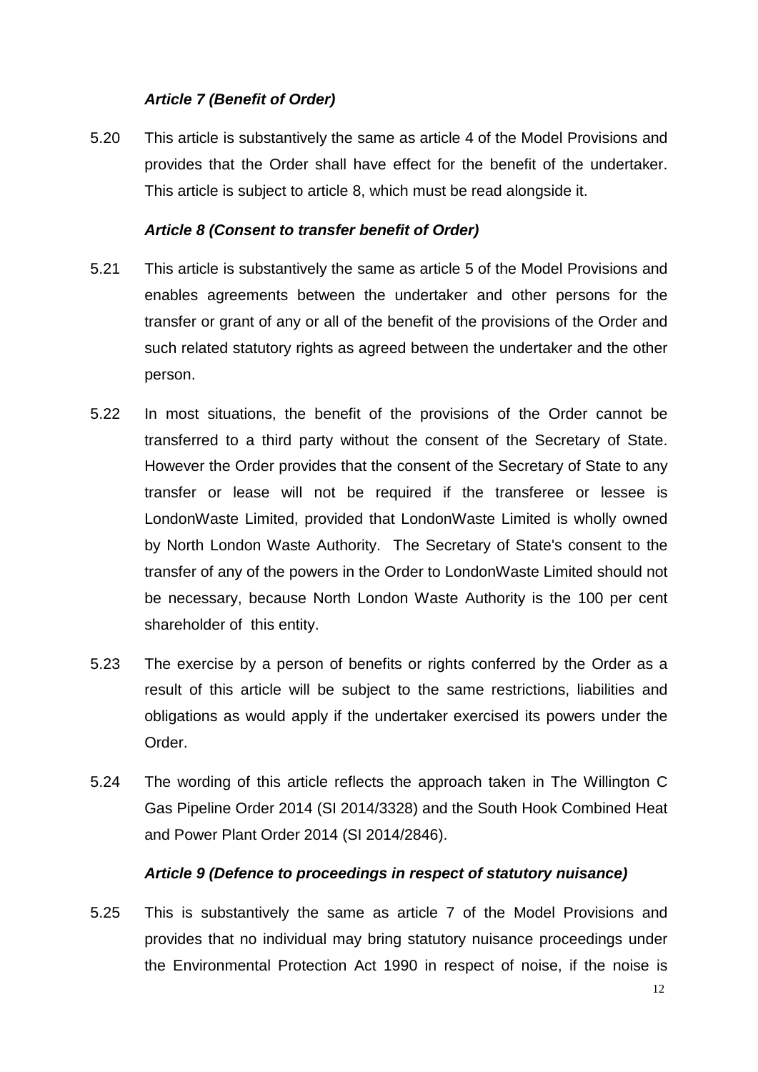***Article 7 (Benefit of Order)***

5.20 This article is substantively the same as article 4 of the Model Provisions and provides that the Order shall have effect for the benefit of the undertaker. This article is subject to article 8, which must be read alongside it.

***Article 8 (Consent to transfer benefit of Order)***

5.21 This article is substantively the same as article 5 of the Model Provisions and enables agreements between the undertaker and other persons for the transfer or grant of any or all of the benefit of the provisions of the Order and such related statutory rights as agreed between the undertaker and the other person.

5.22 In most situations, the benefit of the provisions of the Order cannot be transferred to a third party without the consent of the Secretary of State. However the Order provides that the consent of the Secretary of State to any transfer or lease will not be required if the transferee or lessee is LondonWaste Limited, provided that LondonWaste Limited is wholly owned by North London Waste Authority. The Secretary of State's consent to the transfer of any of the powers in the Order to LondonWaste Limited should not be necessary, because North London Waste Authority is the 100 per cent shareholder of this entity.

5.23 The exercise by a person of benefits or rights conferred by the Order as a result of this article will be subject to the same restrictions, liabilities and obligations as would apply if the undertaker exercised its powers under the Order.

5.24 The wording of this article reflects the approach taken in The Willington C Gas Pipeline Order 2014 (SI 2014/3328) and the South Hook Combined Heat and Power Plant Order 2014 (SI 2014/2846).

***Article 9 (Defence to proceedings in respect of statutory nuisance)***

5.25 This is substantively the same as article 7 of the Model Provisions and provides that no individual may bring statutory nuisance proceedings under the Environmental Protection Act 1990 in respect of noise, if the noise is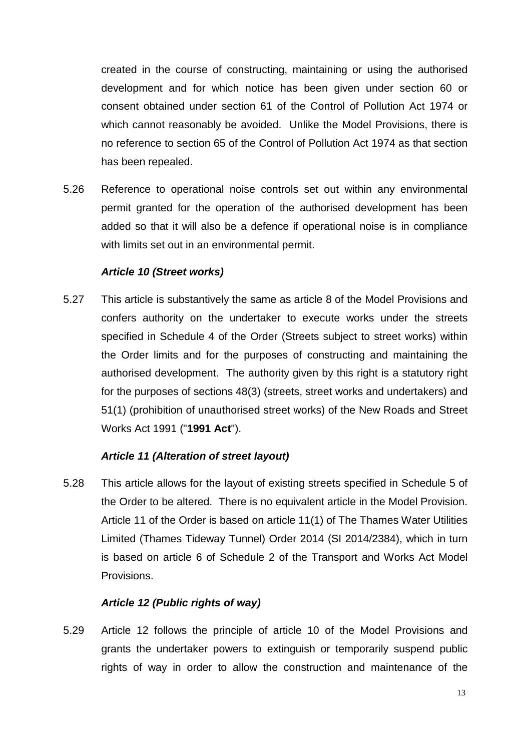created in the course of constructing, maintaining or using the authorised development and for which notice has been given under section 60 or consent obtained under section 61 of the Control of Pollution Act 1974 or which cannot reasonably be avoided. Unlike the Model Provisions, there is no reference to section 65 of the Control of Pollution Act 1974 as that section has been repealed.

5.26 Reference to operational noise controls set out within any environmental permit granted for the operation of the authorised development has been added so that it will also be a defence if operational noise is in compliance with limits set out in an environmental permit.

### *Article 10 (Street works)*

5.27 This article is substantively the same as article 8 of the Model Provisions and confers authority on the undertaker to execute works under the streets specified in Schedule 4 of the Order (Streets subject to street works) within the Order limits and for the purposes of constructing and maintaining the authorised development. The authority given by this right is a statutory right for the purposes of sections 48(3) (streets, street works and undertakers) and 51(1) (prohibition of unauthorised street works) of the New Roads and Street Works Act 1991 ("**1991 Act**").

### *Article 11 (Alteration of street layout)*

5.28 This article allows for the layout of existing streets specified in Schedule 5 of the Order to be altered. There is no equivalent article in the Model Provision. Article 11 of the Order is based on article 11(1) of The Thames Water Utilities Limited (Thames Tideway Tunnel) Order 2014 (SI 2014/2384), which in turn is based on article 6 of Schedule 2 of the Transport and Works Act Model Provisions.

### *Article 12 (Public rights of way)*

5.29 Article 12 follows the principle of article 10 of the Model Provisions and grants the undertaker powers to extinguish or temporarily suspend public rights of way in order to allow the construction and maintenance of the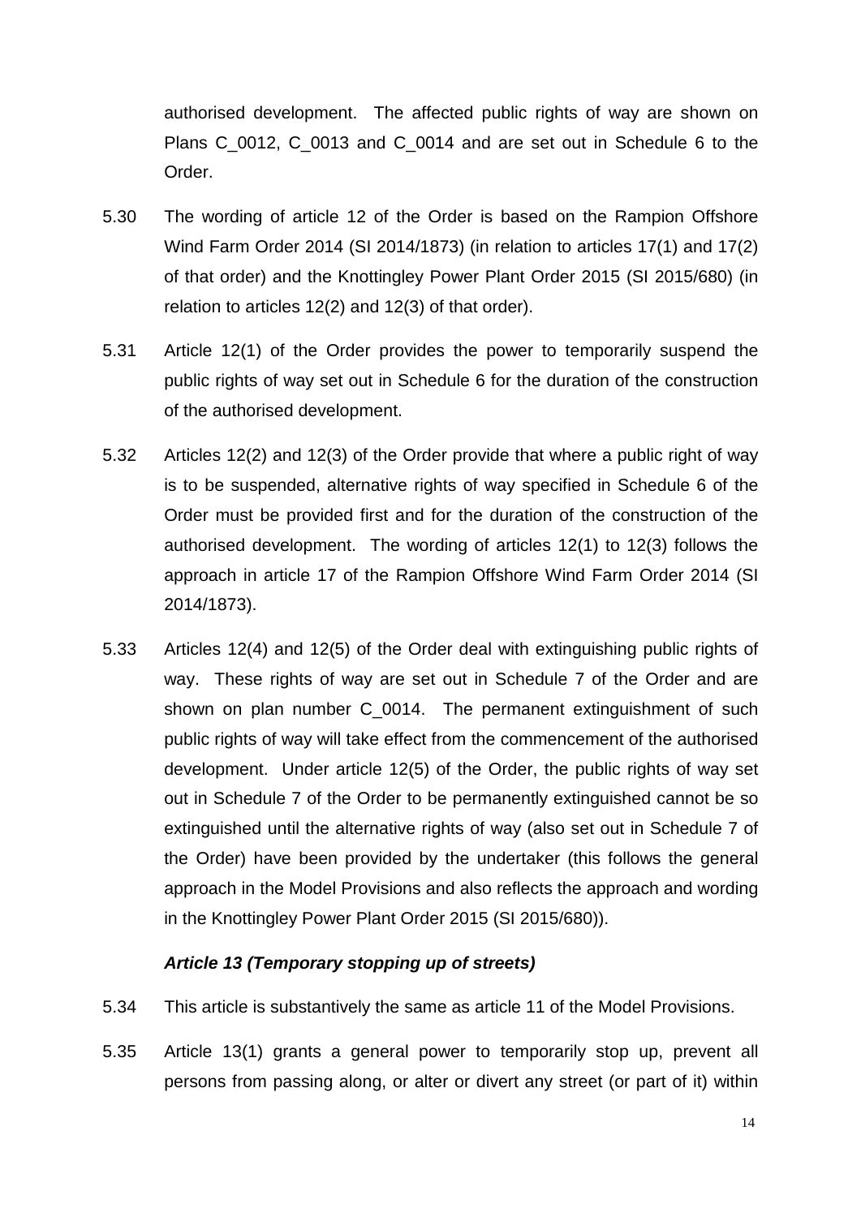authorised development. The affected public rights of way are shown on Plans C_0012, C_0013 and C_0014 and are set out in Schedule 6 to the Order.

5.30 The wording of article 12 of the Order is based on the Rampion Offshore Wind Farm Order 2014 (SI 2014/1873) (in relation to articles 17(1) and 17(2) of that order) and the Knottingley Power Plant Order 2015 (SI 2015/680) (in relation to articles 12(2) and 12(3) of that order).

5.31 Article 12(1) of the Order provides the power to temporarily suspend the public rights of way set out in Schedule 6 for the duration of the construction of the authorised development.

5.32 Articles 12(2) and 12(3) of the Order provide that where a public right of way is to be suspended, alternative rights of way specified in Schedule 6 of the Order must be provided first and for the duration of the construction of the authorised development. The wording of articles 12(1) to 12(3) follows the approach in article 17 of the Rampion Offshore Wind Farm Order 2014 (SI 2014/1873).

5.33 Articles 12(4) and 12(5) of the Order deal with extinguishing public rights of way. These rights of way are set out in Schedule 7 of the Order and are shown on plan number C_0014. The permanent extinguishment of such public rights of way will take effect from the commencement of the authorised development. Under article 12(5) of the Order, the public rights of way set out in Schedule 7 of the Order to be permanently extinguished cannot be so extinguished until the alternative rights of way (also set out in Schedule 7 of the Order) have been provided by the undertaker (this follows the general approach in the Model Provisions and also reflects the approach and wording in the Knottingley Power Plant Order 2015 (SI 2015/680)).

***Article 13 (Temporary stopping up of streets)***

5.34 This article is substantively the same as article 11 of the Model Provisions.

5.35 Article 13(1) grants a general power to temporarily stop up, prevent all persons from passing along, or alter or divert any street (or part of it) within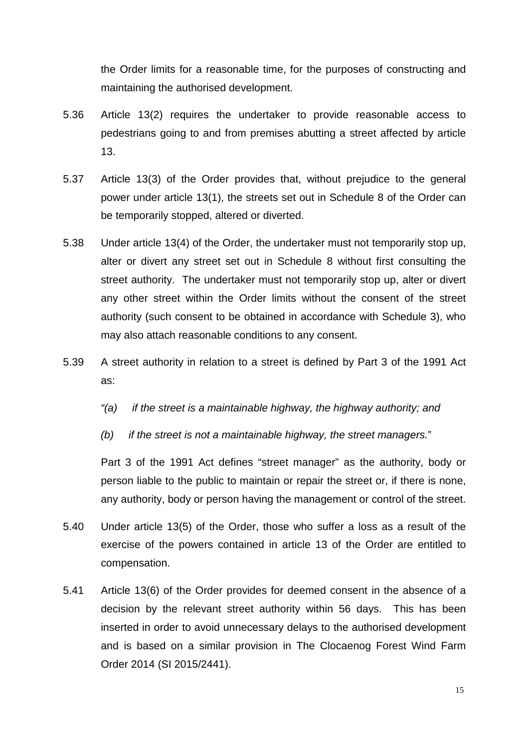the Order limits for a reasonable time, for the purposes of constructing and maintaining the authorised development.

5.36 Article 13(2) requires the undertaker to provide reasonable access to pedestrians going to and from premises abutting a street affected by article 13.

5.37 Article 13(3) of the Order provides that, without prejudice to the general power under article 13(1), the streets set out in Schedule 8 of the Order can be temporarily stopped, altered or diverted.

5.38 Under article 13(4) of the Order, the undertaker must not temporarily stop up, alter or divert any street set out in Schedule 8 without first consulting the street authority. The undertaker must not temporarily stop up, alter or divert any other street within the Order limits without the consent of the street authority (such consent to be obtained in accordance with Schedule 3), who may also attach reasonable conditions to any consent.

5.39 A street authority in relation to a street is defined by Part 3 of the 1991 Act as:

*"(a) if the street is a maintainable highway, the highway authority; and*

*(b) if the street is not a maintainable highway, the street managers.*"

Part 3 of the 1991 Act defines "street manager" as the authority, body or person liable to the public to maintain or repair the street or, if there is none, any authority, body or person having the management or control of the street.

5.40 Under article 13(5) of the Order, those who suffer a loss as a result of the exercise of the powers contained in article 13 of the Order are entitled to compensation.

5.41 Article 13(6) of the Order provides for deemed consent in the absence of a decision by the relevant street authority within 56 days. This has been inserted in order to avoid unnecessary delays to the authorised development and is based on a similar provision in The Clocaenog Forest Wind Farm Order 2014 (SI 2015/2441).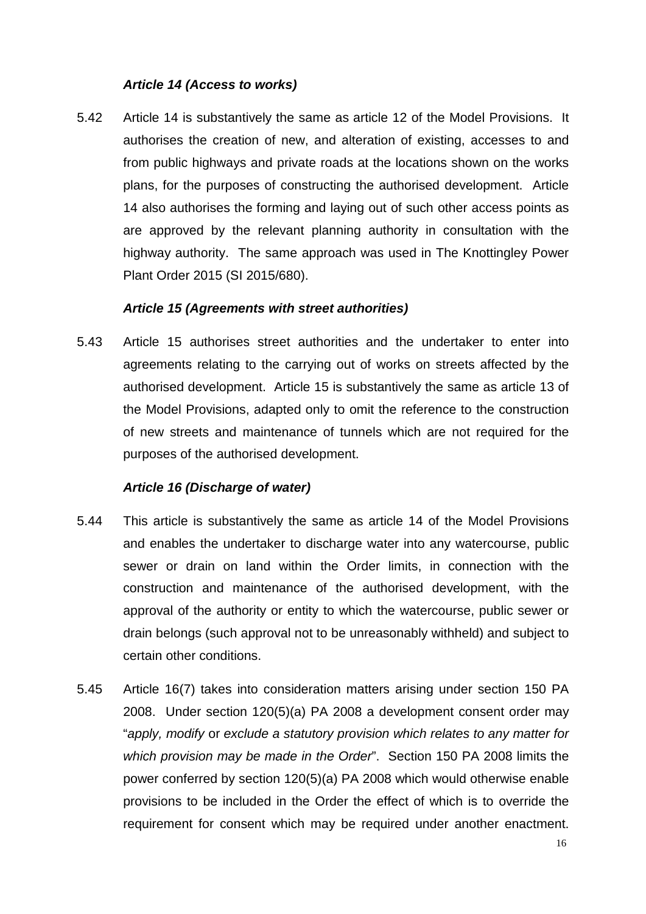***Article 14 (Access to works)***

5.42 Article 14 is substantively the same as article 12 of the Model Provisions. It authorises the creation of new, and alteration of existing, accesses to and from public highways and private roads at the locations shown on the works plans, for the purposes of constructing the authorised development. Article 14 also authorises the forming and laying out of such other access points as are approved by the relevant planning authority in consultation with the highway authority. The same approach was used in The Knottingley Power Plant Order 2015 (SI 2015/680).

***Article 15 (Agreements with street authorities)***

5.43 Article 15 authorises street authorities and the undertaker to enter into agreements relating to the carrying out of works on streets affected by the authorised development. Article 15 is substantively the same as article 13 of the Model Provisions, adapted only to omit the reference to the construction of new streets and maintenance of tunnels which are not required for the purposes of the authorised development.

***Article 16 (Discharge of water)***

5.44 This article is substantively the same as article 14 of the Model Provisions and enables the undertaker to discharge water into any watercourse, public sewer or drain on land within the Order limits, in connection with the construction and maintenance of the authorised development, with the approval of the authority or entity to which the watercourse, public sewer or drain belongs (such approval not to be unreasonably withheld) and subject to certain other conditions.

5.45 Article 16(7) takes into consideration matters arising under section 150 PA 2008. Under section 120(5)(a) PA 2008 a development consent order may "*apply, modify* or *exclude a statutory provision which relates to any matter for which provision may be made in the Order*". Section 150 PA 2008 limits the power conferred by section 120(5)(a) PA 2008 which would otherwise enable provisions to be included in the Order the effect of which is to override the requirement for consent which may be required under another enactment.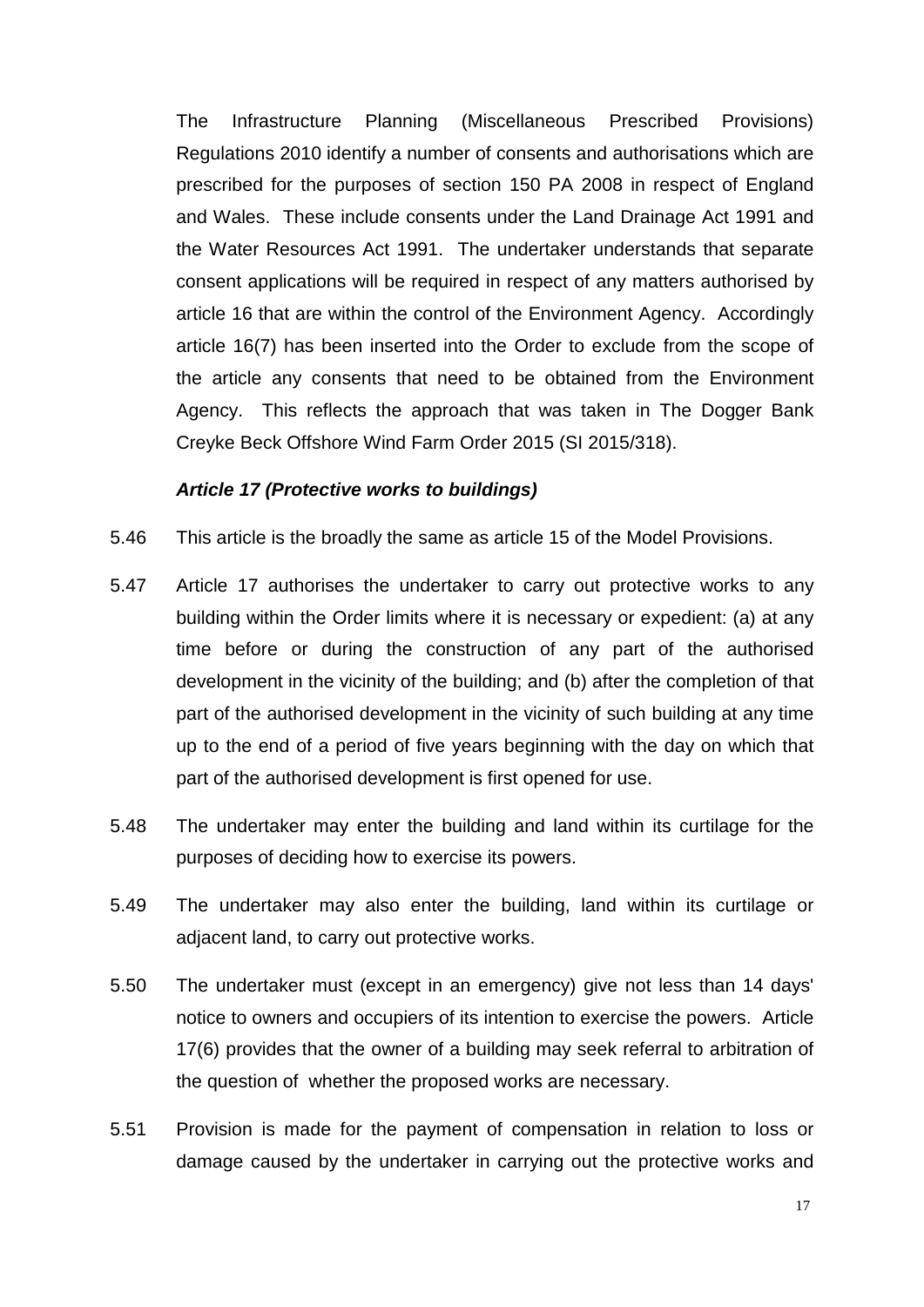The Infrastructure Planning (Miscellaneous Prescribed Provisions) Regulations 2010 identify a number of consents and authorisations which are prescribed for the purposes of section 150 PA 2008 in respect of England and Wales. These include consents under the Land Drainage Act 1991 and the Water Resources Act 1991. The undertaker understands that separate consent applications will be required in respect of any matters authorised by article 16 that are within the control of the Environment Agency. Accordingly article 16(7) has been inserted into the Order to exclude from the scope of the article any consents that need to be obtained from the Environment Agency. This reflects the approach that was taken in The Dogger Bank Creyke Beck Offshore Wind Farm Order 2015 (SI 2015/318).

***Article 17 (Protective works to buildings)***

5.46 This article is the broadly the same as article 15 of the Model Provisions.

5.47 Article 17 authorises the undertaker to carry out protective works to any building within the Order limits where it is necessary or expedient: (a) at any time before or during the construction of any part of the authorised development in the vicinity of the building; and (b) after the completion of that part of the authorised development in the vicinity of such building at any time up to the end of a period of five years beginning with the day on which that part of the authorised development is first opened for use.

5.48 The undertaker may enter the building and land within its curtilage for the purposes of deciding how to exercise its powers.

5.49 The undertaker may also enter the building, land within its curtilage or adjacent land, to carry out protective works.

5.50 The undertaker must (except in an emergency) give not less than 14 days' notice to owners and occupiers of its intention to exercise the powers. Article 17(6) provides that the owner of a building may seek referral to arbitration of the question of whether the proposed works are necessary.

5.51 Provision is made for the payment of compensation in relation to loss or damage caused by the undertaker in carrying out the protective works and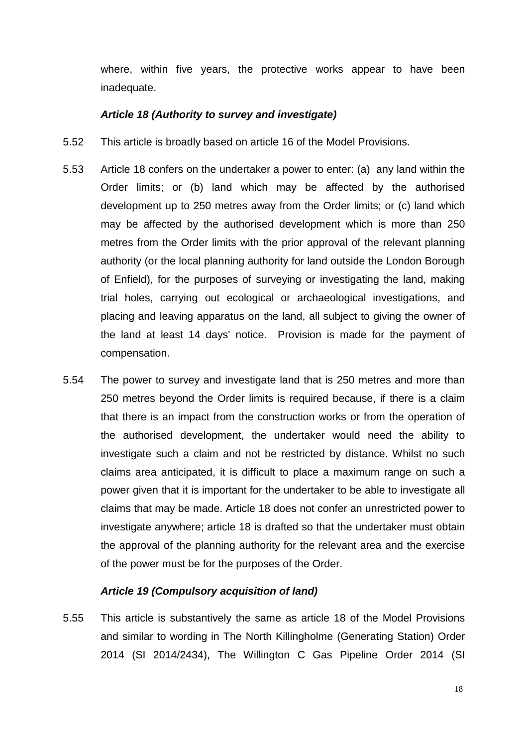where, within five years, the protective works appear to have been inadequate.

***Article 18 (Authority to survey and investigate)***

5.52 This article is broadly based on article 16 of the Model Provisions.

5.53 Article 18 confers on the undertaker a power to enter: (a) any land within the Order limits; or (b) land which may be affected by the authorised development up to 250 metres away from the Order limits; or (c) land which may be affected by the authorised development which is more than 250 metres from the Order limits with the prior approval of the relevant planning authority (or the local planning authority for land outside the London Borough of Enfield), for the purposes of surveying or investigating the land, making trial holes, carrying out ecological or archaeological investigations, and placing and leaving apparatus on the land, all subject to giving the owner of the land at least 14 days' notice. Provision is made for the payment of compensation.

5.54 The power to survey and investigate land that is 250 metres and more than 250 metres beyond the Order limits is required because, if there is a claim that there is an impact from the construction works or from the operation of the authorised development, the undertaker would need the ability to investigate such a claim and not be restricted by distance. Whilst no such claims area anticipated, it is difficult to place a maximum range on such a power given that it is important for the undertaker to be able to investigate all claims that may be made. Article 18 does not confer an unrestricted power to investigate anywhere; article 18 is drafted so that the undertaker must obtain the approval of the planning authority for the relevant area and the exercise of the power must be for the purposes of the Order.

***Article 19 (Compulsory acquisition of land)***

5.55 This article is substantively the same as article 18 of the Model Provisions and similar to wording in The North Killingholme (Generating Station) Order 2014 (SI 2014/2434), The Willington C Gas Pipeline Order 2014 (SI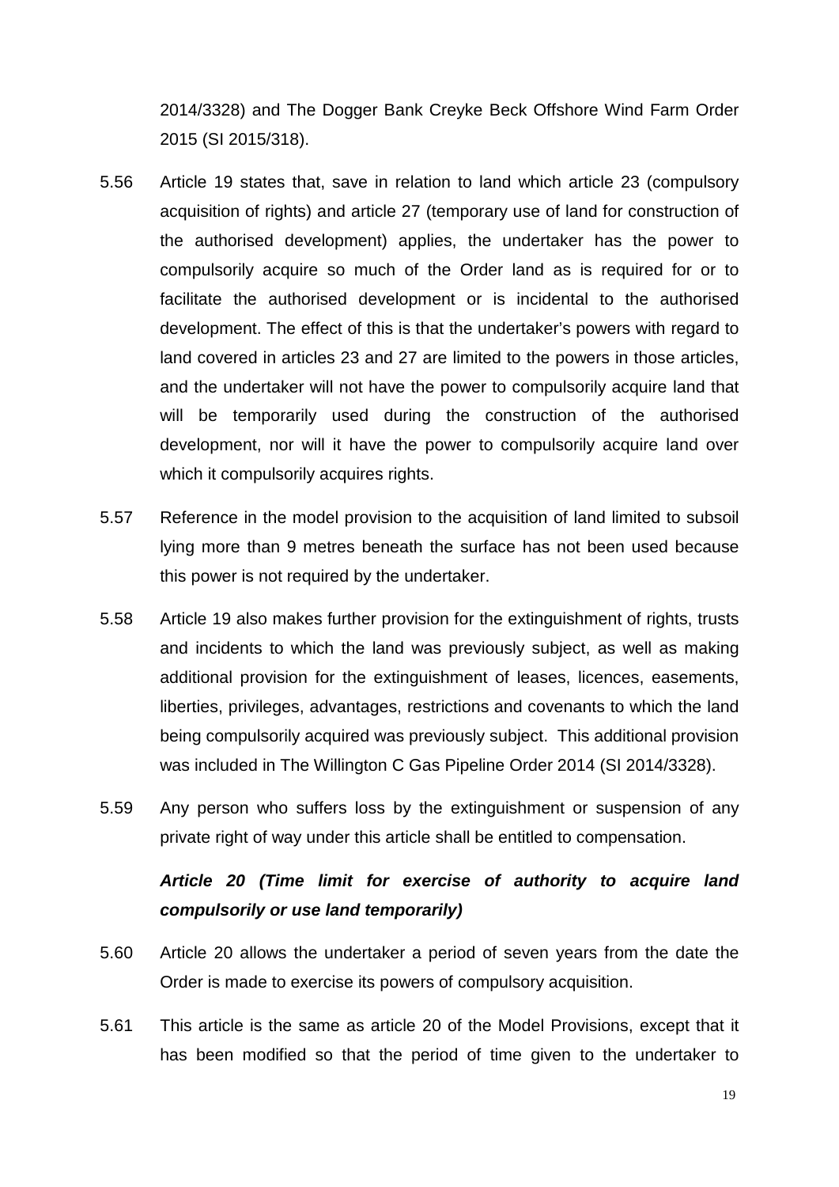2014/3328) and The Dogger Bank Creyke Beck Offshore Wind Farm Order 2015 (SI 2015/318).

5.56 Article 19 states that, save in relation to land which article 23 (compulsory acquisition of rights) and article 27 (temporary use of land for construction of the authorised development) applies, the undertaker has the power to compulsorily acquire so much of the Order land as is required for or to facilitate the authorised development or is incidental to the authorised development. The effect of this is that the undertaker's powers with regard to land covered in articles 23 and 27 are limited to the powers in those articles, and the undertaker will not have the power to compulsorily acquire land that will be temporarily used during the construction of the authorised development, nor will it have the power to compulsorily acquire land over which it compulsorily acquires rights.

5.57 Reference in the model provision to the acquisition of land limited to subsoil lying more than 9 metres beneath the surface has not been used because this power is not required by the undertaker.

5.58 Article 19 also makes further provision for the extinguishment of rights, trusts and incidents to which the land was previously subject, as well as making additional provision for the extinguishment of leases, licences, easements, liberties, privileges, advantages, restrictions and covenants to which the land being compulsorily acquired was previously subject. This additional provision was included in The Willington C Gas Pipeline Order 2014 (SI 2014/3328).

5.59 Any person who suffers loss by the extinguishment or suspension of any private right of way under this article shall be entitled to compensation.

***Article 20 (Time limit for exercise of authority to acquire land compulsorily or use land temporarily)***

5.60 Article 20 allows the undertaker a period of seven years from the date the Order is made to exercise its powers of compulsory acquisition.

5.61 This article is the same as article 20 of the Model Provisions, except that it has been modified so that the period of time given to the undertaker to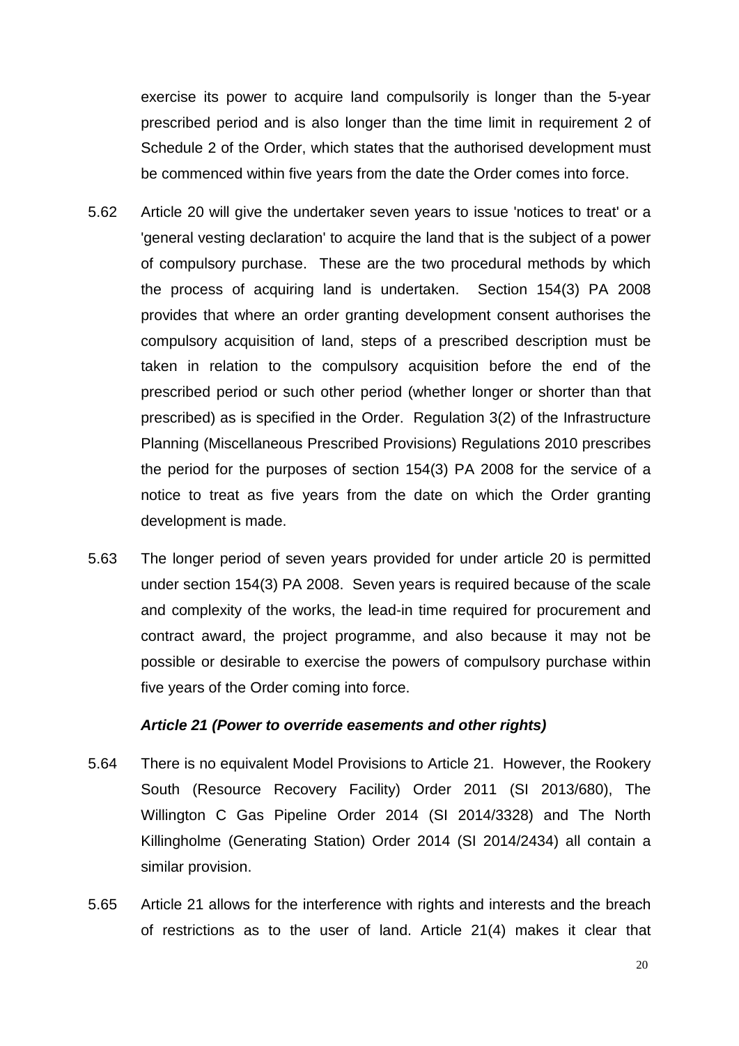exercise its power to acquire land compulsorily is longer than the 5-year prescribed period and is also longer than the time limit in requirement 2 of Schedule 2 of the Order, which states that the authorised development must be commenced within five years from the date the Order comes into force.

5.62 Article 20 will give the undertaker seven years to issue 'notices to treat' or a 'general vesting declaration' to acquire the land that is the subject of a power of compulsory purchase. These are the two procedural methods by which the process of acquiring land is undertaken. Section 154(3) PA 2008 provides that where an order granting development consent authorises the compulsory acquisition of land, steps of a prescribed description must be taken in relation to the compulsory acquisition before the end of the prescribed period or such other period (whether longer or shorter than that prescribed) as is specified in the Order. Regulation 3(2) of the Infrastructure Planning (Miscellaneous Prescribed Provisions) Regulations 2010 prescribes the period for the purposes of section 154(3) PA 2008 for the service of a notice to treat as five years from the date on which the Order granting development is made.

5.63 The longer period of seven years provided for under article 20 is permitted under section 154(3) PA 2008. Seven years is required because of the scale and complexity of the works, the lead-in time required for procurement and contract award, the project programme, and also because it may not be possible or desirable to exercise the powers of compulsory purchase within five years of the Order coming into force.

***Article 21 (Power to override easements and other rights)***

5.64 There is no equivalent Model Provisions to Article 21. However, the Rookery South (Resource Recovery Facility) Order 2011 (SI 2013/680), The Willington C Gas Pipeline Order 2014 (SI 2014/3328) and The North Killingholme (Generating Station) Order 2014 (SI 2014/2434) all contain a similar provision.

5.65 Article 21 allows for the interference with rights and interests and the breach of restrictions as to the user of land. Article 21(4) makes it clear that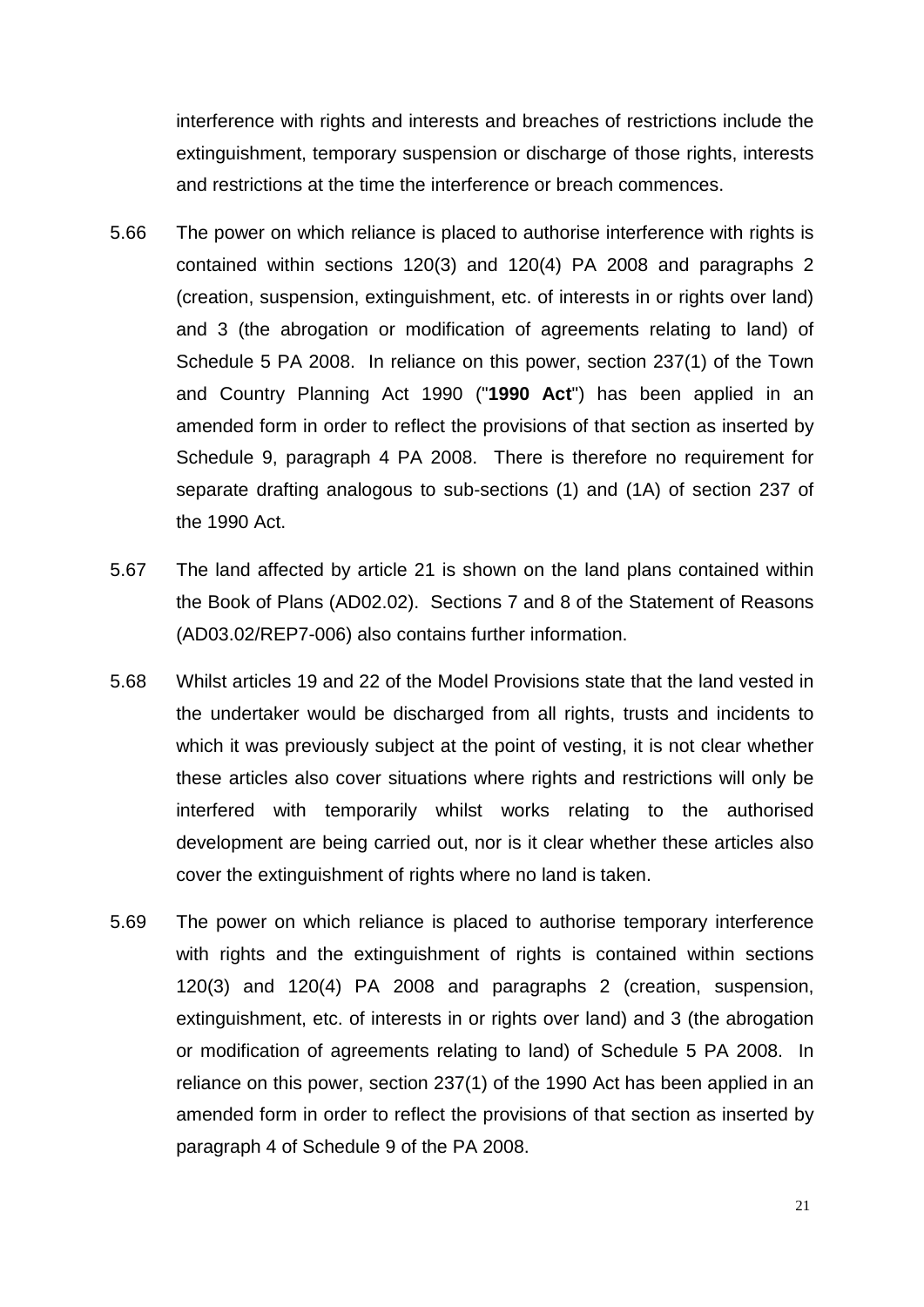interference with rights and interests and breaches of restrictions include the extinguishment, temporary suspension or discharge of those rights, interests and restrictions at the time the interference or breach commences.

5.66 The power on which reliance is placed to authorise interference with rights is contained within sections 120(3) and 120(4) PA 2008 and paragraphs 2 (creation, suspension, extinguishment, etc. of interests in or rights over land) and 3 (the abrogation or modification of agreements relating to land) of Schedule 5 PA 2008. In reliance on this power, section 237(1) of the Town and Country Planning Act 1990 ("**1990 Act**") has been applied in an amended form in order to reflect the provisions of that section as inserted by Schedule 9, paragraph 4 PA 2008. There is therefore no requirement for separate drafting analogous to sub-sections (1) and (1A) of section 237 of the 1990 Act.

5.67 The land affected by article 21 is shown on the land plans contained within the Book of Plans (AD02.02). Sections 7 and 8 of the Statement of Reasons (AD03.02/REP7-006) also contains further information.

5.68 Whilst articles 19 and 22 of the Model Provisions state that the land vested in the undertaker would be discharged from all rights, trusts and incidents to which it was previously subject at the point of vesting, it is not clear whether these articles also cover situations where rights and restrictions will only be interfered with temporarily whilst works relating to the authorised development are being carried out, nor is it clear whether these articles also cover the extinguishment of rights where no land is taken.

5.69 The power on which reliance is placed to authorise temporary interference with rights and the extinguishment of rights is contained within sections 120(3) and 120(4) PA 2008 and paragraphs 2 (creation, suspension, extinguishment, etc. of interests in or rights over land) and 3 (the abrogation or modification of agreements relating to land) of Schedule 5 PA 2008. In reliance on this power, section 237(1) of the 1990 Act has been applied in an amended form in order to reflect the provisions of that section as inserted by paragraph 4 of Schedule 9 of the PA 2008.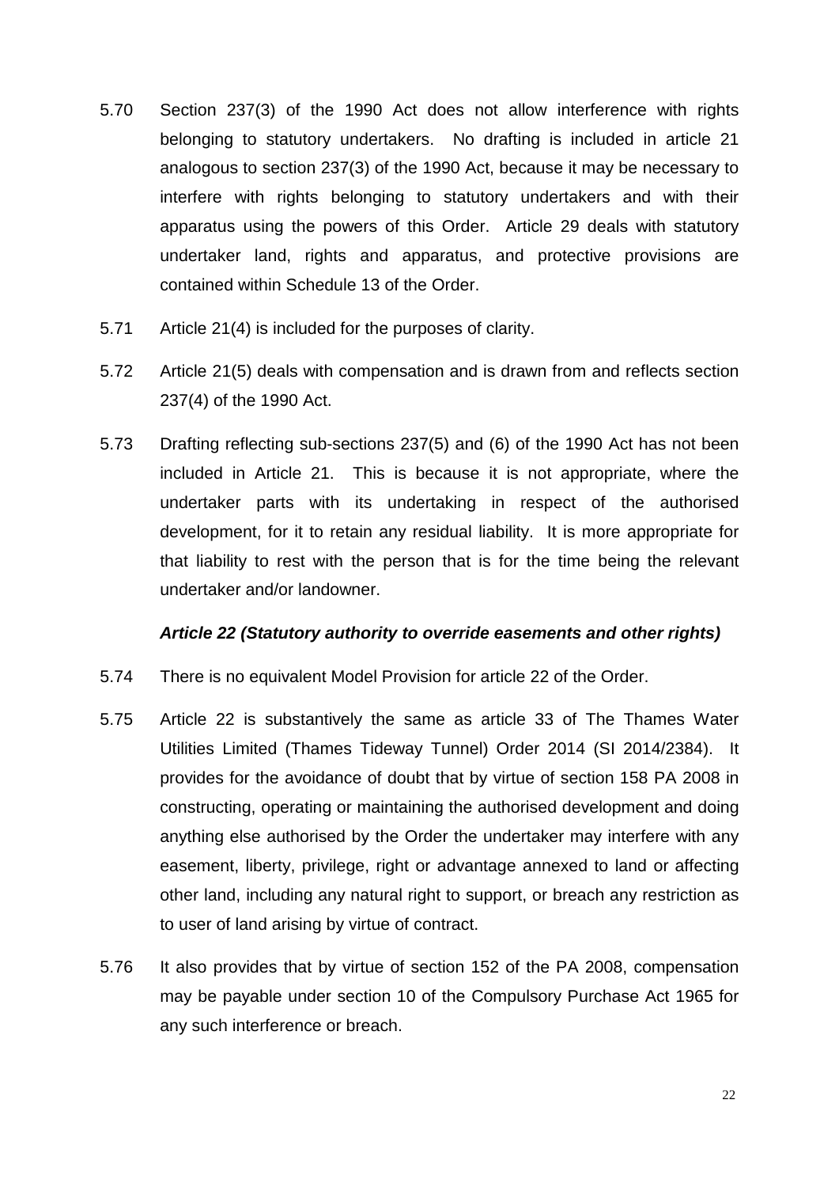5.70 Section 237(3) of the 1990 Act does not allow interference with rights belonging to statutory undertakers. No drafting is included in article 21 analogous to section 237(3) of the 1990 Act, because it may be necessary to interfere with rights belonging to statutory undertakers and with their apparatus using the powers of this Order. Article 29 deals with statutory undertaker land, rights and apparatus, and protective provisions are contained within Schedule 13 of the Order.

5.71 Article 21(4) is included for the purposes of clarity.

5.72 Article 21(5) deals with compensation and is drawn from and reflects section 237(4) of the 1990 Act.

5.73 Drafting reflecting sub-sections 237(5) and (6) of the 1990 Act has not been included in Article 21. This is because it is not appropriate, where the undertaker parts with its undertaking in respect of the authorised development, for it to retain any residual liability. It is more appropriate for that liability to rest with the person that is for the time being the relevant undertaker and/or landowner.

***Article 22 (Statutory authority to override easements and other rights)***

5.74 There is no equivalent Model Provision for article 22 of the Order.

5.75 Article 22 is substantively the same as article 33 of The Thames Water Utilities Limited (Thames Tideway Tunnel) Order 2014 (SI 2014/2384). It provides for the avoidance of doubt that by virtue of section 158 PA 2008 in constructing, operating or maintaining the authorised development and doing anything else authorised by the Order the undertaker may interfere with any easement, liberty, privilege, right or advantage annexed to land or affecting other land, including any natural right to support, or breach any restriction as to user of land arising by virtue of contract.

5.76 It also provides that by virtue of section 152 of the PA 2008, compensation may be payable under section 10 of the Compulsory Purchase Act 1965 for any such interference or breach.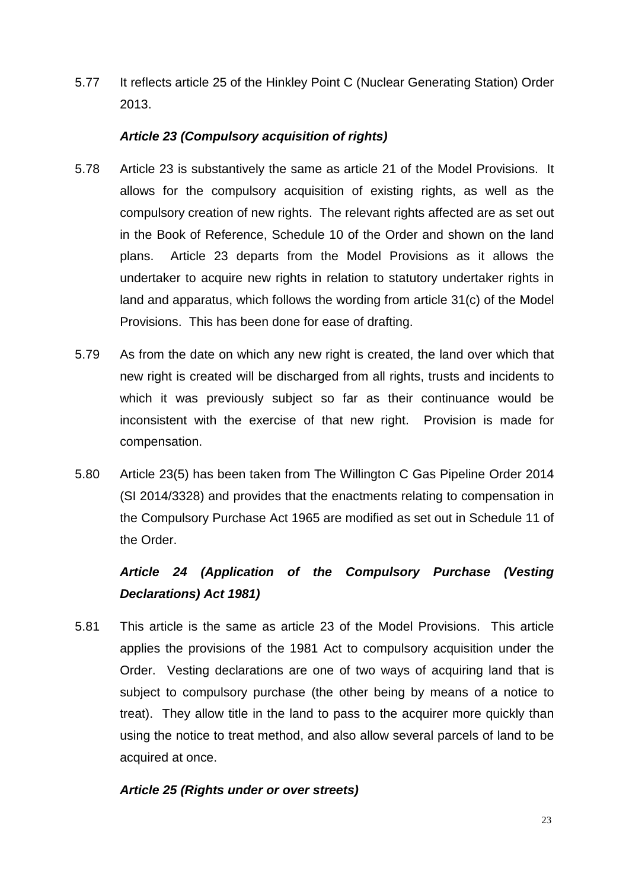5.77 It reflects article 25 of the Hinkley Point C (Nuclear Generating Station) Order 2013.

***Article 23 (Compulsory acquisition of rights)***

5.78 Article 23 is substantively the same as article 21 of the Model Provisions. It allows for the compulsory acquisition of existing rights, as well as the compulsory creation of new rights. The relevant rights affected are as set out in the Book of Reference, Schedule 10 of the Order and shown on the land plans. Article 23 departs from the Model Provisions as it allows the undertaker to acquire new rights in relation to statutory undertaker rights in land and apparatus, which follows the wording from article 31(c) of the Model Provisions. This has been done for ease of drafting.

5.79 As from the date on which any new right is created, the land over which that new right is created will be discharged from all rights, trusts and incidents to which it was previously subject so far as their continuance would be inconsistent with the exercise of that new right. Provision is made for compensation.

5.80 Article 23(5) has been taken from The Willington C Gas Pipeline Order 2014 (SI 2014/3328) and provides that the enactments relating to compensation in the Compulsory Purchase Act 1965 are modified as set out in Schedule 11 of the Order.

***Article 24 (Application of the Compulsory Purchase (Vesting Declarations) Act 1981)***

5.81 This article is the same as article 23 of the Model Provisions. This article applies the provisions of the 1981 Act to compulsory acquisition under the Order. Vesting declarations are one of two ways of acquiring land that is subject to compulsory purchase (the other being by means of a notice to treat). They allow title in the land to pass to the acquirer more quickly than using the notice to treat method, and also allow several parcels of land to be acquired at once.

***Article 25 (Rights under or over streets)***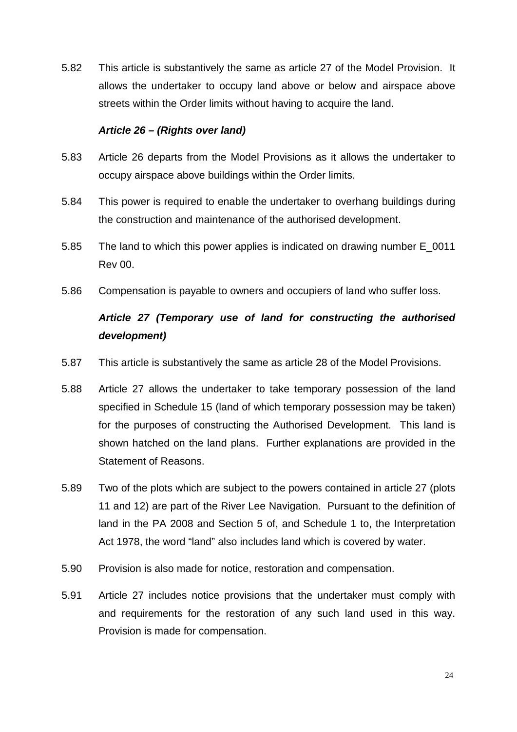5.82 This article is substantively the same as article 27 of the Model Provision. It allows the undertaker to occupy land above or below and airspace above streets within the Order limits without having to acquire the land.

***Article 26 – (Rights over land)***

5.83 Article 26 departs from the Model Provisions as it allows the undertaker to occupy airspace above buildings within the Order limits.

5.84 This power is required to enable the undertaker to overhang buildings during the construction and maintenance of the authorised development.

5.85 The land to which this power applies is indicated on drawing number E_0011 Rev 00.

5.86 Compensation is payable to owners and occupiers of land who suffer loss.

***Article 27 (Temporary use of land for constructing the authorised development)***

5.87 This article is substantively the same as article 28 of the Model Provisions.

5.88 Article 27 allows the undertaker to take temporary possession of the land specified in Schedule 15 (land of which temporary possession may be taken) for the purposes of constructing the Authorised Development. This land is shown hatched on the land plans. Further explanations are provided in the Statement of Reasons.

5.89 Two of the plots which are subject to the powers contained in article 27 (plots 11 and 12) are part of the River Lee Navigation. Pursuant to the definition of land in the PA 2008 and Section 5 of, and Schedule 1 to, the Interpretation Act 1978, the word "land" also includes land which is covered by water.

5.90 Provision is also made for notice, restoration and compensation.

5.91 Article 27 includes notice provisions that the undertaker must comply with and requirements for the restoration of any such land used in this way. Provision is made for compensation.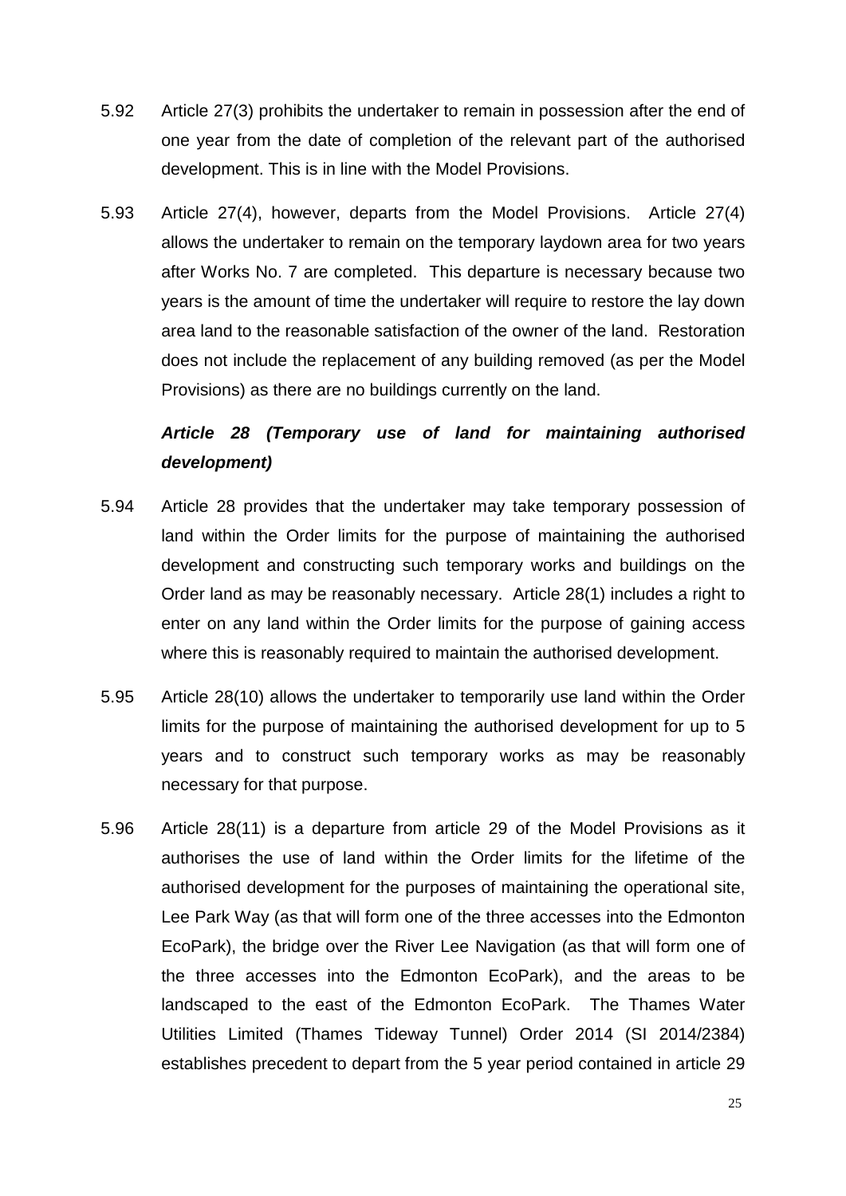5.92 Article 27(3) prohibits the undertaker to remain in possession after the end of one year from the date of completion of the relevant part of the authorised development. This is in line with the Model Provisions.

5.93 Article 27(4), however, departs from the Model Provisions. Article 27(4) allows the undertaker to remain on the temporary laydown area for two years after Works No. 7 are completed. This departure is necessary because two years is the amount of time the undertaker will require to restore the lay down area land to the reasonable satisfaction of the owner of the land. Restoration does not include the replacement of any building removed (as per the Model Provisions) as there are no buildings currently on the land.

***Article 28 (Temporary use of land for maintaining authorised development)***

5.94 Article 28 provides that the undertaker may take temporary possession of land within the Order limits for the purpose of maintaining the authorised development and constructing such temporary works and buildings on the Order land as may be reasonably necessary. Article 28(1) includes a right to enter on any land within the Order limits for the purpose of gaining access where this is reasonably required to maintain the authorised development.

5.95 Article 28(10) allows the undertaker to temporarily use land within the Order limits for the purpose of maintaining the authorised development for up to 5 years and to construct such temporary works as may be reasonably necessary for that purpose.

5.96 Article 28(11) is a departure from article 29 of the Model Provisions as it authorises the use of land within the Order limits for the lifetime of the authorised development for the purposes of maintaining the operational site, Lee Park Way (as that will form one of the three accesses into the Edmonton EcoPark), the bridge over the River Lee Navigation (as that will form one of the three accesses into the Edmonton EcoPark), and the areas to be landscaped to the east of the Edmonton EcoPark. The Thames Water Utilities Limited (Thames Tideway Tunnel) Order 2014 (SI 2014/2384) establishes precedent to depart from the 5 year period contained in article 29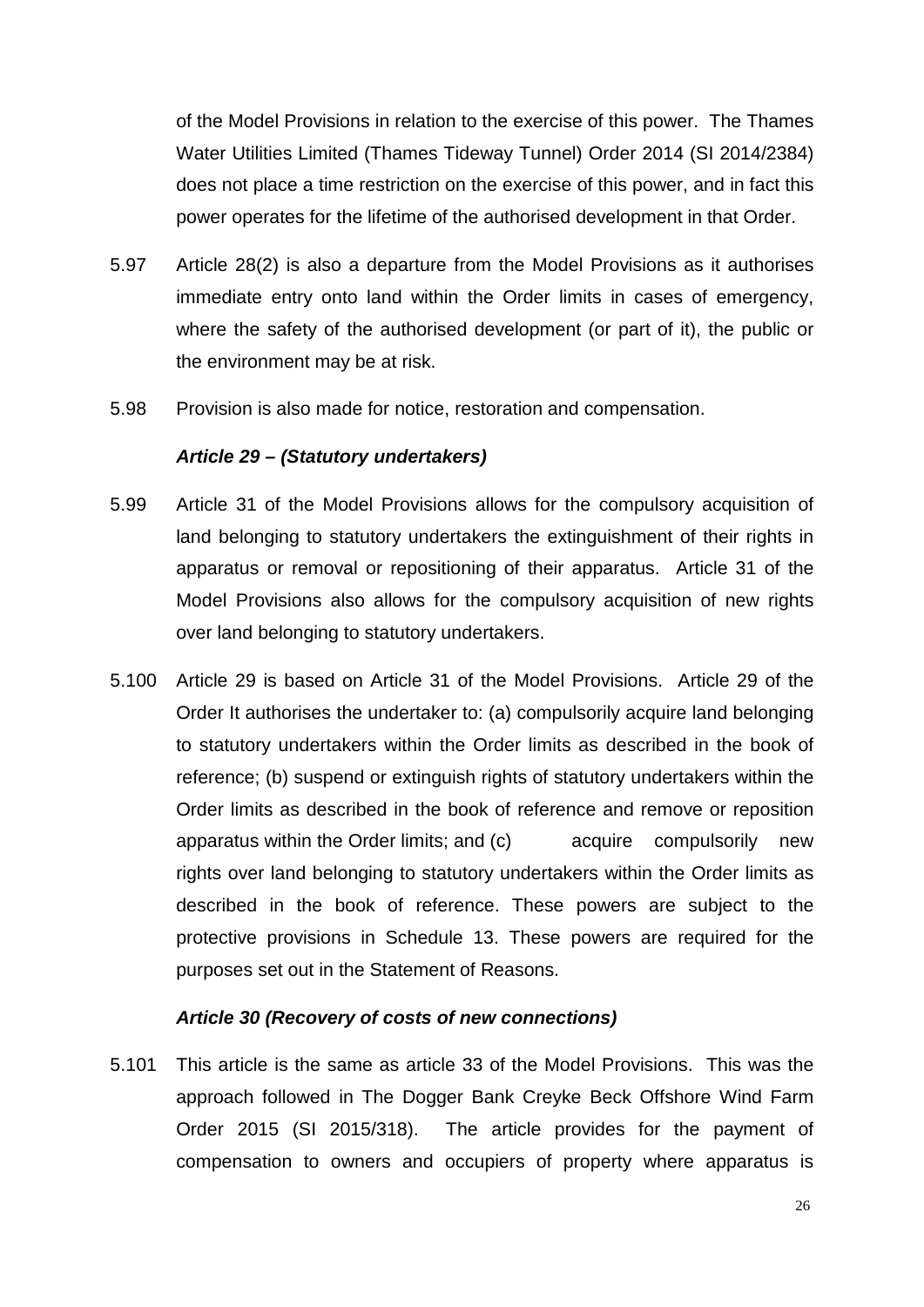of the Model Provisions in relation to the exercise of this power. The Thames Water Utilities Limited (Thames Tideway Tunnel) Order 2014 (SI 2014/2384) does not place a time restriction on the exercise of this power, and in fact this power operates for the lifetime of the authorised development in that Order.

5.97 Article 28(2) is also a departure from the Model Provisions as it authorises immediate entry onto land within the Order limits in cases of emergency, where the safety of the authorised development (or part of it), the public or the environment may be at risk.

5.98 Provision is also made for notice, restoration and compensation.

***Article 29 – (Statutory undertakers)***

5.99 Article 31 of the Model Provisions allows for the compulsory acquisition of land belonging to statutory undertakers the extinguishment of their rights in apparatus or removal or repositioning of their apparatus. Article 31 of the Model Provisions also allows for the compulsory acquisition of new rights over land belonging to statutory undertakers.

5.100 Article 29 is based on Article 31 of the Model Provisions. Article 29 of the Order It authorises the undertaker to: (a) compulsorily acquire land belonging to statutory undertakers within the Order limits as described in the book of reference; (b) suspend or extinguish rights of statutory undertakers within the Order limits as described in the book of reference and remove or reposition apparatus within the Order limits; and (c) acquire compulsorily new rights over land belonging to statutory undertakers within the Order limits as described in the book of reference. These powers are subject to the protective provisions in Schedule 13. These powers are required for the purposes set out in the Statement of Reasons.

***Article 30 (Recovery of costs of new connections)***

5.101 This article is the same as article 33 of the Model Provisions. This was the approach followed in The Dogger Bank Creyke Beck Offshore Wind Farm Order 2015 (SI 2015/318). The article provides for the payment of compensation to owners and occupiers of property where apparatus is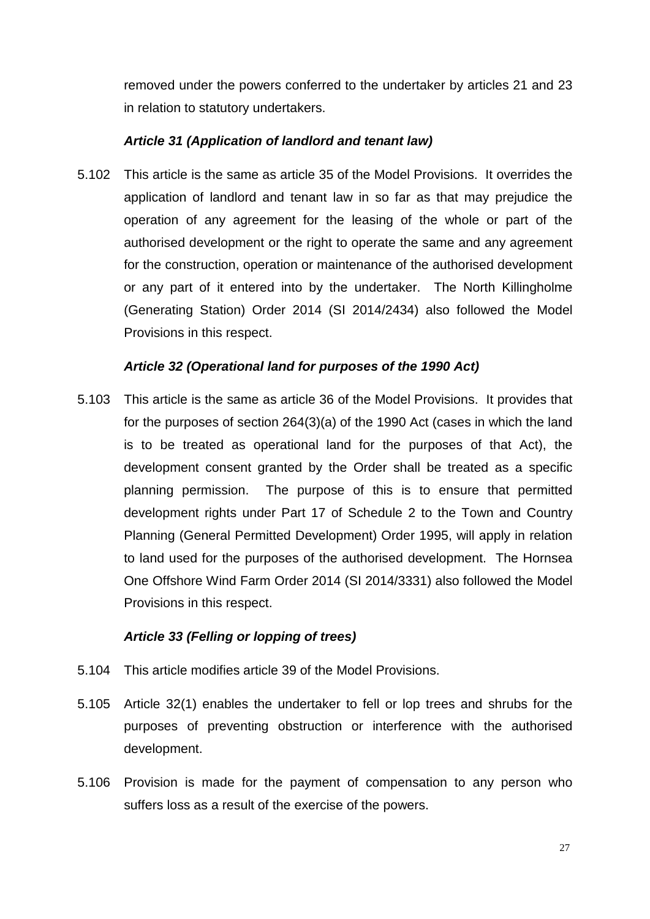removed under the powers conferred to the undertaker by articles 21 and 23 in relation to statutory undertakers.

***Article 31 (Application of landlord and tenant law)***

5.102 This article is the same as article 35 of the Model Provisions. It overrides the application of landlord and tenant law in so far as that may prejudice the operation of any agreement for the leasing of the whole or part of the authorised development or the right to operate the same and any agreement for the construction, operation or maintenance of the authorised development or any part of it entered into by the undertaker. The North Killingholme (Generating Station) Order 2014 (SI 2014/2434) also followed the Model Provisions in this respect.

***Article 32 (Operational land for purposes of the 1990 Act)***

5.103 This article is the same as article 36 of the Model Provisions. It provides that for the purposes of section 264(3)(a) of the 1990 Act (cases in which the land is to be treated as operational land for the purposes of that Act), the development consent granted by the Order shall be treated as a specific planning permission. The purpose of this is to ensure that permitted development rights under Part 17 of Schedule 2 to the Town and Country Planning (General Permitted Development) Order 1995, will apply in relation to land used for the purposes of the authorised development. The Hornsea One Offshore Wind Farm Order 2014 (SI 2014/3331) also followed the Model Provisions in this respect.

***Article 33 (Felling or lopping of trees)***

5.104 This article modifies article 39 of the Model Provisions.

5.105 Article 32(1) enables the undertaker to fell or lop trees and shrubs for the purposes of preventing obstruction or interference with the authorised development.

5.106 Provision is made for the payment of compensation to any person who suffers loss as a result of the exercise of the powers.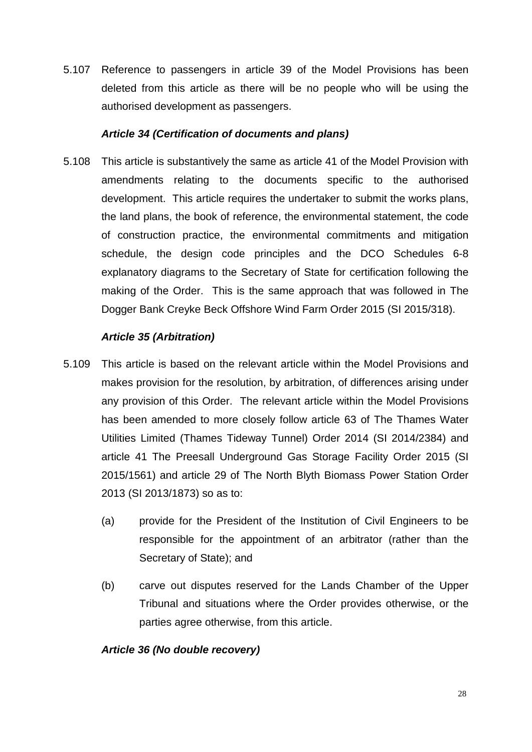5.107 Reference to passengers in article 39 of the Model Provisions has been deleted from this article as there will be no people who will be using the authorised development as passengers.

***Article 34 (Certification of documents and plans)***

5.108 This article is substantively the same as article 41 of the Model Provision with amendments relating to the documents specific to the authorised development. This article requires the undertaker to submit the works plans, the land plans, the book of reference, the environmental statement, the code of construction practice, the environmental commitments and mitigation schedule, the design code principles and the DCO Schedules 6-8 explanatory diagrams to the Secretary of State for certification following the making of the Order. This is the same approach that was followed in The Dogger Bank Creyke Beck Offshore Wind Farm Order 2015 (SI 2015/318).

***Article 35 (Arbitration)***

5.109 This article is based on the relevant article within the Model Provisions and makes provision for the resolution, by arbitration, of differences arising under any provision of this Order. The relevant article within the Model Provisions has been amended to more closely follow article 63 of The Thames Water Utilities Limited (Thames Tideway Tunnel) Order 2014 (SI 2014/2384) and article 41 The Preesall Underground Gas Storage Facility Order 2015 (SI 2015/1561) and article 29 of The North Blyth Biomass Power Station Order 2013 (SI 2013/1873) so as to:

(a) provide for the President of the Institution of Civil Engineers to be responsible for the appointment of an arbitrator (rather than the Secretary of State); and

(b) carve out disputes reserved for the Lands Chamber of the Upper Tribunal and situations where the Order provides otherwise, or the parties agree otherwise, from this article.

***Article 36 (No double recovery)***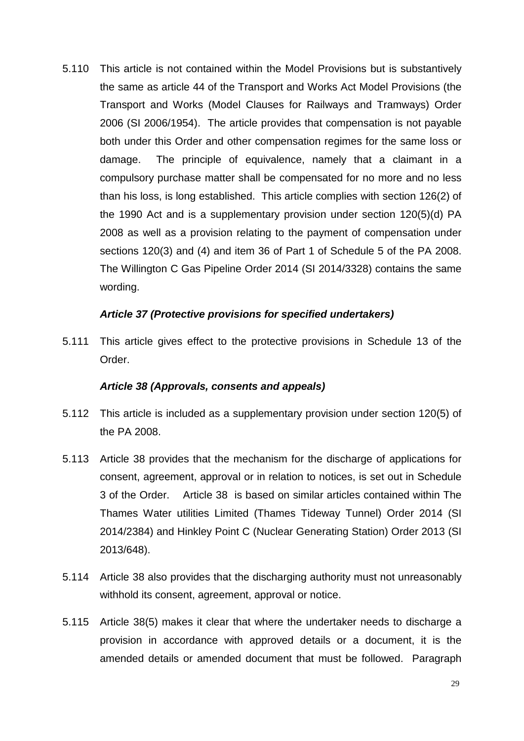5.110 This article is not contained within the Model Provisions but is substantively the same as article 44 of the Transport and Works Act Model Provisions (the Transport and Works (Model Clauses for Railways and Tramways) Order 2006 (SI 2006/1954). The article provides that compensation is not payable both under this Order and other compensation regimes for the same loss or damage. The principle of equivalence, namely that a claimant in a compulsory purchase matter shall be compensated for no more and no less than his loss, is long established. This article complies with section 126(2) of the 1990 Act and is a supplementary provision under section 120(5)(d) PA 2008 as well as a provision relating to the payment of compensation under sections 120(3) and (4) and item 36 of Part 1 of Schedule 5 of the PA 2008. The Willington C Gas Pipeline Order 2014 (SI 2014/3328) contains the same wording.

***Article 37 (Protective provisions for specified undertakers)***

5.111 This article gives effect to the protective provisions in Schedule 13 of the Order.

***Article 38 (Approvals, consents and appeals)***

5.112 This article is included as a supplementary provision under section 120(5) of the PA 2008.

5.113 Article 38 provides that the mechanism for the discharge of applications for consent, agreement, approval or in relation to notices, is set out in Schedule 3 of the Order. Article 38 is based on similar articles contained within The Thames Water utilities Limited (Thames Tideway Tunnel) Order 2014 (SI 2014/2384) and Hinkley Point C (Nuclear Generating Station) Order 2013 (SI 2013/648).

5.114 Article 38 also provides that the discharging authority must not unreasonably withhold its consent, agreement, approval or notice.

5.115 Article 38(5) makes it clear that where the undertaker needs to discharge a provision in accordance with approved details or a document, it is the amended details or amended document that must be followed. Paragraph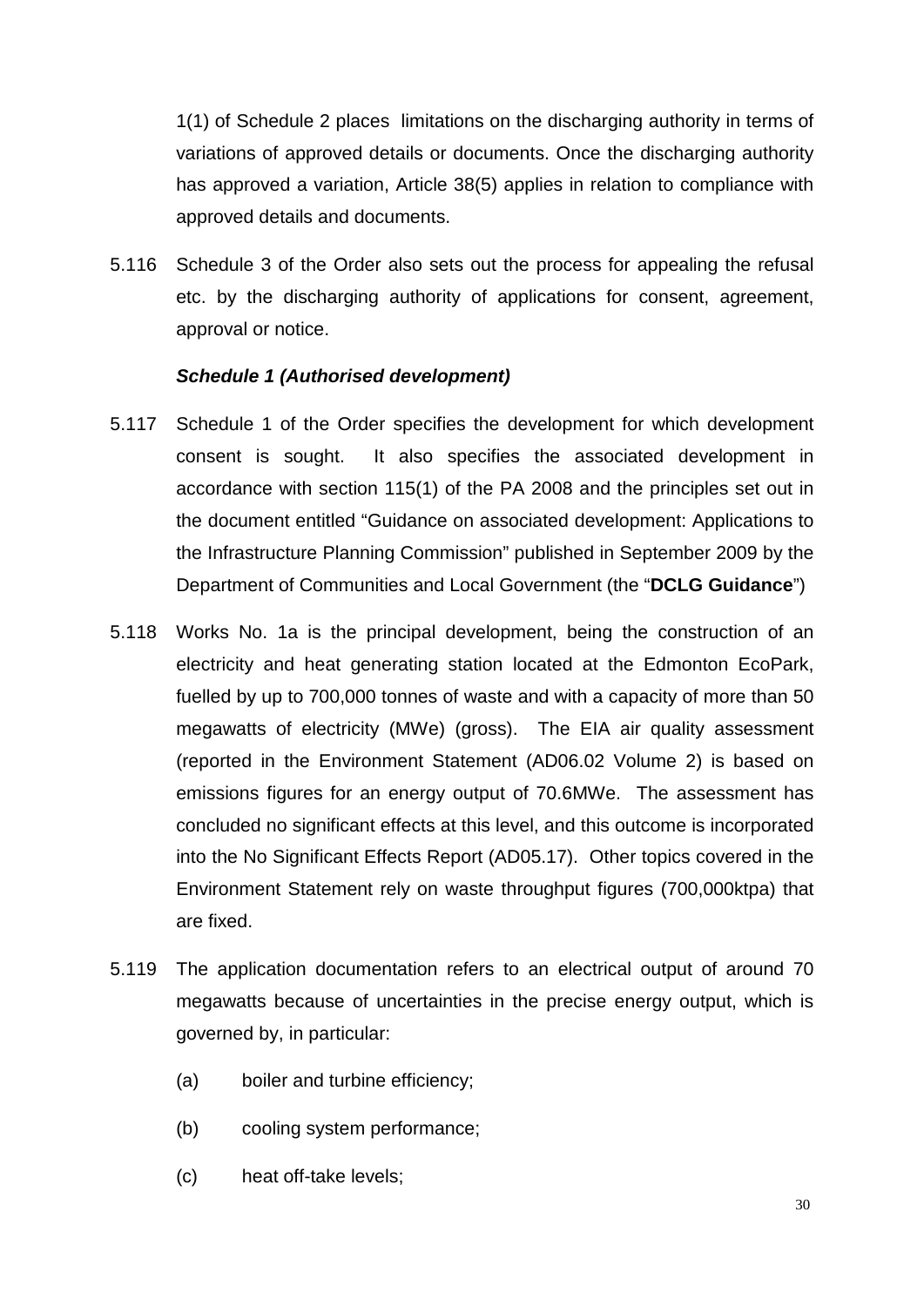1(1) of Schedule 2 places limitations on the discharging authority in terms of variations of approved details or documents. Once the discharging authority has approved a variation, Article 38(5) applies in relation to compliance with approved details and documents.

5.116 Schedule 3 of the Order also sets out the process for appealing the refusal etc. by the discharging authority of applications for consent, agreement, approval or notice.

***Schedule 1 (Authorised development)***

5.117 Schedule 1 of the Order specifies the development for which development consent is sought. It also specifies the associated development in accordance with section 115(1) of the PA 2008 and the principles set out in the document entitled "Guidance on associated development: Applications to the Infrastructure Planning Commission" published in September 2009 by the Department of Communities and Local Government (the "**DCLG Guidance**")

5.118 Works No. 1a is the principal development, being the construction of an electricity and heat generating station located at the Edmonton EcoPark, fuelled by up to 700,000 tonnes of waste and with a capacity of more than 50 megawatts of electricity (MWe) (gross). The EIA air quality assessment (reported in the Environment Statement (AD06.02 Volume 2) is based on emissions figures for an energy output of 70.6MWe. The assessment has concluded no significant effects at this level, and this outcome is incorporated into the No Significant Effects Report (AD05.17). Other topics covered in the Environment Statement rely on waste throughput figures (700,000ktpa) that are fixed.

5.119 The application documentation refers to an electrical output of around 70 megawatts because of uncertainties in the precise energy output, which is governed by, in particular:

(a) boiler and turbine efficiency;

(b) cooling system performance;

(c) heat off-take levels;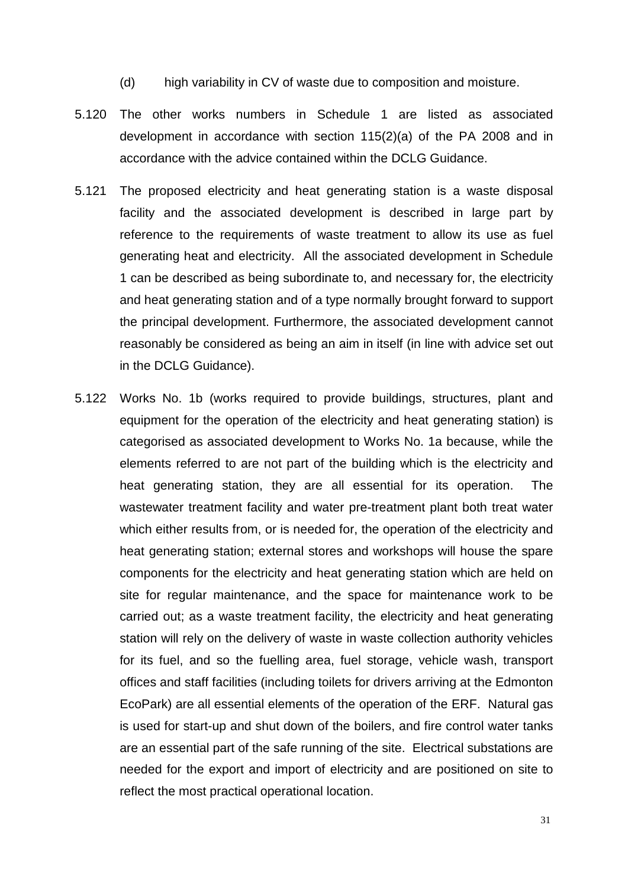(d) high variability in CV of waste due to composition and moisture.

5.120 The other works numbers in Schedule 1 are listed as associated development in accordance with section 115(2)(a) of the PA 2008 and in accordance with the advice contained within the DCLG Guidance.

5.121 The proposed electricity and heat generating station is a waste disposal facility and the associated development is described in large part by reference to the requirements of waste treatment to allow its use as fuel generating heat and electricity. All the associated development in Schedule 1 can be described as being subordinate to, and necessary for, the electricity and heat generating station and of a type normally brought forward to support the principal development. Furthermore, the associated development cannot reasonably be considered as being an aim in itself (in line with advice set out in the DCLG Guidance).

5.122 Works No. 1b (works required to provide buildings, structures, plant and equipment for the operation of the electricity and heat generating station) is categorised as associated development to Works No. 1a because, while the elements referred to are not part of the building which is the electricity and heat generating station, they are all essential for its operation. The wastewater treatment facility and water pre-treatment plant both treat water which either results from, or is needed for, the operation of the electricity and heat generating station; external stores and workshops will house the spare components for the electricity and heat generating station which are held on site for regular maintenance, and the space for maintenance work to be carried out; as a waste treatment facility, the electricity and heat generating station will rely on the delivery of waste in waste collection authority vehicles for its fuel, and so the fuelling area, fuel storage, vehicle wash, transport offices and staff facilities (including toilets for drivers arriving at the Edmonton EcoPark) are all essential elements of the operation of the ERF. Natural gas is used for start-up and shut down of the boilers, and fire control water tanks are an essential part of the safe running of the site. Electrical substations are needed for the export and import of electricity and are positioned on site to reflect the most practical operational location.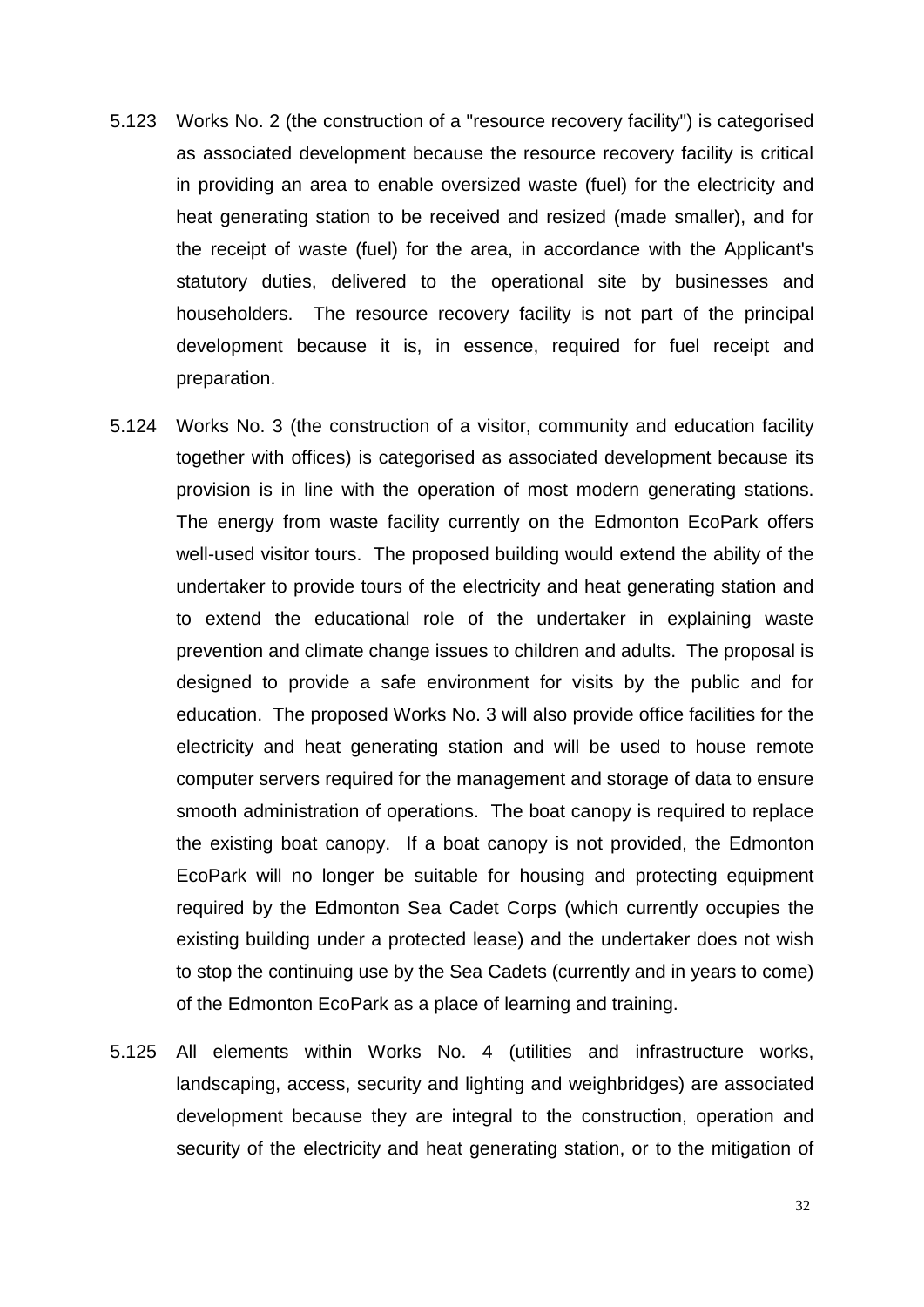5.123 Works No. 2 (the construction of a "resource recovery facility") is categorised as associated development because the resource recovery facility is critical in providing an area to enable oversized waste (fuel) for the electricity and heat generating station to be received and resized (made smaller), and for the receipt of waste (fuel) for the area, in accordance with the Applicant's statutory duties, delivered to the operational site by businesses and householders. The resource recovery facility is not part of the principal development because it is, in essence, required for fuel receipt and preparation.

5.124 Works No. 3 (the construction of a visitor, community and education facility together with offices) is categorised as associated development because its provision is in line with the operation of most modern generating stations. The energy from waste facility currently on the Edmonton EcoPark offers well-used visitor tours. The proposed building would extend the ability of the undertaker to provide tours of the electricity and heat generating station and to extend the educational role of the undertaker in explaining waste prevention and climate change issues to children and adults. The proposal is designed to provide a safe environment for visits by the public and for education. The proposed Works No. 3 will also provide office facilities for the electricity and heat generating station and will be used to house remote computer servers required for the management and storage of data to ensure smooth administration of operations. The boat canopy is required to replace the existing boat canopy. If a boat canopy is not provided, the Edmonton EcoPark will no longer be suitable for housing and protecting equipment required by the Edmonton Sea Cadet Corps (which currently occupies the existing building under a protected lease) and the undertaker does not wish to stop the continuing use by the Sea Cadets (currently and in years to come) of the Edmonton EcoPark as a place of learning and training.

5.125 All elements within Works No. 4 (utilities and infrastructure works, landscaping, access, security and lighting and weighbridges) are associated development because they are integral to the construction, operation and security of the electricity and heat generating station, or to the mitigation of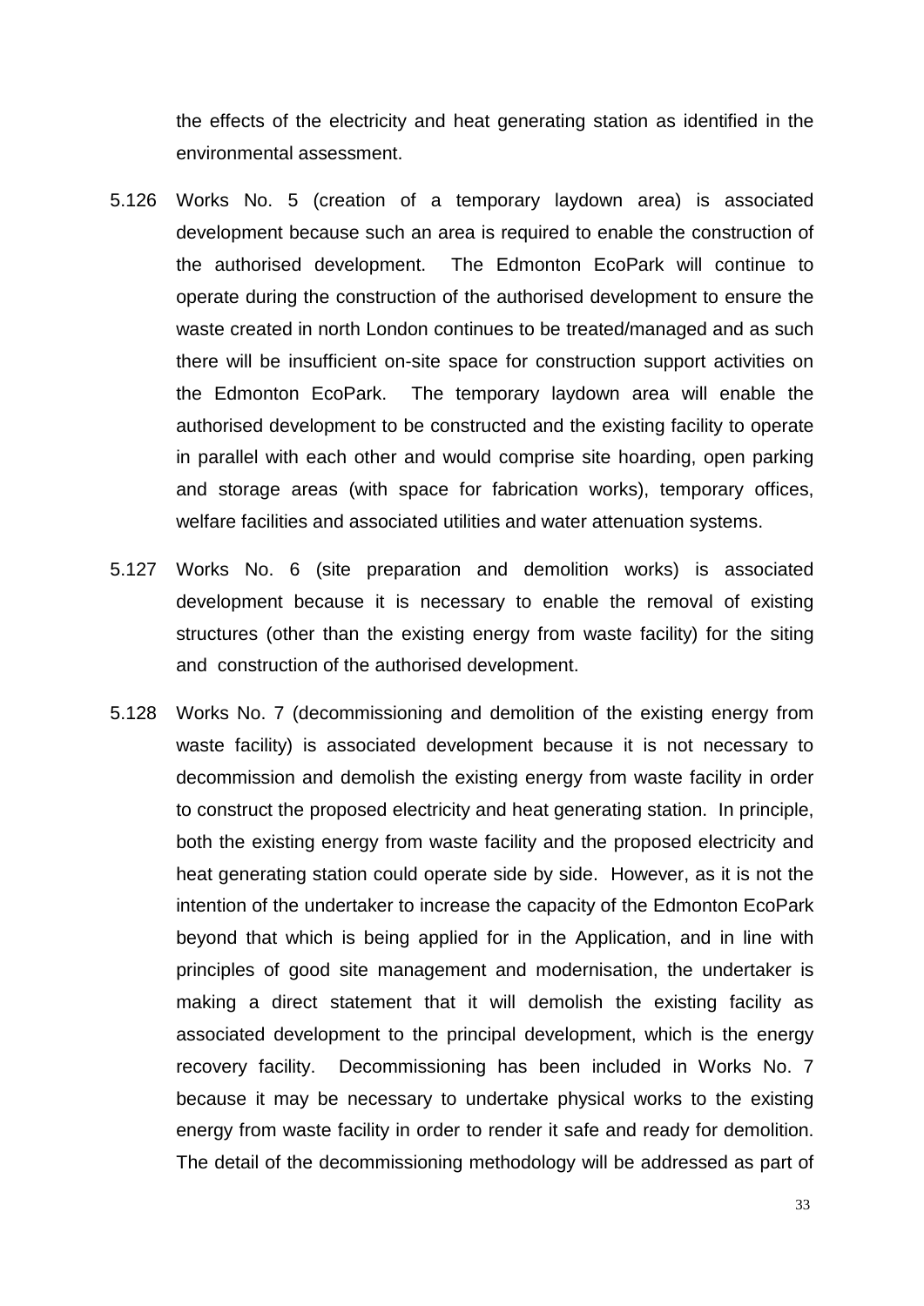the effects of the electricity and heat generating station as identified in the environmental assessment.

5.126 Works No. 5 (creation of a temporary laydown area) is associated development because such an area is required to enable the construction of the authorised development. The Edmonton EcoPark will continue to operate during the construction of the authorised development to ensure the waste created in north London continues to be treated/managed and as such there will be insufficient on-site space for construction support activities on the Edmonton EcoPark. The temporary laydown area will enable the authorised development to be constructed and the existing facility to operate in parallel with each other and would comprise site hoarding, open parking and storage areas (with space for fabrication works), temporary offices, welfare facilities and associated utilities and water attenuation systems.

5.127 Works No. 6 (site preparation and demolition works) is associated development because it is necessary to enable the removal of existing structures (other than the existing energy from waste facility) for the siting and construction of the authorised development.

5.128 Works No. 7 (decommissioning and demolition of the existing energy from waste facility) is associated development because it is not necessary to decommission and demolish the existing energy from waste facility in order to construct the proposed electricity and heat generating station. In principle, both the existing energy from waste facility and the proposed electricity and heat generating station could operate side by side. However, as it is not the intention of the undertaker to increase the capacity of the Edmonton EcoPark beyond that which is being applied for in the Application, and in line with principles of good site management and modernisation, the undertaker is making a direct statement that it will demolish the existing facility as associated development to the principal development, which is the energy recovery facility. Decommissioning has been included in Works No. 7 because it may be necessary to undertake physical works to the existing energy from waste facility in order to render it safe and ready for demolition. The detail of the decommissioning methodology will be addressed as part of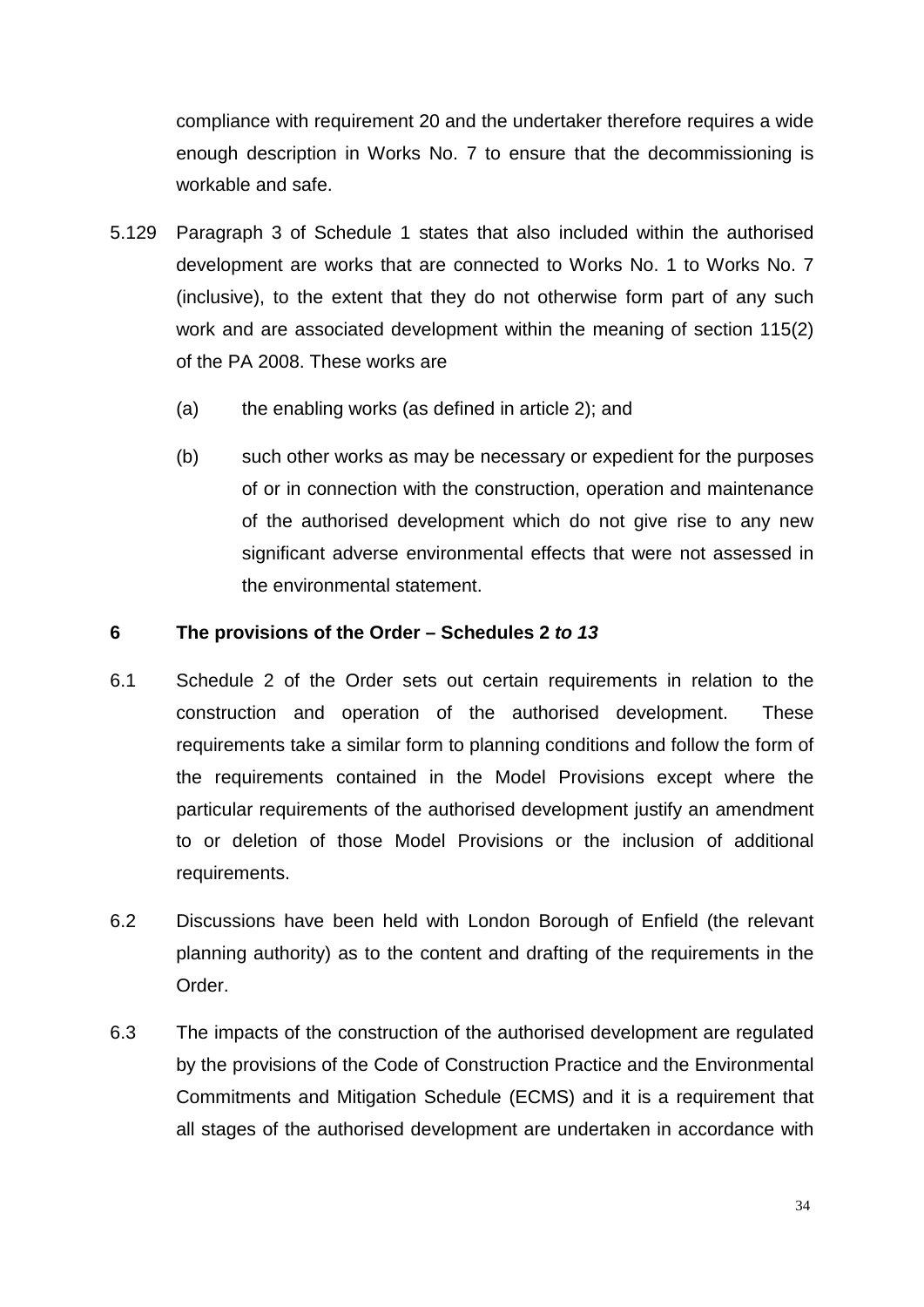compliance with requirement 20 and the undertaker therefore requires a wide enough description in Works No. 7 to ensure that the decommissioning is workable and safe.

5.129 Paragraph 3 of Schedule 1 states that also included within the authorised development are works that are connected to Works No. 1 to Works No. 7 (inclusive), to the extent that they do not otherwise form part of any such work and are associated development within the meaning of section 115(2) of the PA 2008. These works are

(a) the enabling works (as defined in article 2); and

(b) such other works as may be necessary or expedient for the purposes of or in connection with the construction, operation and maintenance of the authorised development which do not give rise to any new significant adverse environmental effects that were not assessed in the environmental statement.

## 6 The provisions of the Order – Schedules 2 *to 13*

6.1 Schedule 2 of the Order sets out certain requirements in relation to the construction and operation of the authorised development. These requirements take a similar form to planning conditions and follow the form of the requirements contained in the Model Provisions except where the particular requirements of the authorised development justify an amendment to or deletion of those Model Provisions or the inclusion of additional requirements.

6.2 Discussions have been held with London Borough of Enfield (the relevant planning authority) as to the content and drafting of the requirements in the Order.

6.3 The impacts of the construction of the authorised development are regulated by the provisions of the Code of Construction Practice and the Environmental Commitments and Mitigation Schedule (ECMS) and it is a requirement that all stages of the authorised development are undertaken in accordance with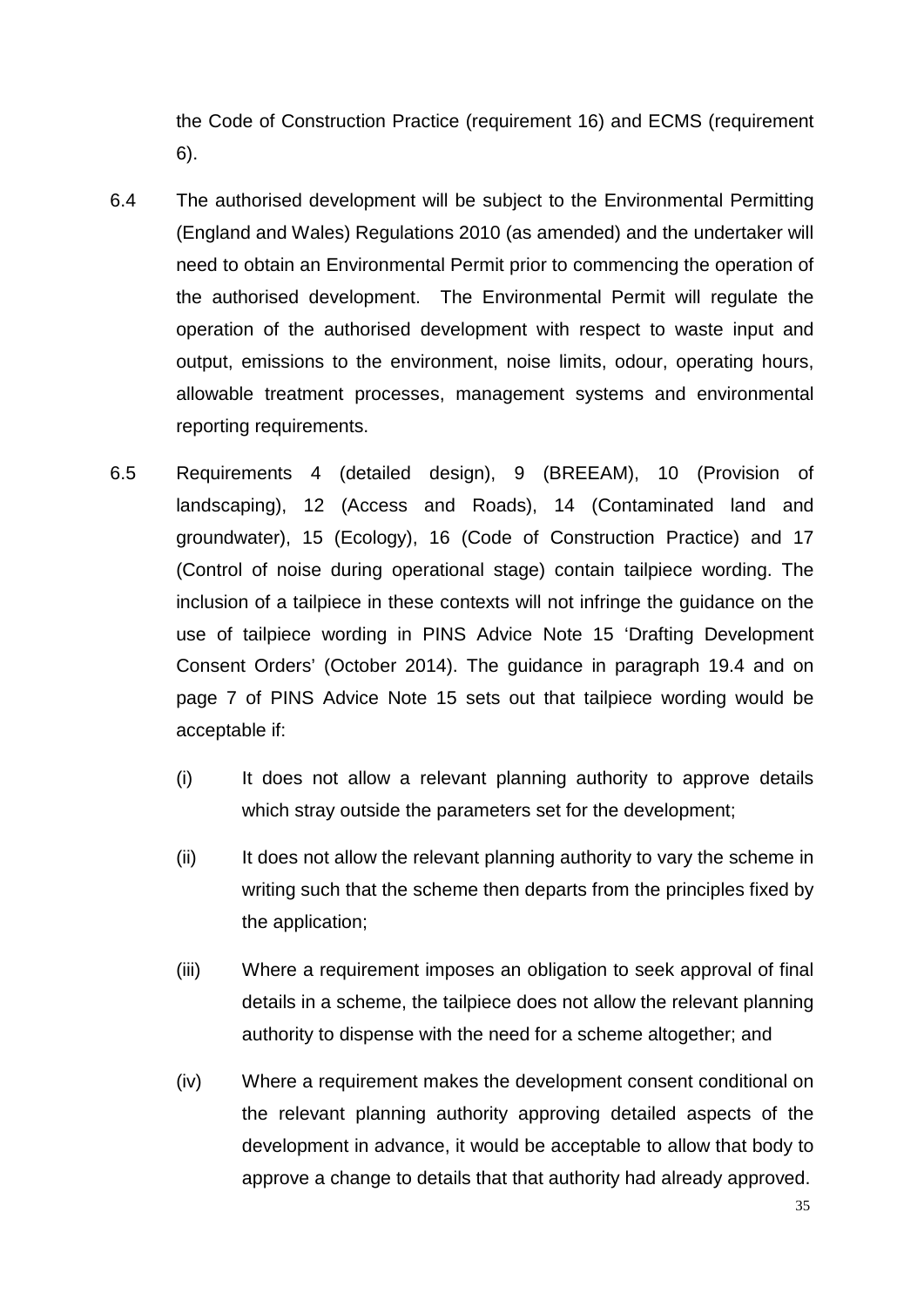the Code of Construction Practice (requirement 16) and ECMS (requirement 6).

6.4 The authorised development will be subject to the Environmental Permitting (England and Wales) Regulations 2010 (as amended) and the undertaker will need to obtain an Environmental Permit prior to commencing the operation of the authorised development. The Environmental Permit will regulate the operation of the authorised development with respect to waste input and output, emissions to the environment, noise limits, odour, operating hours, allowable treatment processes, management systems and environmental reporting requirements.

6.5 Requirements 4 (detailed design), 9 (BREEAM), 10 (Provision of landscaping), 12 (Access and Roads), 14 (Contaminated land and groundwater), 15 (Ecology), 16 (Code of Construction Practice) and 17 (Control of noise during operational stage) contain tailpiece wording. The inclusion of a tailpiece in these contexts will not infringe the guidance on the use of tailpiece wording in PINS Advice Note 15 'Drafting Development Consent Orders' (October 2014). The guidance in paragraph 19.4 and on page 7 of PINS Advice Note 15 sets out that tailpiece wording would be acceptable if:

(i) It does not allow a relevant planning authority to approve details which stray outside the parameters set for the development;

(ii) It does not allow the relevant planning authority to vary the scheme in writing such that the scheme then departs from the principles fixed by the application;

(iii) Where a requirement imposes an obligation to seek approval of final details in a scheme, the tailpiece does not allow the relevant planning authority to dispense with the need for a scheme altogether; and

(iv) Where a requirement makes the development consent conditional on the relevant planning authority approving detailed aspects of the development in advance, it would be acceptable to allow that body to approve a change to details that that authority had already approved.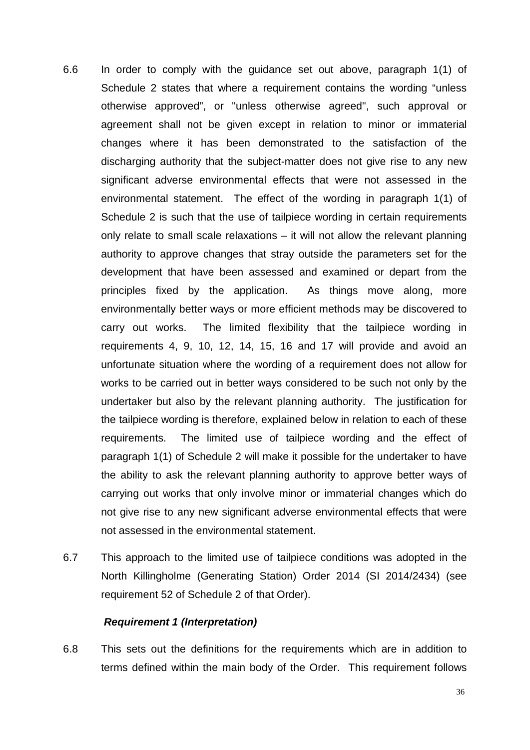6.6 In order to comply with the guidance set out above, paragraph 1(1) of Schedule 2 states that where a requirement contains the wording "unless otherwise approved", or "unless otherwise agreed", such approval or agreement shall not be given except in relation to minor or immaterial changes where it has been demonstrated to the satisfaction of the discharging authority that the subject-matter does not give rise to any new significant adverse environmental effects that were not assessed in the environmental statement. The effect of the wording in paragraph 1(1) of Schedule 2 is such that the use of tailpiece wording in certain requirements only relate to small scale relaxations – it will not allow the relevant planning authority to approve changes that stray outside the parameters set for the development that have been assessed and examined or depart from the principles fixed by the application. As things move along, more environmentally better ways or more efficient methods may be discovered to carry out works. The limited flexibility that the tailpiece wording in requirements 4, 9, 10, 12, 14, 15, 16 and 17 will provide and avoid an unfortunate situation where the wording of a requirement does not allow for works to be carried out in better ways considered to be such not only by the undertaker but also by the relevant planning authority. The justification for the tailpiece wording is therefore, explained below in relation to each of these requirements. The limited use of tailpiece wording and the effect of paragraph 1(1) of Schedule 2 will make it possible for the undertaker to have the ability to ask the relevant planning authority to approve better ways of carrying out works that only involve minor or immaterial changes which do not give rise to any new significant adverse environmental effects that were not assessed in the environmental statement.

6.7 This approach to the limited use of tailpiece conditions was adopted in the North Killingholme (Generating Station) Order 2014 (SI 2014/2434) (see requirement 52 of Schedule 2 of that Order).

***Requirement 1 (Interpretation)***

6.8 This sets out the definitions for the requirements which are in addition to terms defined within the main body of the Order. This requirement follows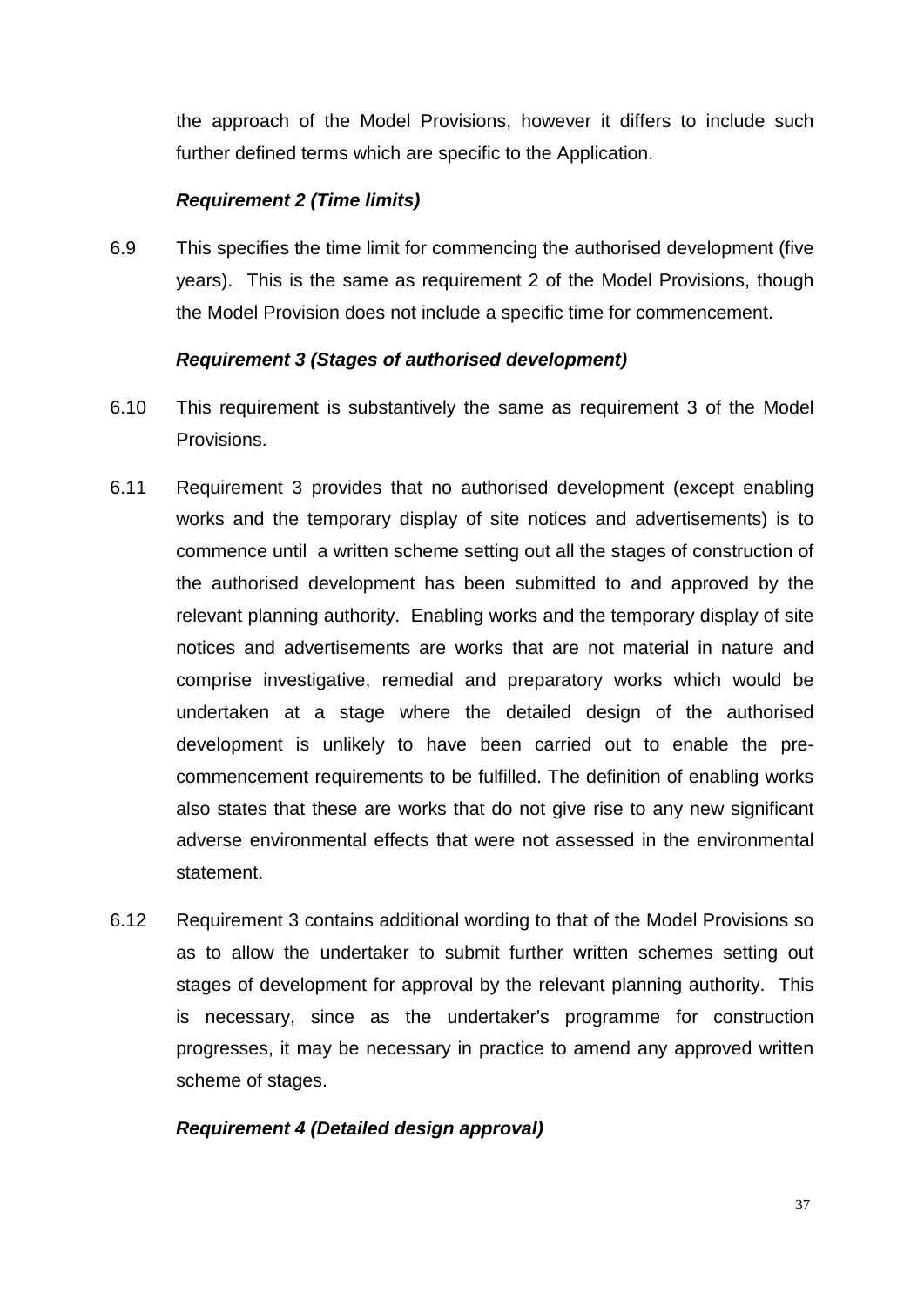the approach of the Model Provisions, however it differs to include such further defined terms which are specific to the Application.

***Requirement 2 (Time limits)***

6.9 This specifies the time limit for commencing the authorised development (five years). This is the same as requirement 2 of the Model Provisions, though the Model Provision does not include a specific time for commencement.

***Requirement 3 (Stages of authorised development)***

6.10 This requirement is substantively the same as requirement 3 of the Model Provisions.

6.11 Requirement 3 provides that no authorised development (except enabling works and the temporary display of site notices and advertisements) is to commence until a written scheme setting out all the stages of construction of the authorised development has been submitted to and approved by the relevant planning authority. Enabling works and the temporary display of site notices and advertisements are works that are not material in nature and comprise investigative, remedial and preparatory works which would be undertaken at a stage where the detailed design of the authorised development is unlikely to have been carried out to enable the pre-commencement requirements to be fulfilled. The definition of enabling works also states that these are works that do not give rise to any new significant adverse environmental effects that were not assessed in the environmental statement.

6.12 Requirement 3 contains additional wording to that of the Model Provisions so as to allow the undertaker to submit further written schemes setting out stages of development for approval by the relevant planning authority. This is necessary, since as the undertaker's programme for construction progresses, it may be necessary in practice to amend any approved written scheme of stages.

***Requirement 4 (Detailed design approval)***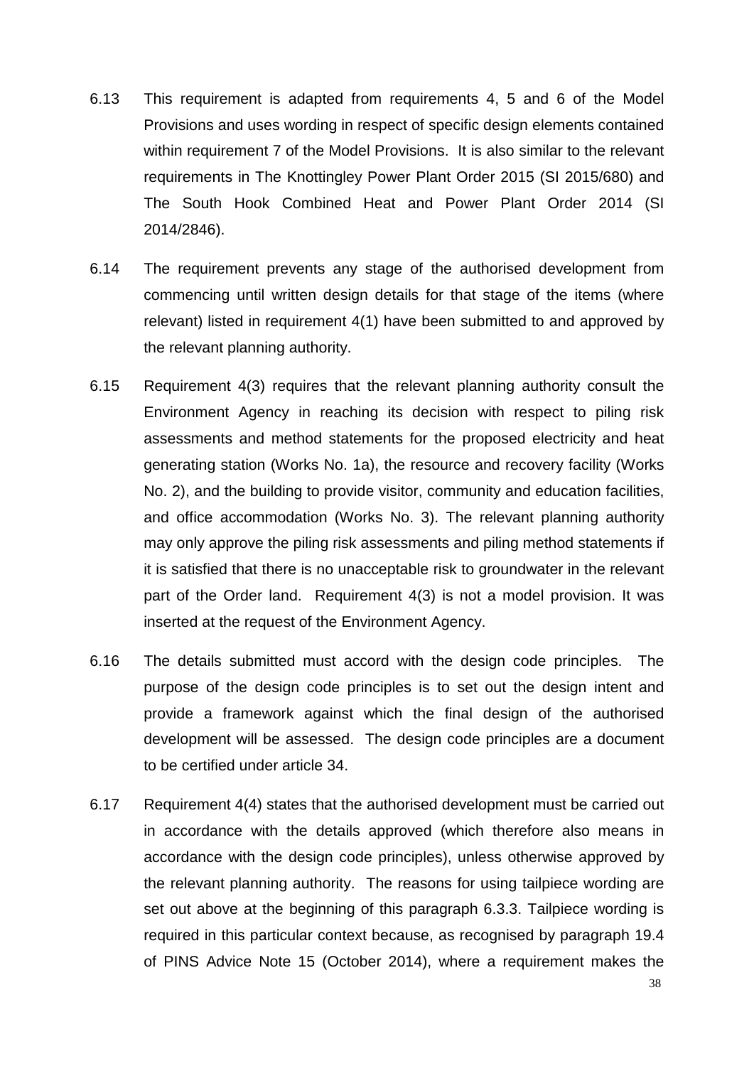6.13 This requirement is adapted from requirements 4, 5 and 6 of the Model Provisions and uses wording in respect of specific design elements contained within requirement 7 of the Model Provisions. It is also similar to the relevant requirements in The Knottingley Power Plant Order 2015 (SI 2015/680) and The South Hook Combined Heat and Power Plant Order 2014 (SI 2014/2846).

6.14 The requirement prevents any stage of the authorised development from commencing until written design details for that stage of the items (where relevant) listed in requirement 4(1) have been submitted to and approved by the relevant planning authority.

6.15 Requirement 4(3) requires that the relevant planning authority consult the Environment Agency in reaching its decision with respect to piling risk assessments and method statements for the proposed electricity and heat generating station (Works No. 1a), the resource and recovery facility (Works No. 2), and the building to provide visitor, community and education facilities, and office accommodation (Works No. 3). The relevant planning authority may only approve the piling risk assessments and piling method statements if it is satisfied that there is no unacceptable risk to groundwater in the relevant part of the Order land. Requirement 4(3) is not a model provision. It was inserted at the request of the Environment Agency.

6.16 The details submitted must accord with the design code principles. The purpose of the design code principles is to set out the design intent and provide a framework against which the final design of the authorised development will be assessed. The design code principles are a document to be certified under article 34.

6.17 Requirement 4(4) states that the authorised development must be carried out in accordance with the details approved (which therefore also means in accordance with the design code principles), unless otherwise approved by the relevant planning authority. The reasons for using tailpiece wording are set out above at the beginning of this paragraph 6.3.3. Tailpiece wording is required in this particular context because, as recognised by paragraph 19.4 of PINS Advice Note 15 (October 2014), where a requirement makes the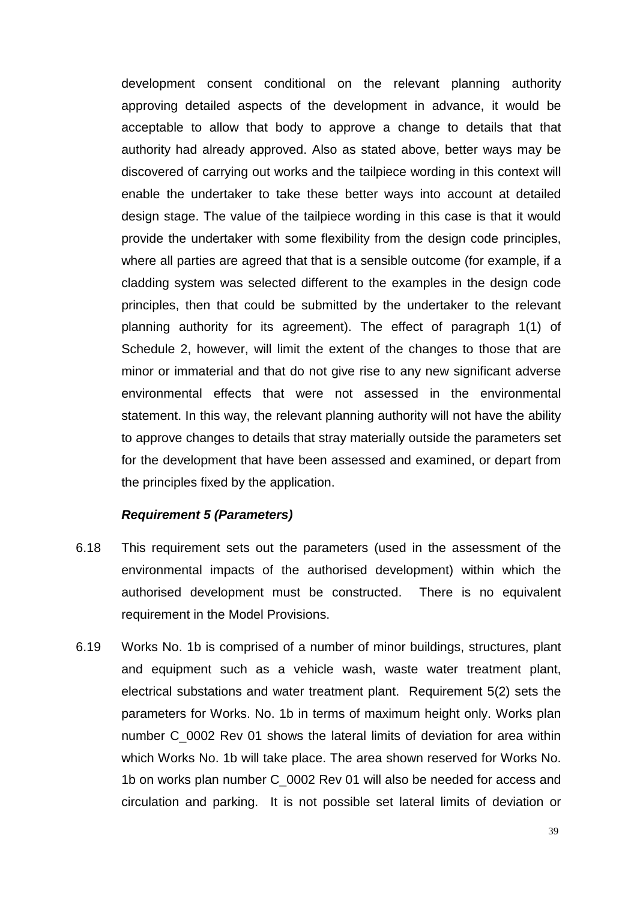development consent conditional on the relevant planning authority approving detailed aspects of the development in advance, it would be acceptable to allow that body to approve a change to details that that authority had already approved. Also as stated above, better ways may be discovered of carrying out works and the tailpiece wording in this context will enable the undertaker to take these better ways into account at detailed design stage. The value of the tailpiece wording in this case is that it would provide the undertaker with some flexibility from the design code principles, where all parties are agreed that that is a sensible outcome (for example, if a cladding system was selected different to the examples in the design code principles, then that could be submitted by the undertaker to the relevant planning authority for its agreement). The effect of paragraph 1(1) of Schedule 2, however, will limit the extent of the changes to those that are minor or immaterial and that do not give rise to any new significant adverse environmental effects that were not assessed in the environmental statement. In this way, the relevant planning authority will not have the ability to approve changes to details that stray materially outside the parameters set for the development that have been assessed and examined, or depart from the principles fixed by the application.

***Requirement 5 (Parameters)***

6.18 This requirement sets out the parameters (used in the assessment of the environmental impacts of the authorised development) within which the authorised development must be constructed. There is no equivalent requirement in the Model Provisions.

6.19 Works No. 1b is comprised of a number of minor buildings, structures, plant and equipment such as a vehicle wash, waste water treatment plant, electrical substations and water treatment plant. Requirement 5(2) sets the parameters for Works. No. 1b in terms of maximum height only. Works plan number C_0002 Rev 01 shows the lateral limits of deviation for area within which Works No. 1b will take place. The area shown reserved for Works No. 1b on works plan number C_0002 Rev 01 will also be needed for access and circulation and parking. It is not possible set lateral limits of deviation or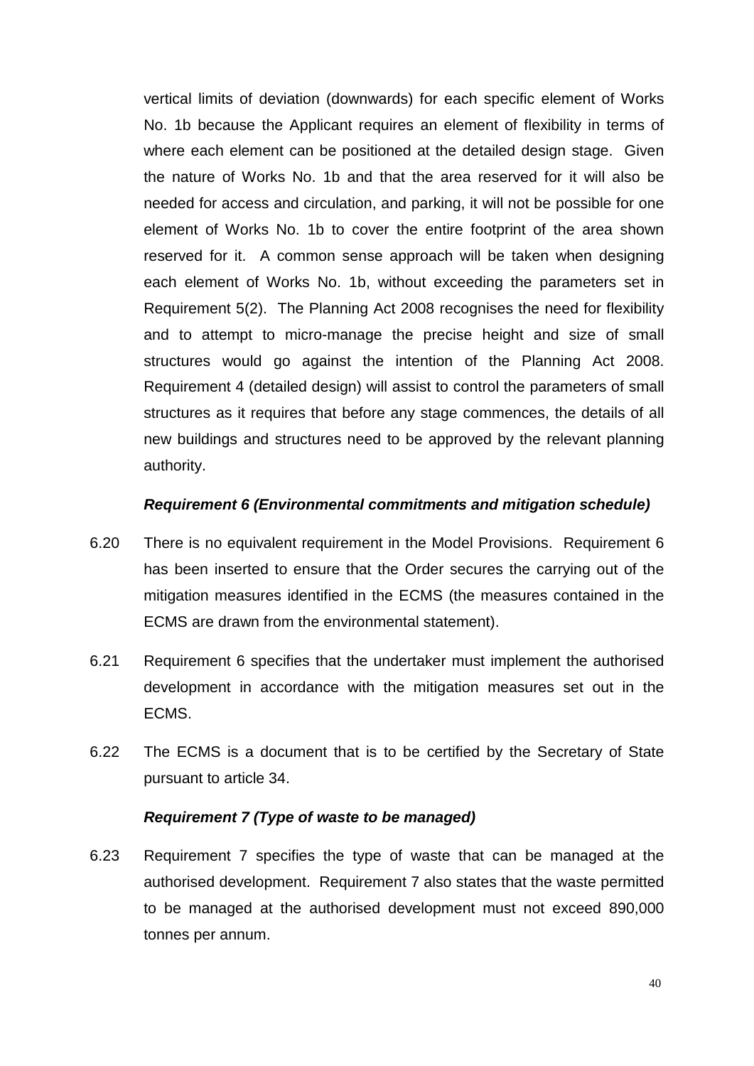vertical limits of deviation (downwards) for each specific element of Works No. 1b because the Applicant requires an element of flexibility in terms of where each element can be positioned at the detailed design stage. Given the nature of Works No. 1b and that the area reserved for it will also be needed for access and circulation, and parking, it will not be possible for one element of Works No. 1b to cover the entire footprint of the area shown reserved for it. A common sense approach will be taken when designing each element of Works No. 1b, without exceeding the parameters set in Requirement 5(2). The Planning Act 2008 recognises the need for flexibility and to attempt to micro-manage the precise height and size of small structures would go against the intention of the Planning Act 2008. Requirement 4 (detailed design) will assist to control the parameters of small structures as it requires that before any stage commences, the details of all new buildings and structures need to be approved by the relevant planning authority.

***Requirement 6 (Environmental commitments and mitigation schedule)***

6.20 There is no equivalent requirement in the Model Provisions. Requirement 6 has been inserted to ensure that the Order secures the carrying out of the mitigation measures identified in the ECMS (the measures contained in the ECMS are drawn from the environmental statement).

6.21 Requirement 6 specifies that the undertaker must implement the authorised development in accordance with the mitigation measures set out in the ECMS.

6.22 The ECMS is a document that is to be certified by the Secretary of State pursuant to article 34.

***Requirement 7 (Type of waste to be managed)***

6.23 Requirement 7 specifies the type of waste that can be managed at the authorised development. Requirement 7 also states that the waste permitted to be managed at the authorised development must not exceed 890,000 tonnes per annum.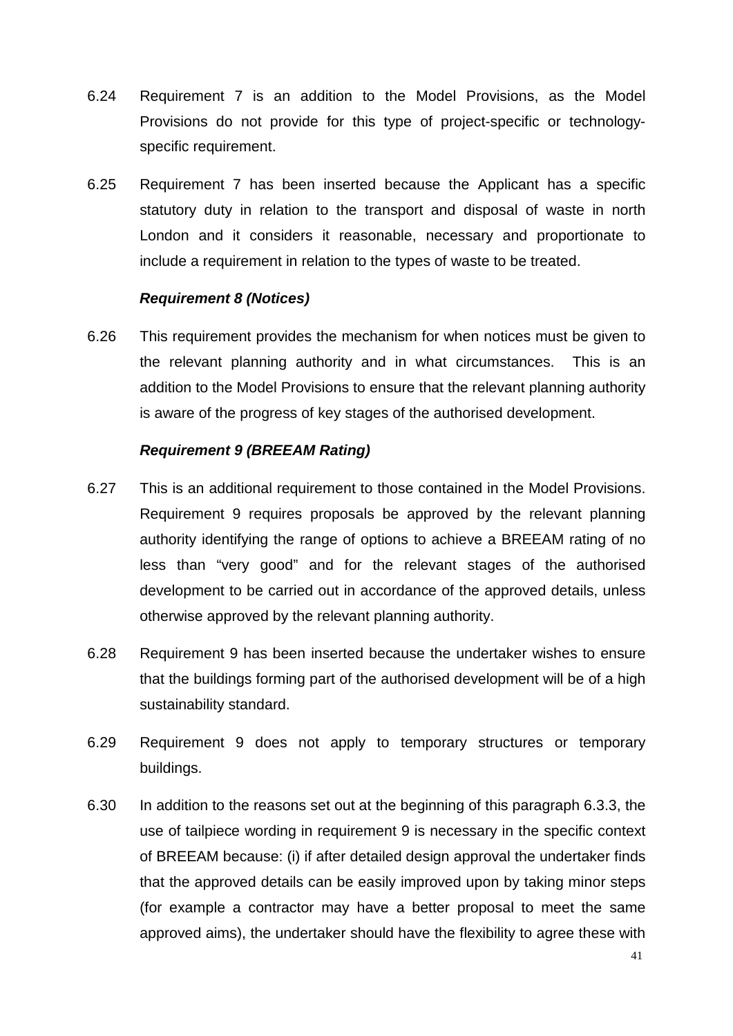6.24 Requirement 7 is an addition to the Model Provisions, as the Model Provisions do not provide for this type of project-specific or technology-specific requirement.

6.25 Requirement 7 has been inserted because the Applicant has a specific statutory duty in relation to the transport and disposal of waste in north London and it considers it reasonable, necessary and proportionate to include a requirement in relation to the types of waste to be treated.

***Requirement 8 (Notices)***

6.26 This requirement provides the mechanism for when notices must be given to the relevant planning authority and in what circumstances. This is an addition to the Model Provisions to ensure that the relevant planning authority is aware of the progress of key stages of the authorised development.

***Requirement 9 (BREEAM Rating)***

6.27 This is an additional requirement to those contained in the Model Provisions. Requirement 9 requires proposals be approved by the relevant planning authority identifying the range of options to achieve a BREEAM rating of no less than "very good" and for the relevant stages of the authorised development to be carried out in accordance of the approved details, unless otherwise approved by the relevant planning authority.

6.28 Requirement 9 has been inserted because the undertaker wishes to ensure that the buildings forming part of the authorised development will be of a high sustainability standard.

6.29 Requirement 9 does not apply to temporary structures or temporary buildings.

6.30 In addition to the reasons set out at the beginning of this paragraph 6.3.3, the use of tailpiece wording in requirement 9 is necessary in the specific context of BREEAM because: (i) if after detailed design approval the undertaker finds that the approved details can be easily improved upon by taking minor steps (for example a contractor may have a better proposal to meet the same approved aims), the undertaker should have the flexibility to agree these with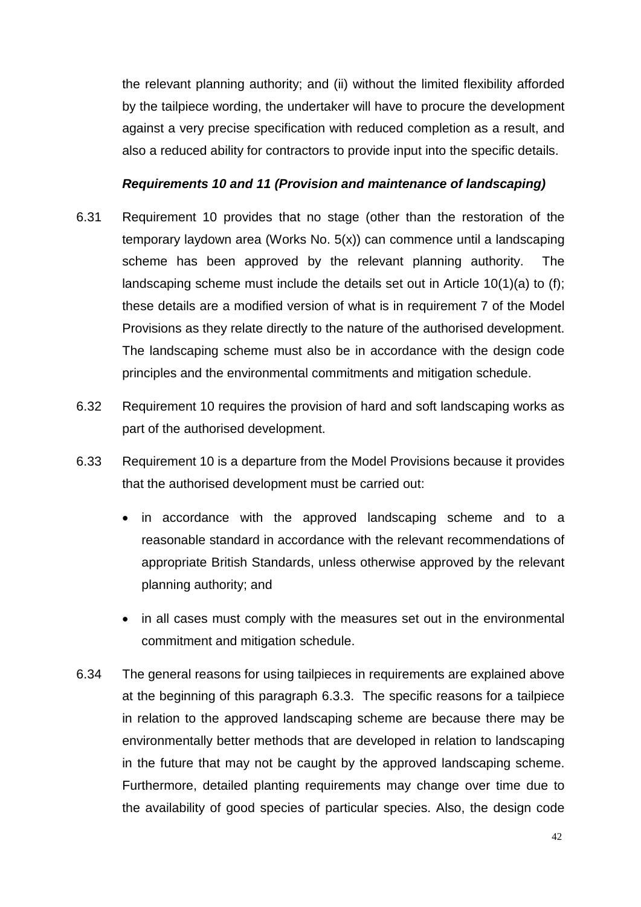the relevant planning authority; and (ii) without the limited flexibility afforded by the tailpiece wording, the undertaker will have to procure the development against a very precise specification with reduced completion as a result, and also a reduced ability for contractors to provide input into the specific details.

***Requirements 10 and 11 (Provision and maintenance of landscaping)***

6.31 Requirement 10 provides that no stage (other than the restoration of the temporary laydown area (Works No. 5(x)) can commence until a landscaping scheme has been approved by the relevant planning authority. The landscaping scheme must include the details set out in Article 10(1)(a) to (f); these details are a modified version of what is in requirement 7 of the Model Provisions as they relate directly to the nature of the authorised development. The landscaping scheme must also be in accordance with the design code principles and the environmental commitments and mitigation schedule.

6.32 Requirement 10 requires the provision of hard and soft landscaping works as part of the authorised development.

6.33 Requirement 10 is a departure from the Model Provisions because it provides that the authorised development must be carried out:

- in accordance with the approved landscaping scheme and to a reasonable standard in accordance with the relevant recommendations of appropriate British Standards, unless otherwise approved by the relevant planning authority; and
- in all cases must comply with the measures set out in the environmental commitment and mitigation schedule.

6.34 The general reasons for using tailpieces in requirements are explained above at the beginning of this paragraph 6.3.3. The specific reasons for a tailpiece in relation to the approved landscaping scheme are because there may be environmentally better methods that are developed in relation to landscaping in the future that may not be caught by the approved landscaping scheme. Furthermore, detailed planting requirements may change over time due to the availability of good species of particular species. Also, the design code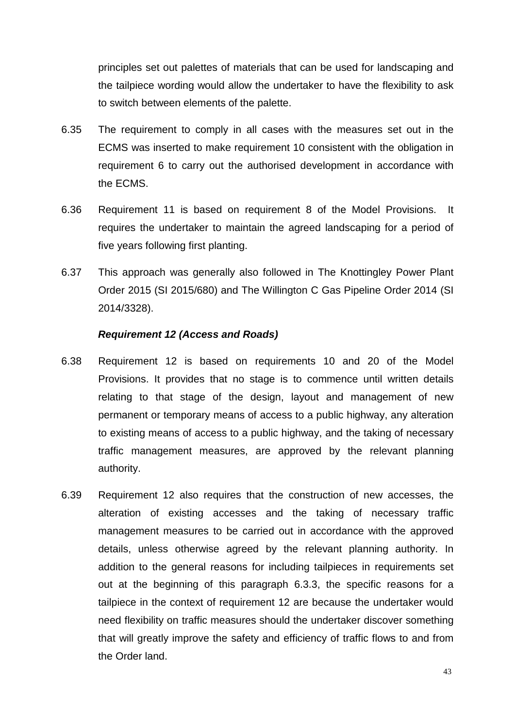principles set out palettes of materials that can be used for landscaping and the tailpiece wording would allow the undertaker to have the flexibility to ask to switch between elements of the palette.

6.35 The requirement to comply in all cases with the measures set out in the ECMS was inserted to make requirement 10 consistent with the obligation in requirement 6 to carry out the authorised development in accordance with the ECMS.

6.36 Requirement 11 is based on requirement 8 of the Model Provisions. It requires the undertaker to maintain the agreed landscaping for a period of five years following first planting.

6.37 This approach was generally also followed in The Knottingley Power Plant Order 2015 (SI 2015/680) and The Willington C Gas Pipeline Order 2014 (SI 2014/3328).

***Requirement 12 (Access and Roads)***

6.38 Requirement 12 is based on requirements 10 and 20 of the Model Provisions. It provides that no stage is to commence until written details relating to that stage of the design, layout and management of new permanent or temporary means of access to a public highway, any alteration to existing means of access to a public highway, and the taking of necessary traffic management measures, are approved by the relevant planning authority.

6.39 Requirement 12 also requires that the construction of new accesses, the alteration of existing accesses and the taking of necessary traffic management measures to be carried out in accordance with the approved details, unless otherwise agreed by the relevant planning authority. In addition to the general reasons for including tailpieces in requirements set out at the beginning of this paragraph 6.3.3, the specific reasons for a tailpiece in the context of requirement 12 are because the undertaker would need flexibility on traffic measures should the undertaker discover something that will greatly improve the safety and efficiency of traffic flows to and from the Order land.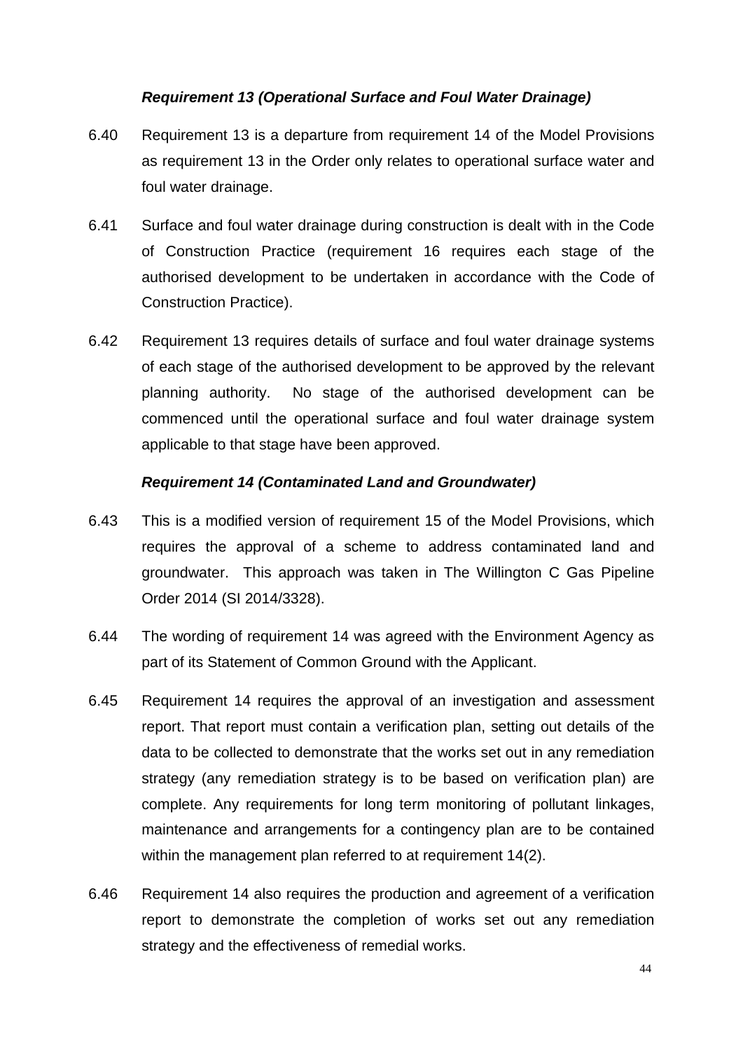### *Requirement 13 (Operational Surface and Foul Water Drainage)*

6.40 Requirement 13 is a departure from requirement 14 of the Model Provisions as requirement 13 in the Order only relates to operational surface water and foul water drainage.

6.41 Surface and foul water drainage during construction is dealt with in the Code of Construction Practice (requirement 16 requires each stage of the authorised development to be undertaken in accordance with the Code of Construction Practice).

6.42 Requirement 13 requires details of surface and foul water drainage systems of each stage of the authorised development to be approved by the relevant planning authority. No stage of the authorised development can be commenced until the operational surface and foul water drainage system applicable to that stage have been approved.

### *Requirement 14 (Contaminated Land and Groundwater)*

6.43 This is a modified version of requirement 15 of the Model Provisions, which requires the approval of a scheme to address contaminated land and groundwater. This approach was taken in The Willington C Gas Pipeline Order 2014 (SI 2014/3328).

6.44 The wording of requirement 14 was agreed with the Environment Agency as part of its Statement of Common Ground with the Applicant.

6.45 Requirement 14 requires the approval of an investigation and assessment report. That report must contain a verification plan, setting out details of the data to be collected to demonstrate that the works set out in any remediation strategy (any remediation strategy is to be based on verification plan) are complete. Any requirements for long term monitoring of pollutant linkages, maintenance and arrangements for a contingency plan are to be contained within the management plan referred to at requirement 14(2).

6.46 Requirement 14 also requires the production and agreement of a verification report to demonstrate the completion of works set out any remediation strategy and the effectiveness of remedial works.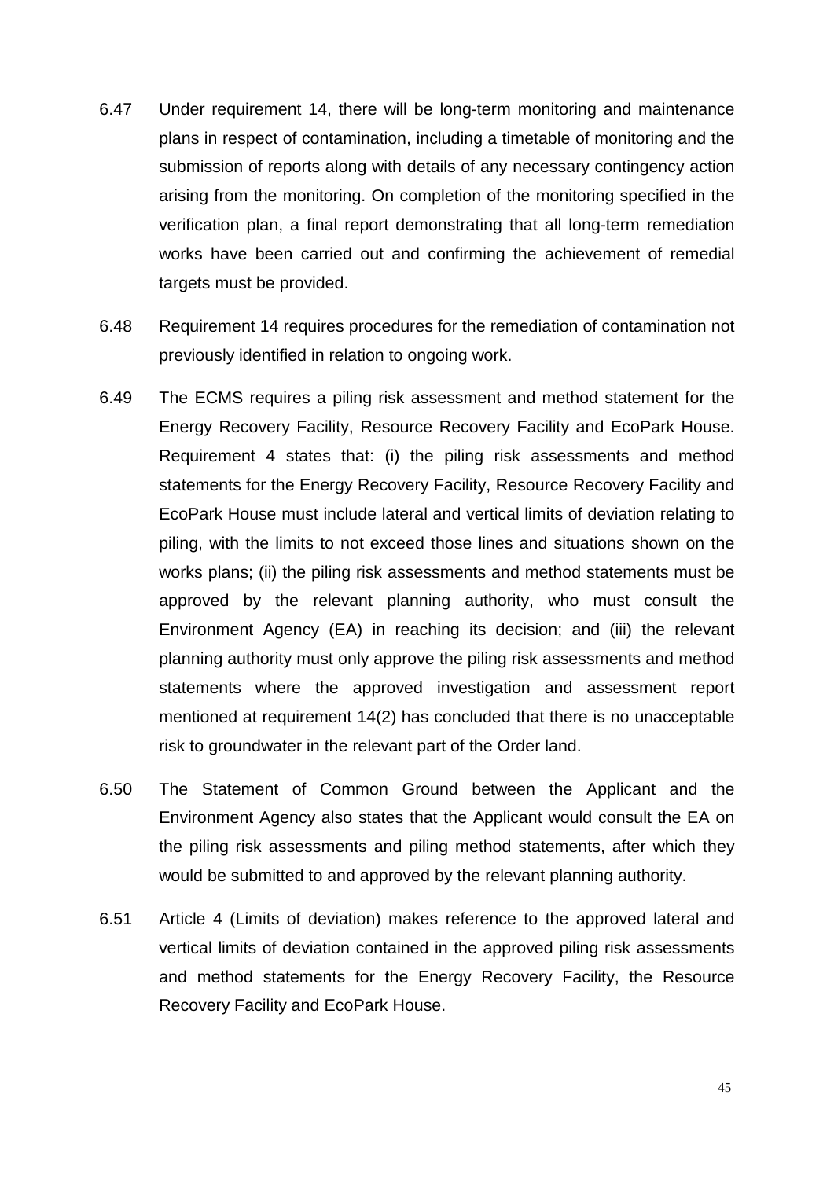6.47 Under requirement 14, there will be long-term monitoring and maintenance plans in respect of contamination, including a timetable of monitoring and the submission of reports along with details of any necessary contingency action arising from the monitoring. On completion of the monitoring specified in the verification plan, a final report demonstrating that all long-term remediation works have been carried out and confirming the achievement of remedial targets must be provided.

6.48 Requirement 14 requires procedures for the remediation of contamination not previously identified in relation to ongoing work.

6.49 The ECMS requires a piling risk assessment and method statement for the Energy Recovery Facility, Resource Recovery Facility and EcoPark House. Requirement 4 states that: (i) the piling risk assessments and method statements for the Energy Recovery Facility, Resource Recovery Facility and EcoPark House must include lateral and vertical limits of deviation relating to piling, with the limits to not exceed those lines and situations shown on the works plans; (ii) the piling risk assessments and method statements must be approved by the relevant planning authority, who must consult the Environment Agency (EA) in reaching its decision; and (iii) the relevant planning authority must only approve the piling risk assessments and method statements where the approved investigation and assessment report mentioned at requirement 14(2) has concluded that there is no unacceptable risk to groundwater in the relevant part of the Order land.

6.50 The Statement of Common Ground between the Applicant and the Environment Agency also states that the Applicant would consult the EA on the piling risk assessments and piling method statements, after which they would be submitted to and approved by the relevant planning authority.

6.51 Article 4 (Limits of deviation) makes reference to the approved lateral and vertical limits of deviation contained in the approved piling risk assessments and method statements for the Energy Recovery Facility, the Resource Recovery Facility and EcoPark House.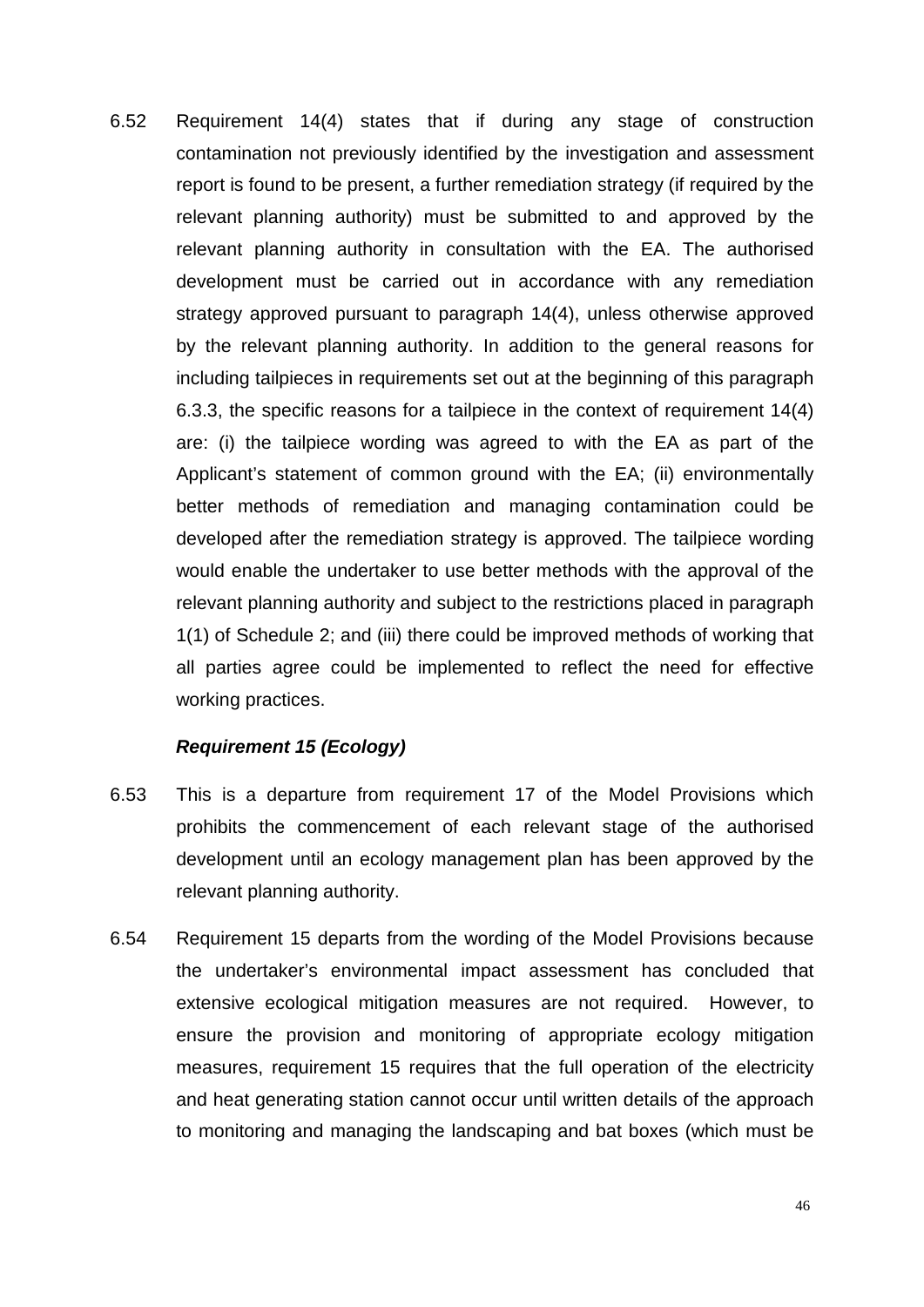6.52 Requirement 14(4) states that if during any stage of construction contamination not previously identified by the investigation and assessment report is found to be present, a further remediation strategy (if required by the relevant planning authority) must be submitted to and approved by the relevant planning authority in consultation with the EA. The authorised development must be carried out in accordance with any remediation strategy approved pursuant to paragraph 14(4), unless otherwise approved by the relevant planning authority. In addition to the general reasons for including tailpieces in requirements set out at the beginning of this paragraph 6.3.3, the specific reasons for a tailpiece in the context of requirement 14(4) are: (i) the tailpiece wording was agreed to with the EA as part of the Applicant's statement of common ground with the EA; (ii) environmentally better methods of remediation and managing contamination could be developed after the remediation strategy is approved. The tailpiece wording would enable the undertaker to use better methods with the approval of the relevant planning authority and subject to the restrictions placed in paragraph 1(1) of Schedule 2; and (iii) there could be improved methods of working that all parties agree could be implemented to reflect the need for effective working practices.

***Requirement 15 (Ecology)***

6.53 This is a departure from requirement 17 of the Model Provisions which prohibits the commencement of each relevant stage of the authorised development until an ecology management plan has been approved by the relevant planning authority.

6.54 Requirement 15 departs from the wording of the Model Provisions because the undertaker's environmental impact assessment has concluded that extensive ecological mitigation measures are not required. However, to ensure the provision and monitoring of appropriate ecology mitigation measures, requirement 15 requires that the full operation of the electricity and heat generating station cannot occur until written details of the approach to monitoring and managing the landscaping and bat boxes (which must be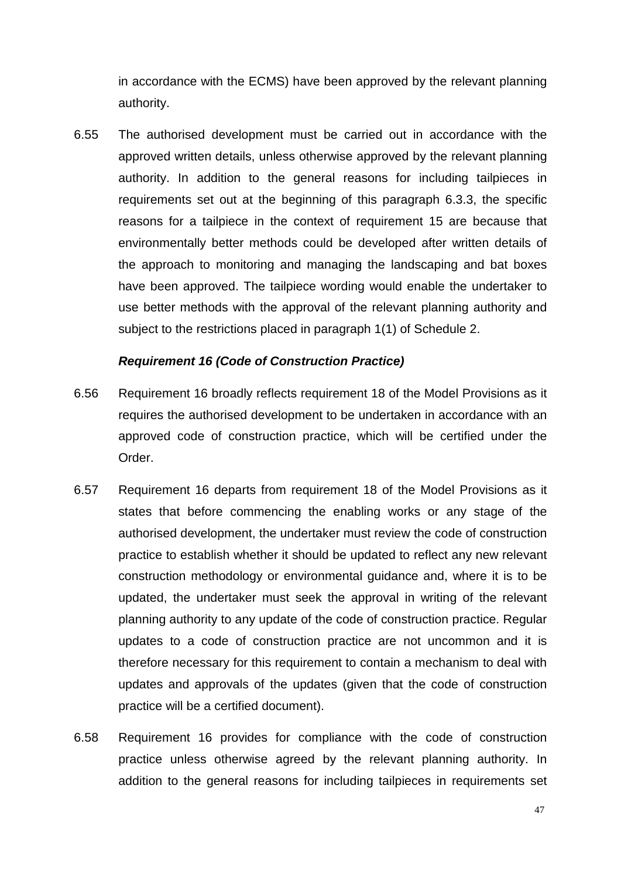in accordance with the ECMS) have been approved by the relevant planning authority.

6.55 The authorised development must be carried out in accordance with the approved written details, unless otherwise approved by the relevant planning authority. In addition to the general reasons for including tailpieces in requirements set out at the beginning of this paragraph 6.3.3, the specific reasons for a tailpiece in the context of requirement 15 are because that environmentally better methods could be developed after written details of the approach to monitoring and managing the landscaping and bat boxes have been approved. The tailpiece wording would enable the undertaker to use better methods with the approval of the relevant planning authority and subject to the restrictions placed in paragraph 1(1) of Schedule 2.

***Requirement 16 (Code of Construction Practice)***

6.56 Requirement 16 broadly reflects requirement 18 of the Model Provisions as it requires the authorised development to be undertaken in accordance with an approved code of construction practice, which will be certified under the Order.

6.57 Requirement 16 departs from requirement 18 of the Model Provisions as it states that before commencing the enabling works or any stage of the authorised development, the undertaker must review the code of construction practice to establish whether it should be updated to reflect any new relevant construction methodology or environmental guidance and, where it is to be updated, the undertaker must seek the approval in writing of the relevant planning authority to any update of the code of construction practice. Regular updates to a code of construction practice are not uncommon and it is therefore necessary for this requirement to contain a mechanism to deal with updates and approvals of the updates (given that the code of construction practice will be a certified document).

6.58 Requirement 16 provides for compliance with the code of construction practice unless otherwise agreed by the relevant planning authority. In addition to the general reasons for including tailpieces in requirements set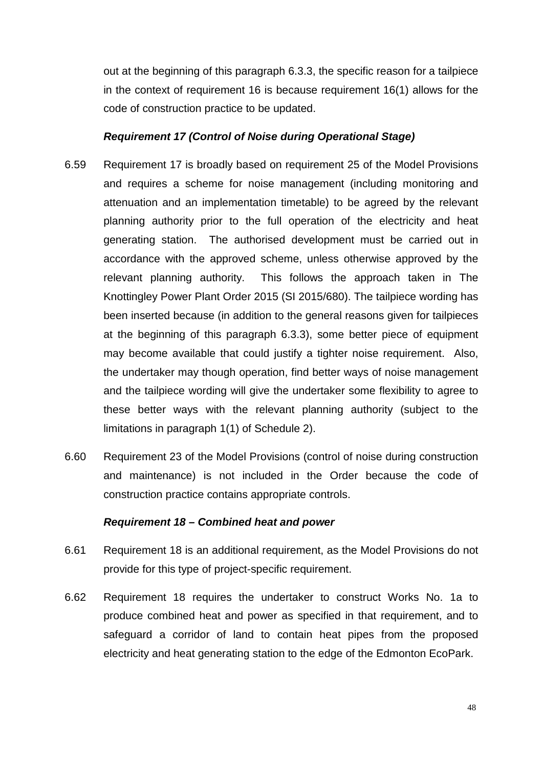out at the beginning of this paragraph 6.3.3, the specific reason for a tailpiece in the context of requirement 16 is because requirement 16(1) allows for the code of construction practice to be updated.

***Requirement 17 (Control of Noise during Operational Stage)***

6.59 Requirement 17 is broadly based on requirement 25 of the Model Provisions and requires a scheme for noise management (including monitoring and attenuation and an implementation timetable) to be agreed by the relevant planning authority prior to the full operation of the electricity and heat generating station. The authorised development must be carried out in accordance with the approved scheme, unless otherwise approved by the relevant planning authority. This follows the approach taken in The Knottingley Power Plant Order 2015 (SI 2015/680). The tailpiece wording has been inserted because (in addition to the general reasons given for tailpieces at the beginning of this paragraph 6.3.3), some better piece of equipment may become available that could justify a tighter noise requirement. Also, the undertaker may though operation, find better ways of noise management and the tailpiece wording will give the undertaker some flexibility to agree to these better ways with the relevant planning authority (subject to the limitations in paragraph 1(1) of Schedule 2).

6.60 Requirement 23 of the Model Provisions (control of noise during construction and maintenance) is not included in the Order because the code of construction practice contains appropriate controls.

***Requirement 18 – Combined heat and power***

6.61 Requirement 18 is an additional requirement, as the Model Provisions do not provide for this type of project-specific requirement.

6.62 Requirement 18 requires the undertaker to construct Works No. 1a to produce combined heat and power as specified in that requirement, and to safeguard a corridor of land to contain heat pipes from the proposed electricity and heat generating station to the edge of the Edmonton EcoPark.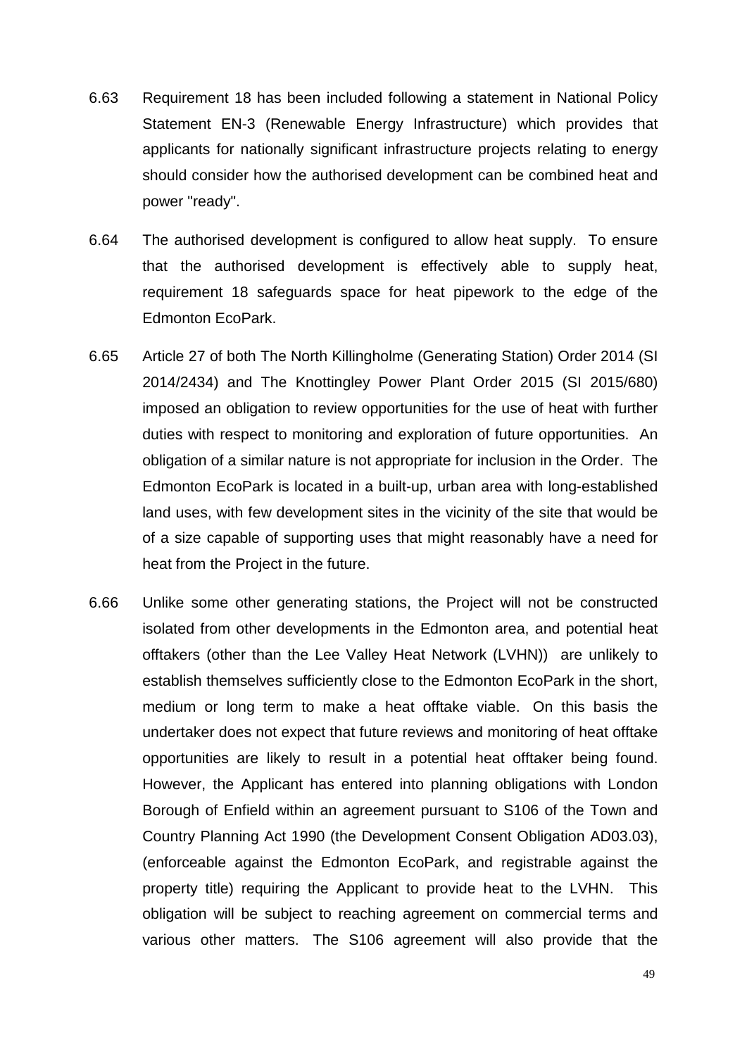6.63 Requirement 18 has been included following a statement in National Policy Statement EN-3 (Renewable Energy Infrastructure) which provides that applicants for nationally significant infrastructure projects relating to energy should consider how the authorised development can be combined heat and power "ready".

6.64 The authorised development is configured to allow heat supply. To ensure that the authorised development is effectively able to supply heat, requirement 18 safeguards space for heat pipework to the edge of the Edmonton EcoPark.

6.65 Article 27 of both The North Killingholme (Generating Station) Order 2014 (SI 2014/2434) and The Knottingley Power Plant Order 2015 (SI 2015/680) imposed an obligation to review opportunities for the use of heat with further duties with respect to monitoring and exploration of future opportunities. An obligation of a similar nature is not appropriate for inclusion in the Order. The Edmonton EcoPark is located in a built-up, urban area with long-established land uses, with few development sites in the vicinity of the site that would be of a size capable of supporting uses that might reasonably have a need for heat from the Project in the future.

6.66 Unlike some other generating stations, the Project will not be constructed isolated from other developments in the Edmonton area, and potential heat offtakers (other than the Lee Valley Heat Network (LVHN)) are unlikely to establish themselves sufficiently close to the Edmonton EcoPark in the short, medium or long term to make a heat offtake viable. On this basis the undertaker does not expect that future reviews and monitoring of heat offtake opportunities are likely to result in a potential heat offtaker being found. However, the Applicant has entered into planning obligations with London Borough of Enfield within an agreement pursuant to S106 of the Town and Country Planning Act 1990 (the Development Consent Obligation AD03.03), (enforceable against the Edmonton EcoPark, and registrable against the property title) requiring the Applicant to provide heat to the LVHN. This obligation will be subject to reaching agreement on commercial terms and various other matters. The S106 agreement will also provide that the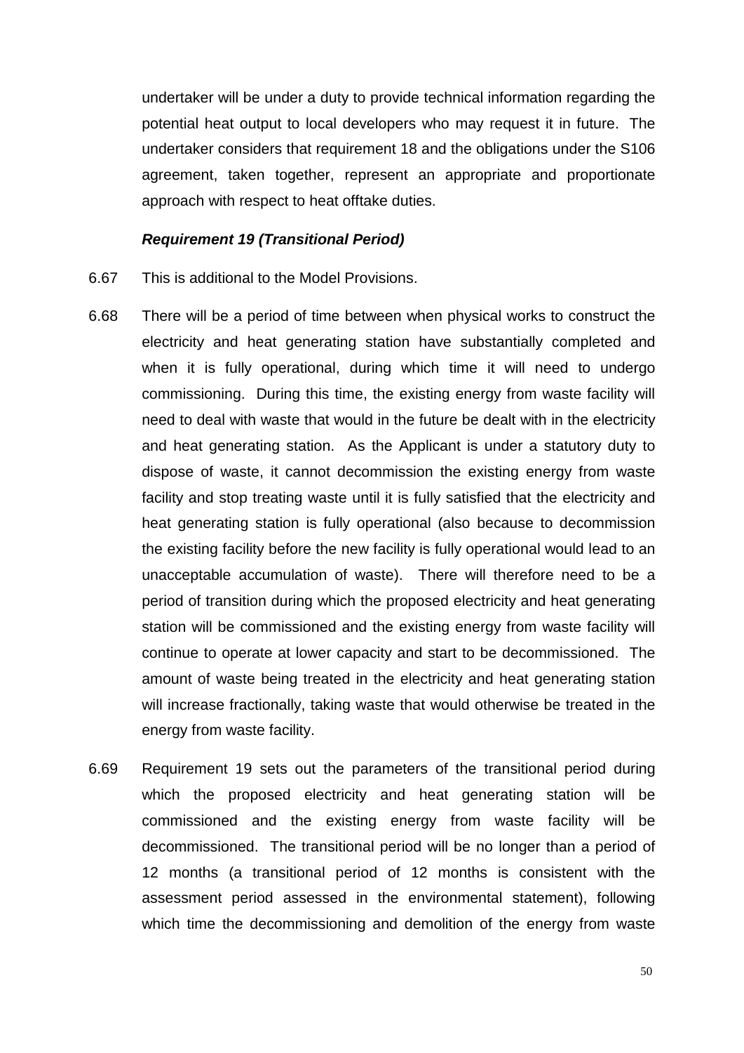undertaker will be under a duty to provide technical information regarding the potential heat output to local developers who may request it in future. The undertaker considers that requirement 18 and the obligations under the S106 agreement, taken together, represent an appropriate and proportionate approach with respect to heat offtake duties.

***Requirement 19 (Transitional Period)***

6.67 This is additional to the Model Provisions.

6.68 There will be a period of time between when physical works to construct the electricity and heat generating station have substantially completed and when it is fully operational, during which time it will need to undergo commissioning. During this time, the existing energy from waste facility will need to deal with waste that would in the future be dealt with in the electricity and heat generating station. As the Applicant is under a statutory duty to dispose of waste, it cannot decommission the existing energy from waste facility and stop treating waste until it is fully satisfied that the electricity and heat generating station is fully operational (also because to decommission the existing facility before the new facility is fully operational would lead to an unacceptable accumulation of waste). There will therefore need to be a period of transition during which the proposed electricity and heat generating station will be commissioned and the existing energy from waste facility will continue to operate at lower capacity and start to be decommissioned. The amount of waste being treated in the electricity and heat generating station will increase fractionally, taking waste that would otherwise be treated in the energy from waste facility.

6.69 Requirement 19 sets out the parameters of the transitional period during which the proposed electricity and heat generating station will be commissioned and the existing energy from waste facility will be decommissioned. The transitional period will be no longer than a period of 12 months (a transitional period of 12 months is consistent with the assessment period assessed in the environmental statement), following which time the decommissioning and demolition of the energy from waste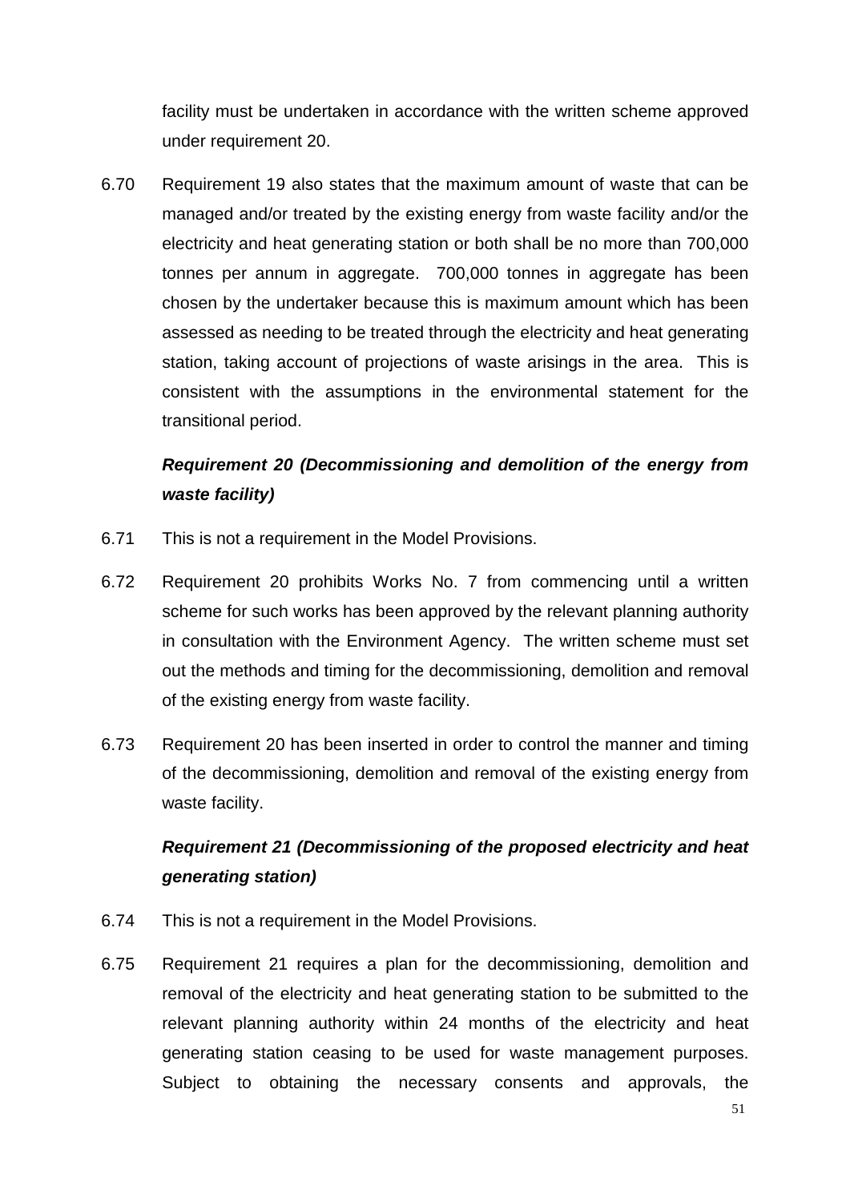facility must be undertaken in accordance with the written scheme approved under requirement 20.

6.70 Requirement 19 also states that the maximum amount of waste that can be managed and/or treated by the existing energy from waste facility and/or the electricity and heat generating station or both shall be no more than 700,000 tonnes per annum in aggregate. 700,000 tonnes in aggregate has been chosen by the undertaker because this is maximum amount which has been assessed as needing to be treated through the electricity and heat generating station, taking account of projections of waste arisings in the area. This is consistent with the assumptions in the environmental statement for the transitional period.

***Requirement 20 (Decommissioning and demolition of the energy from waste facility)***

6.71 This is not a requirement in the Model Provisions.

6.72 Requirement 20 prohibits Works No. 7 from commencing until a written scheme for such works has been approved by the relevant planning authority in consultation with the Environment Agency. The written scheme must set out the methods and timing for the decommissioning, demolition and removal of the existing energy from waste facility.

6.73 Requirement 20 has been inserted in order to control the manner and timing of the decommissioning, demolition and removal of the existing energy from waste facility.

***Requirement 21 (Decommissioning of the proposed electricity and heat generating station)***

6.74 This is not a requirement in the Model Provisions.

6.75 Requirement 21 requires a plan for the decommissioning, demolition and removal of the electricity and heat generating station to be submitted to the relevant planning authority within 24 months of the electricity and heat generating station ceasing to be used for waste management purposes. Subject to obtaining the necessary consents and approvals, the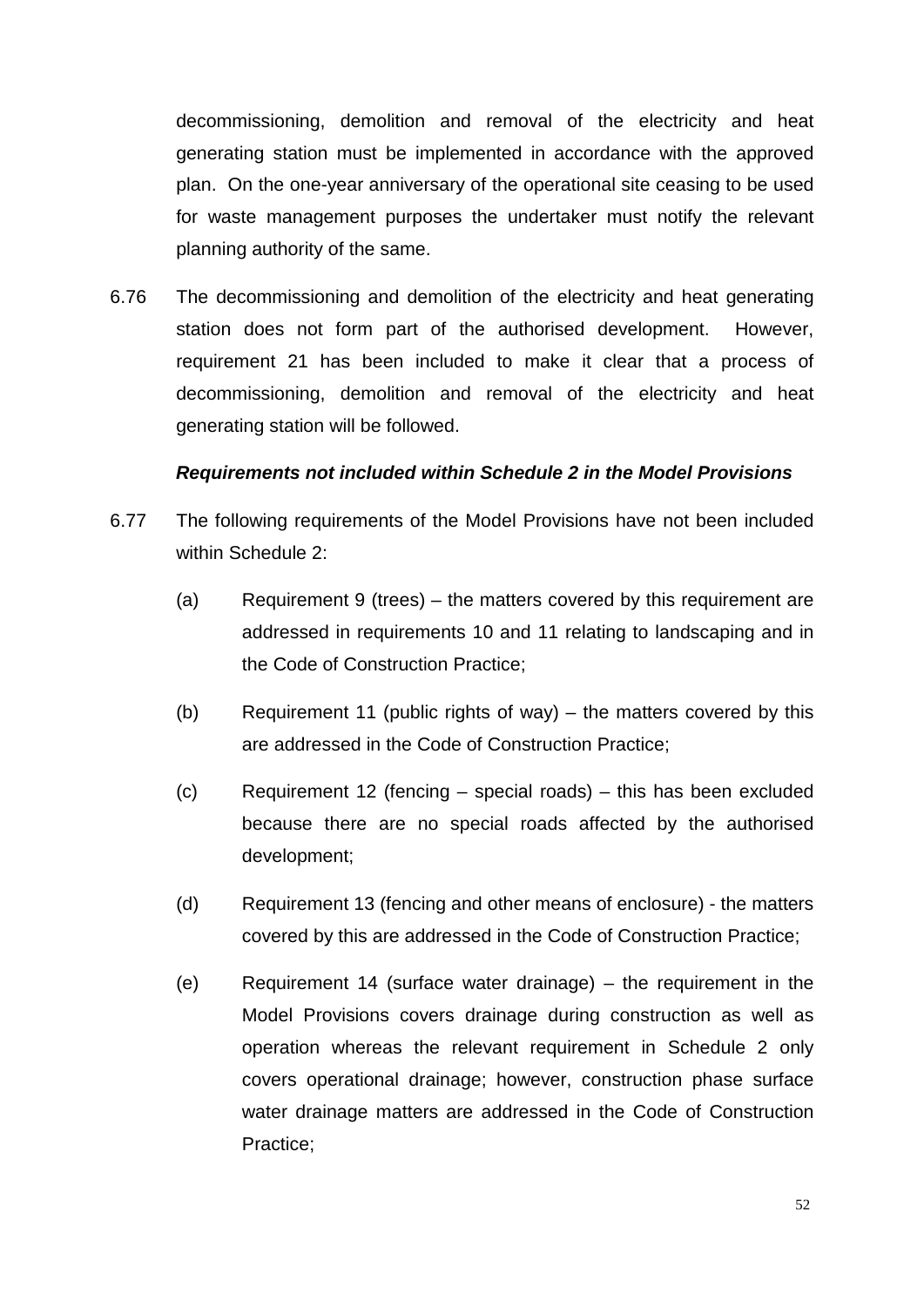decommissioning, demolition and removal of the electricity and heat generating station must be implemented in accordance with the approved plan. On the one-year anniversary of the operational site ceasing to be used for waste management purposes the undertaker must notify the relevant planning authority of the same.

6.76 The decommissioning and demolition of the electricity and heat generating station does not form part of the authorised development. However, requirement 21 has been included to make it clear that a process of decommissioning, demolition and removal of the electricity and heat generating station will be followed.

***Requirements not included within Schedule 2 in the Model Provisions***

6.77 The following requirements of the Model Provisions have not been included within Schedule 2:

(a) Requirement 9 (trees) – the matters covered by this requirement are addressed in requirements 10 and 11 relating to landscaping and in the Code of Construction Practice;

(b) Requirement 11 (public rights of way) – the matters covered by this are addressed in the Code of Construction Practice;

(c) Requirement 12 (fencing – special roads) – this has been excluded because there are no special roads affected by the authorised development;

(d) Requirement 13 (fencing and other means of enclosure) - the matters covered by this are addressed in the Code of Construction Practice;

(e) Requirement 14 (surface water drainage) – the requirement in the Model Provisions covers drainage during construction as well as operation whereas the relevant requirement in Schedule 2 only covers operational drainage; however, construction phase surface water drainage matters are addressed in the Code of Construction Practice;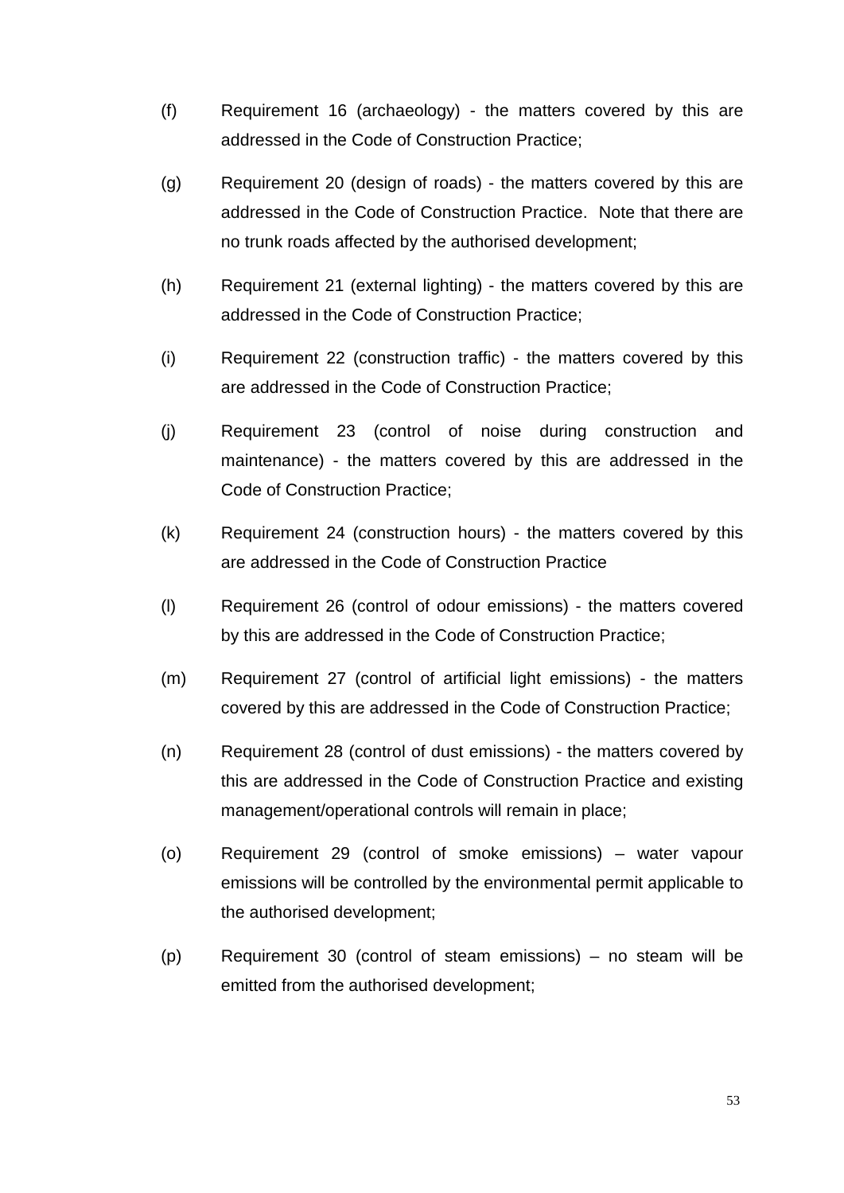(f) Requirement 16 (archaeology) - the matters covered by this are addressed in the Code of Construction Practice;

(g) Requirement 20 (design of roads) - the matters covered by this are addressed in the Code of Construction Practice. Note that there are no trunk roads affected by the authorised development;

(h) Requirement 21 (external lighting) - the matters covered by this are addressed in the Code of Construction Practice;

(i) Requirement 22 (construction traffic) - the matters covered by this are addressed in the Code of Construction Practice;

(j) Requirement 23 (control of noise during construction and maintenance) - the matters covered by this are addressed in the Code of Construction Practice;

(k) Requirement 24 (construction hours) - the matters covered by this are addressed in the Code of Construction Practice

(l) Requirement 26 (control of odour emissions) - the matters covered by this are addressed in the Code of Construction Practice;

(m) Requirement 27 (control of artificial light emissions) - the matters covered by this are addressed in the Code of Construction Practice;

(n) Requirement 28 (control of dust emissions) - the matters covered by this are addressed in the Code of Construction Practice and existing management/operational controls will remain in place;

(o) Requirement 29 (control of smoke emissions) – water vapour emissions will be controlled by the environmental permit applicable to the authorised development;

(p) Requirement 30 (control of steam emissions) – no steam will be emitted from the authorised development;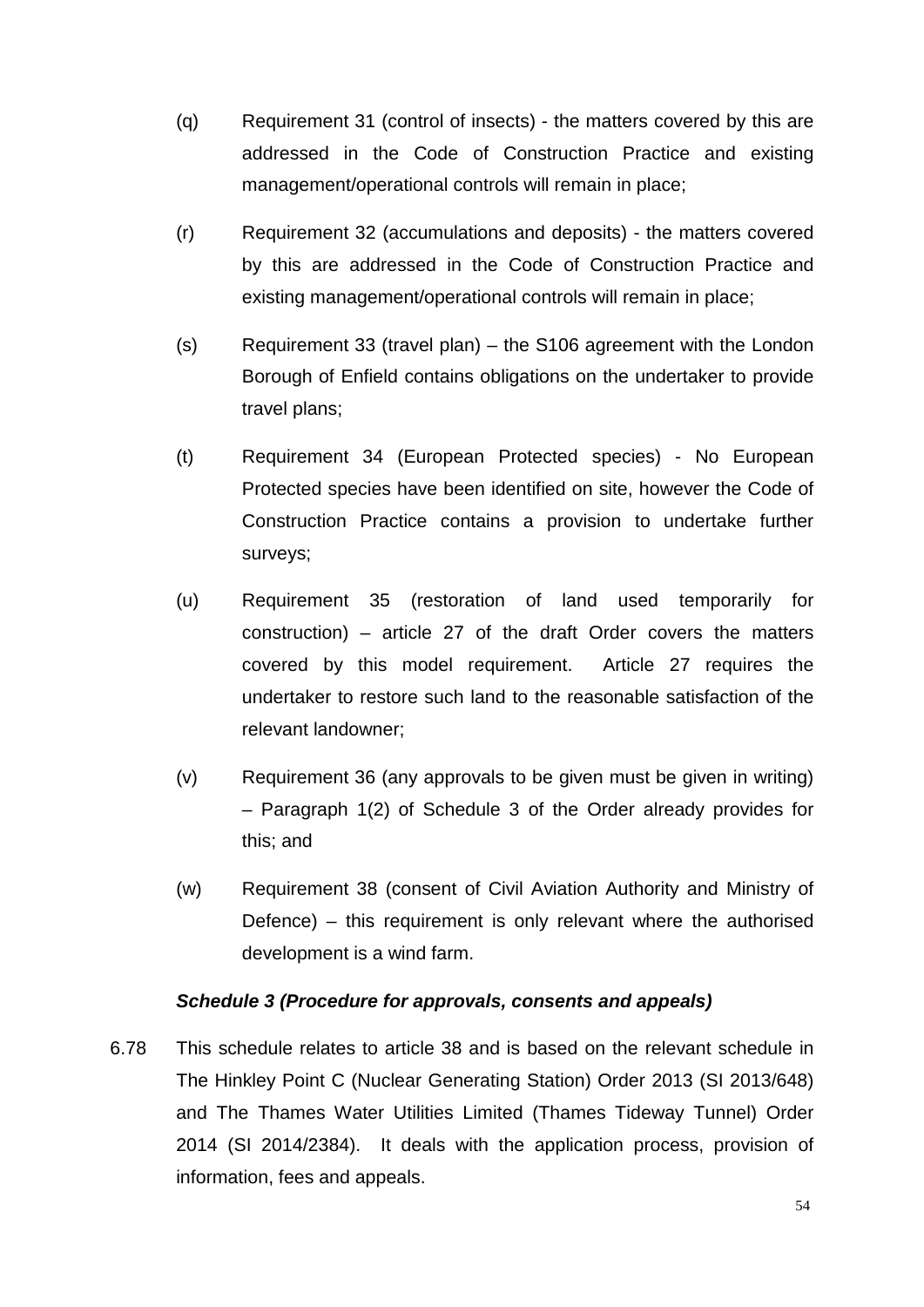(q) Requirement 31 (control of insects) - the matters covered by this are addressed in the Code of Construction Practice and existing management/operational controls will remain in place;

(r) Requirement 32 (accumulations and deposits) - the matters covered by this are addressed in the Code of Construction Practice and existing management/operational controls will remain in place;

(s) Requirement 33 (travel plan) – the S106 agreement with the London Borough of Enfield contains obligations on the undertaker to provide travel plans;

(t) Requirement 34 (European Protected species) - No European Protected species have been identified on site, however the Code of Construction Practice contains a provision to undertake further surveys;

(u) Requirement 35 (restoration of land used temporarily for construction) – article 27 of the draft Order covers the matters covered by this model requirement. Article 27 requires the undertaker to restore such land to the reasonable satisfaction of the relevant landowner;

(v) Requirement 36 (any approvals to be given must be given in writing) – Paragraph 1(2) of Schedule 3 of the Order already provides for this; and

(w) Requirement 38 (consent of Civil Aviation Authority and Ministry of Defence) – this requirement is only relevant where the authorised development is a wind farm.

***Schedule 3 (Procedure for approvals, consents and appeals)***

6.78 This schedule relates to article 38 and is based on the relevant schedule in The Hinkley Point C (Nuclear Generating Station) Order 2013 (SI 2013/648) and The Thames Water Utilities Limited (Thames Tideway Tunnel) Order 2014 (SI 2014/2384). It deals with the application process, provision of information, fees and appeals.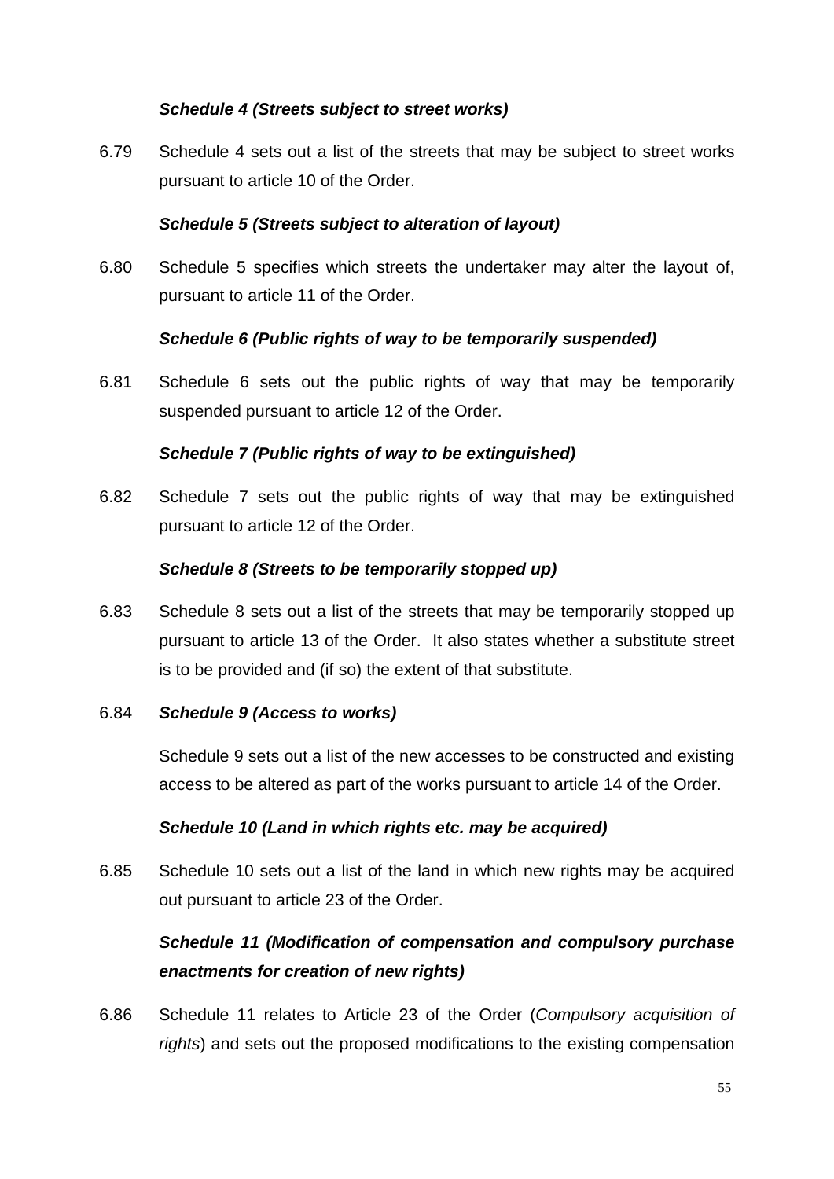***Schedule 4 (Streets subject to street works)***

6.79 Schedule 4 sets out a list of the streets that may be subject to street works pursuant to article 10 of the Order.

***Schedule 5 (Streets subject to alteration of layout)***

6.80 Schedule 5 specifies which streets the undertaker may alter the layout of, pursuant to article 11 of the Order.

***Schedule 6 (Public rights of way to be temporarily suspended)***

6.81 Schedule 6 sets out the public rights of way that may be temporarily suspended pursuant to article 12 of the Order.

***Schedule 7 (Public rights of way to be extinguished)***

6.82 Schedule 7 sets out the public rights of way that may be extinguished pursuant to article 12 of the Order.

***Schedule 8 (Streets to be temporarily stopped up)***

6.83 Schedule 8 sets out a list of the streets that may be temporarily stopped up pursuant to article 13 of the Order. It also states whether a substitute street is to be provided and (if so) the extent of that substitute.

6.84 ***Schedule 9 (Access to works)***

Schedule 9 sets out a list of the new accesses to be constructed and existing access to be altered as part of the works pursuant to article 14 of the Order.

***Schedule 10 (Land in which rights etc. may be acquired)***

6.85 Schedule 10 sets out a list of the land in which new rights may be acquired out pursuant to article 23 of the Order.

***Schedule 11 (Modification of compensation and compulsory purchase enactments for creation of new rights)***

6.86 Schedule 11 relates to Article 23 of the Order (*Compulsory acquisition of rights*) and sets out the proposed modifications to the existing compensation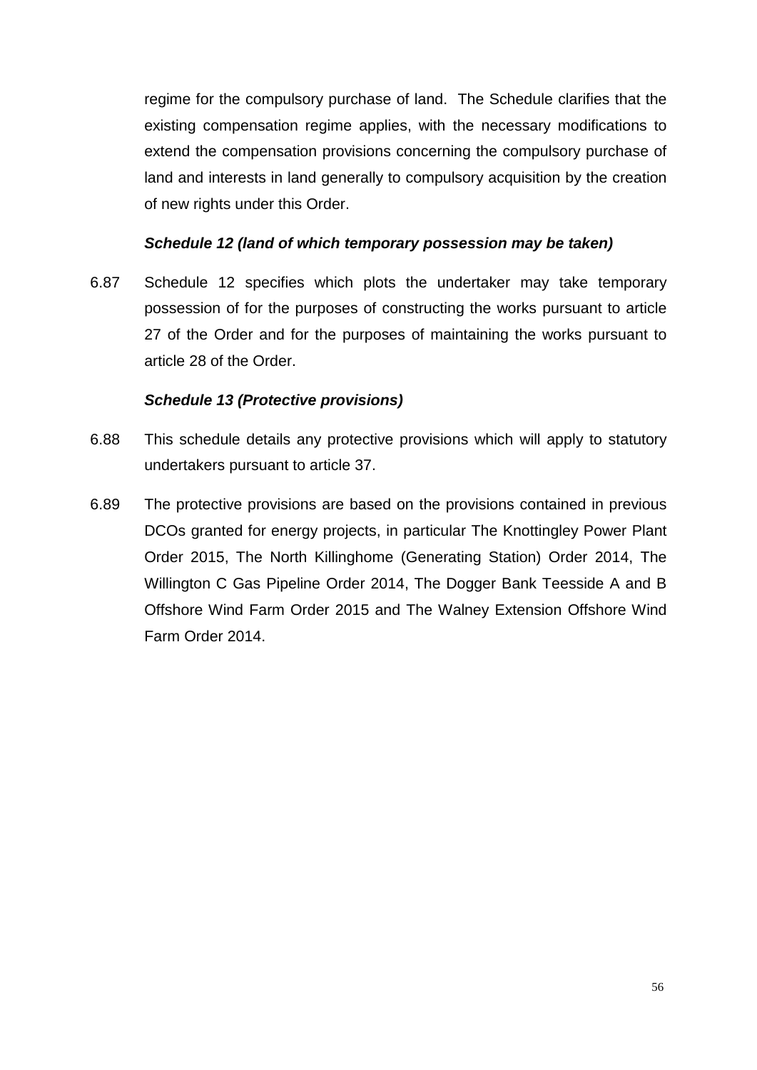regime for the compulsory purchase of land. The Schedule clarifies that the existing compensation regime applies, with the necessary modifications to extend the compensation provisions concerning the compulsory purchase of land and interests in land generally to compulsory acquisition by the creation of new rights under this Order.

***Schedule 12 (land of which temporary possession may be taken)***

6.87 Schedule 12 specifies which plots the undertaker may take temporary possession of for the purposes of constructing the works pursuant to article 27 of the Order and for the purposes of maintaining the works pursuant to article 28 of the Order.

***Schedule 13 (Protective provisions)***

6.88 This schedule details any protective provisions which will apply to statutory undertakers pursuant to article 37.

6.89 The protective provisions are based on the provisions contained in previous DCOs granted for energy projects, in particular The Knottingley Power Plant Order 2015, The North Killinghome (Generating Station) Order 2014, The Willington C Gas Pipeline Order 2014, The Dogger Bank Teesside A and B Offshore Wind Farm Order 2015 and The Walney Extension Offshore Wind Farm Order 2014.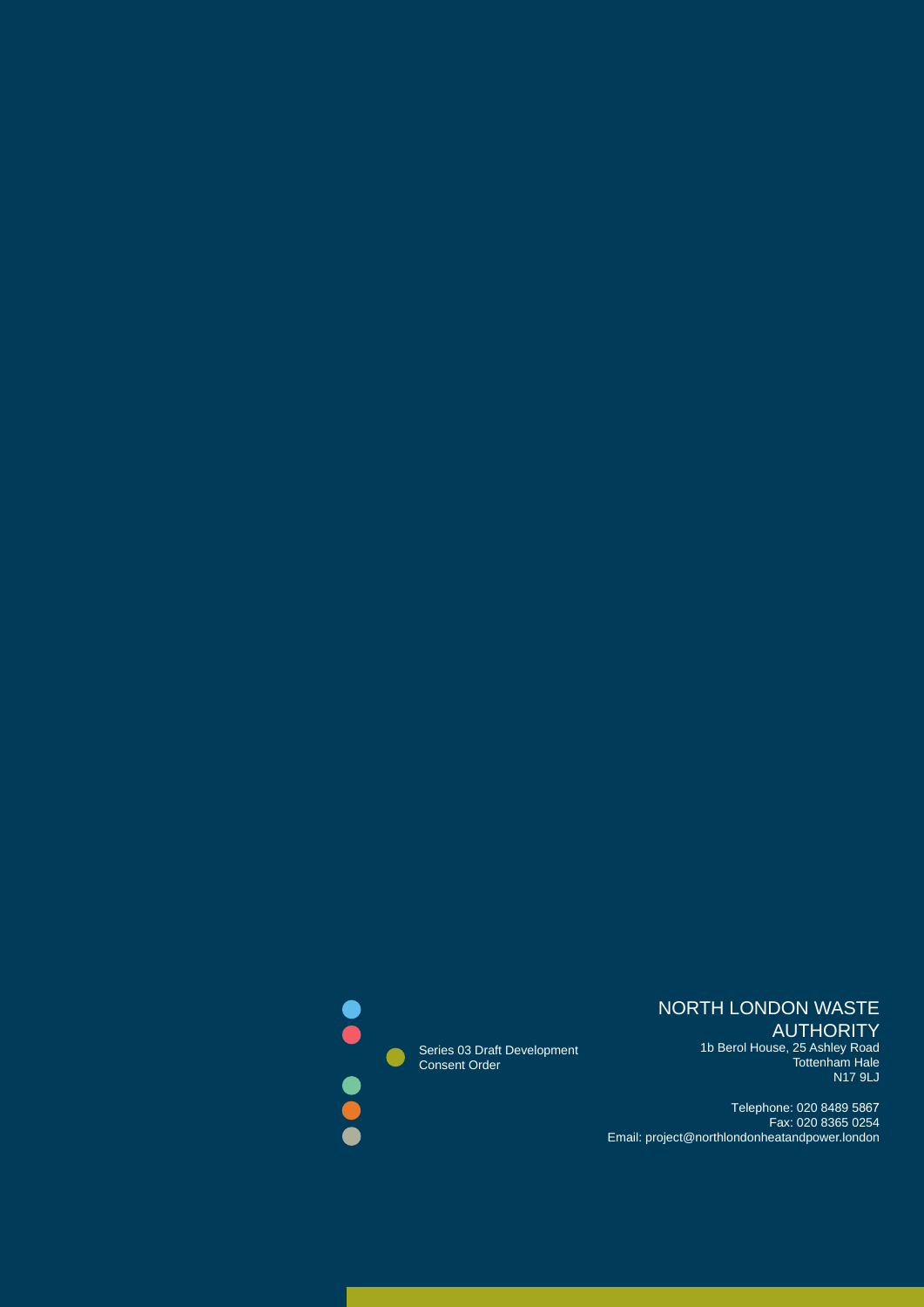Series 03 Draft Development Consent Order

NORTH LONDON WASTE AUTHORITY

1b Berol House, 25 Ashley Road
Tottenham Hale
N17 9LJ

Telephone: 020 8489 5867
Fax: 020 8365 0254
Email: project@northlondonheatandpower.london